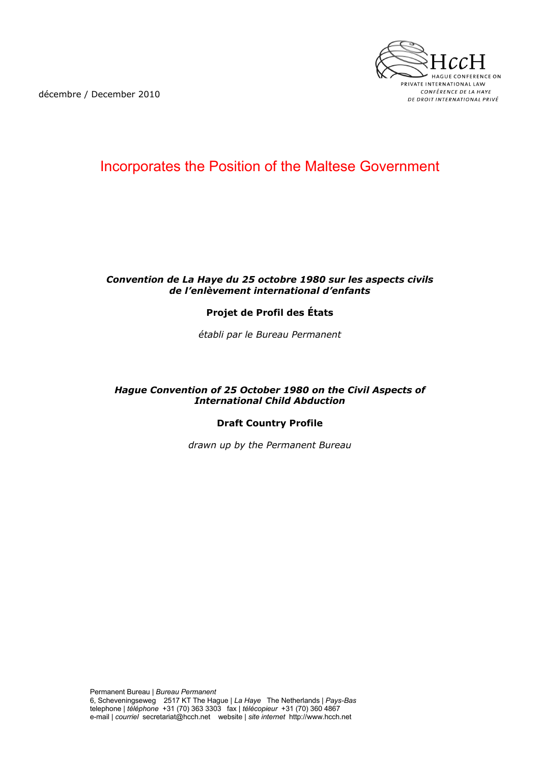décembre / December 2010

HccH
HAGUE CONFERENCE ON PRIVATE INTERNATIONAL LAW
CONFÉRENCE DE LA HAYE DE DROIT INTERNATIONAL PRIVÉ

# Incorporates the Position of the Maltese Government

***Convention de La Haye du 25 octobre 1980 sur les aspects civils de l'enlèvement international d'enfants***

**Projet de Profil des États**

*établi par le Bureau Permanent*

***Hague Convention of 25 October 1980 on the Civil Aspects of International Child Abduction***

**Draft Country Profile**

*drawn up by the Permanent Bureau*

Permanent Bureau | *Bureau Permanent*
6, Scheveningseweg 2517 KT The Hague | *La Haye* The Netherlands | *Pays-Bas*
telephone | *téléphone* +31 (70) 363 3303 fax | *télécopieur* +31 (70) 360 4867
e-mail | *courriel* secretariat@hcch.net website | *site internet* http://www.hcch.net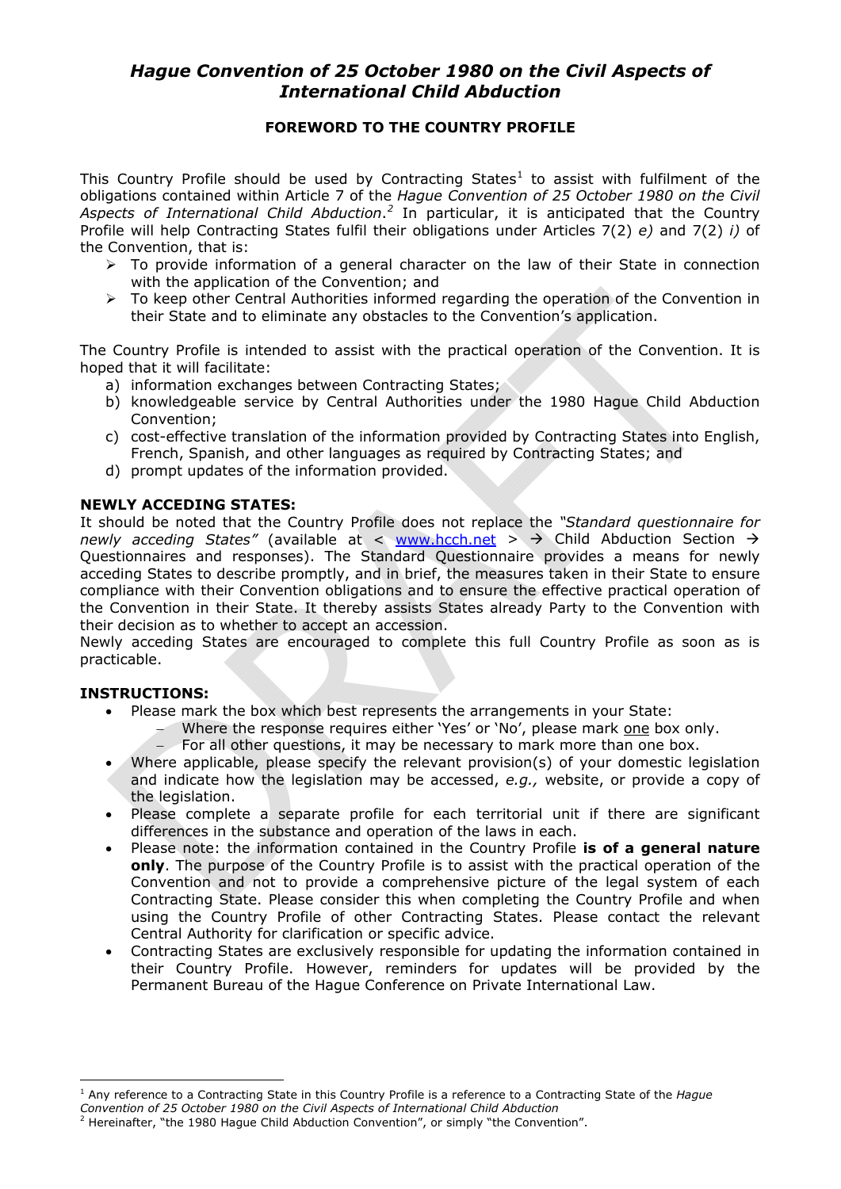# *Hague Convention of 25 October 1980 on the Civil Aspects of International Child Abduction*

**FOREWORD TO THE COUNTRY PROFILE**

This Country Profile should be used by Contracting States[1] to assist with fulfilment of the obligations contained within Article 7 of the *Hague Convention of 25 October 1980 on the Civil Aspects of International Child Abduction*.[2] In particular, it is anticipated that the Country Profile will help Contracting States fulfil their obligations under Articles 7(2) *e)* and 7(2) *i)* of the Convention, that is:

- To provide information of a general character on the law of their State in connection with the application of the Convention; and
- To keep other Central Authorities informed regarding the operation of the Convention in their State and to eliminate any obstacles to the Convention's application.

The Country Profile is intended to assist with the practical operation of the Convention. It is hoped that it will facilitate:

a) information exchanges between Contracting States;
b) knowledgeable service by Central Authorities under the 1980 Hague Child Abduction Convention;
c) cost-effective translation of the information provided by Contracting States into English, French, Spanish, and other languages as required by Contracting States; and
d) prompt updates of the information provided.

**NEWLY ACCEDING STATES:**

It should be noted that the Country Profile does not replace the *"Standard questionnaire for newly acceding States"* (available at < www.hcch.net > → Child Abduction Section → Questionnaires and responses). The Standard Questionnaire provides a means for newly acceding States to describe promptly, and in brief, the measures taken in their State to ensure compliance with their Convention obligations and to ensure the effective practical operation of the Convention in their State. It thereby assists States already Party to the Convention with their decision as to whether to accept an accession.

Newly acceding States are encouraged to complete this full Country Profile as soon as is practicable.

**INSTRUCTIONS:**

- Please mark the box which best represents the arrangements in your State:
  - Where the response requires either 'Yes' or 'No', please mark one box only.
  - For all other questions, it may be necessary to mark more than one box.
- Where applicable, please specify the relevant provision(s) of your domestic legislation and indicate how the legislation may be accessed, *e.g.,* website, or provide a copy of the legislation.
- Please complete a separate profile for each territorial unit if there are significant differences in the substance and operation of the laws in each.
- Please note: the information contained in the Country Profile **is of a general nature only**. The purpose of the Country Profile is to assist with the practical operation of the Convention and not to provide a comprehensive picture of the legal system of each Contracting State. Please consider this when completing the Country Profile and when using the Country Profile of other Contracting States. Please contact the relevant Central Authority for clarification or specific advice.
- Contracting States are exclusively responsible for updating the information contained in their Country Profile. However, reminders for updates will be provided by the Permanent Bureau of the Hague Conference on Private International Law.

---

[1] Any reference to a Contracting State in this Country Profile is a reference to a Contracting State of the *Hague Convention of 25 October 1980 on the Civil Aspects of International Child Abduction*

[2] Hereinafter, "the 1980 Hague Child Abduction Convention", or simply "the Convention".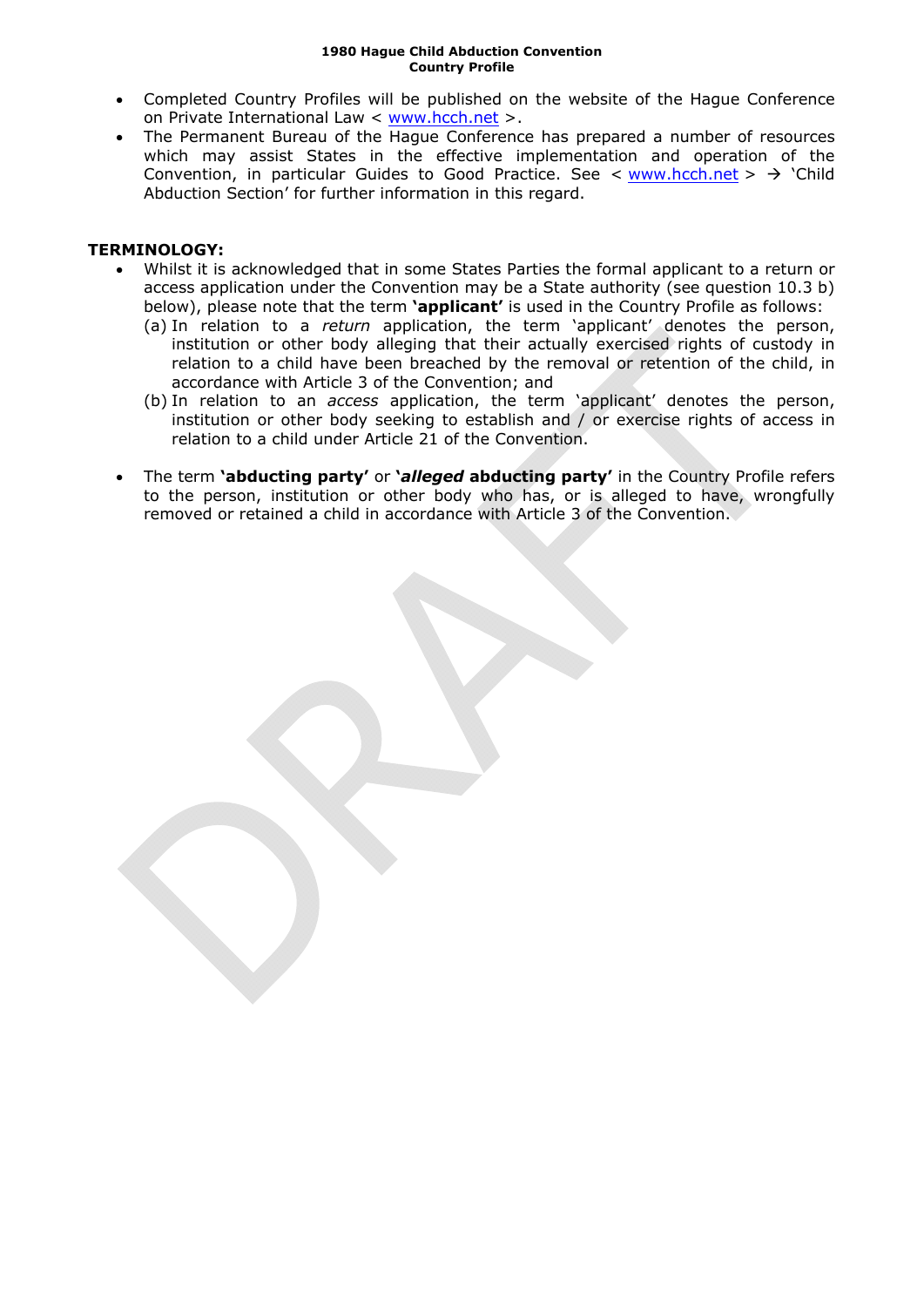- Completed Country Profiles will be published on the website of the Hague Conference on Private International Law < www.hcch.net >.
- The Permanent Bureau of the Hague Conference has prepared a number of resources which may assist States in the effective implementation and operation of the Convention, in particular Guides to Good Practice. See < www.hcch.net > → 'Child Abduction Section' for further information in this regard.

**TERMINOLOGY:**

- Whilst it is acknowledged that in some States Parties the formal applicant to a return or access application under the Convention may be a State authority (see question 10.3 b) below), please note that the term **'applicant'** is used in the Country Profile as follows:
  (a) In relation to a *return* application, the term 'applicant' denotes the person, institution or other body alleging that their actually exercised rights of custody in relation to a child have been breached by the removal or retention of the child, in accordance with Article 3 of the Convention; and
  (b) In relation to an *access* application, the term 'applicant' denotes the person, institution or other body seeking to establish and / or exercise rights of access in relation to a child under Article 21 of the Convention.

- The term **'abducting party'** or **'*alleged* abducting party'** in the Country Profile refers to the person, institution or other body who has, or is alleged to have, wrongfully removed or retained a child in accordance with Article 3 of the Convention.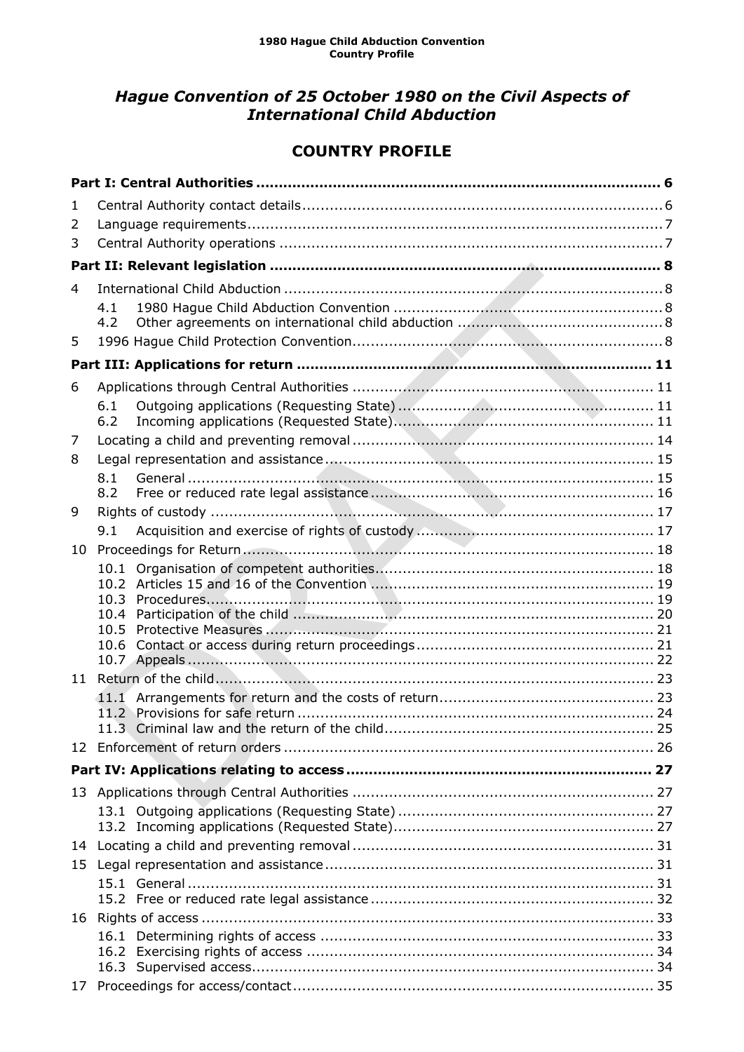# *Hague Convention of 25 October 1980 on the Civil Aspects of International Child Abduction*

## COUNTRY PROFILE

**Part I: Central Authorities ........................................................................................ 6**

1 Central Authority contact details ............................................................................. 6
2 Language requirements ......................................................................................... 7
3 Central Authority operations ................................................................................... 7

**Part II: Relevant legislation ...................................................................................... 8**

4 International Child Abduction .................................................................................. 8
- 4.1 1980 Hague Child Abduction Convention ......................................................... 8
- 4.2 Other agreements on international child abduction ........................................... 8

5 1996 Hague Child Protection Convention ................................................................... 8

**Part III: Applications for return ............................................................................... 11**

6 Applications through Central Authorities .................................................................. 11
- 6.1 Outgoing applications (Requesting State) ....................................................... 11
- 6.2 Incoming applications (Requested State) ........................................................ 11

7 Locating a child and preventing removal ................................................................. 14
8 Legal representation and assistance ....................................................................... 15
- 8.1 General ...................................................................................................... 15
- 8.2 Free or reduced rate legal assistance ............................................................. 16

9 Rights of custody ................................................................................................. 17
- 9.1 Acquisition and exercise of rights of custody ................................................... 17

10 Proceedings for Return ......................................................................................... 18
- 10.1 Organisation of competent authorities ............................................................ 18
- 10.2 Articles 15 and 16 of the Convention ............................................................. 19
- 10.3 Procedures ................................................................................................. 19
- 10.4 Participation of the child .............................................................................. 20
- 10.5 Protective Measures .................................................................................... 21
- 10.6 Contact or access during return proceedings ................................................... 21
- 10.7 Appeals ...................................................................................................... 22

11 Return of the child ............................................................................................... 23
- 11.1 Arrangements for return and the costs of return .............................................. 23
- 11.2 Provisions for safe return ............................................................................. 24
- 11.3 Criminal law and the return of the child .......................................................... 25

12 Enforcement of return orders ................................................................................ 26

**Part IV: Applications relating to access ................................................................... 27**

13 Applications through Central Authorities ................................................................. 27
- 13.1 Outgoing applications (Requesting State) ....................................................... 27
- 13.2 Incoming applications (Requested State) ........................................................ 27

14 Locating a child and preventing removal ................................................................. 31
15 Legal representation and assistance ....................................................................... 31
- 15.1 General ...................................................................................................... 31
- 15.2 Free or reduced rate legal assistance ............................................................. 32

16 Rights of access .................................................................................................. 33
- 16.1 Determining rights of access ........................................................................ 33
- 16.2 Exercising rights of access ........................................................................... 34
- 16.3 Supervised access ....................................................................................... 34

17 Proceedings for access/contact .............................................................................. 35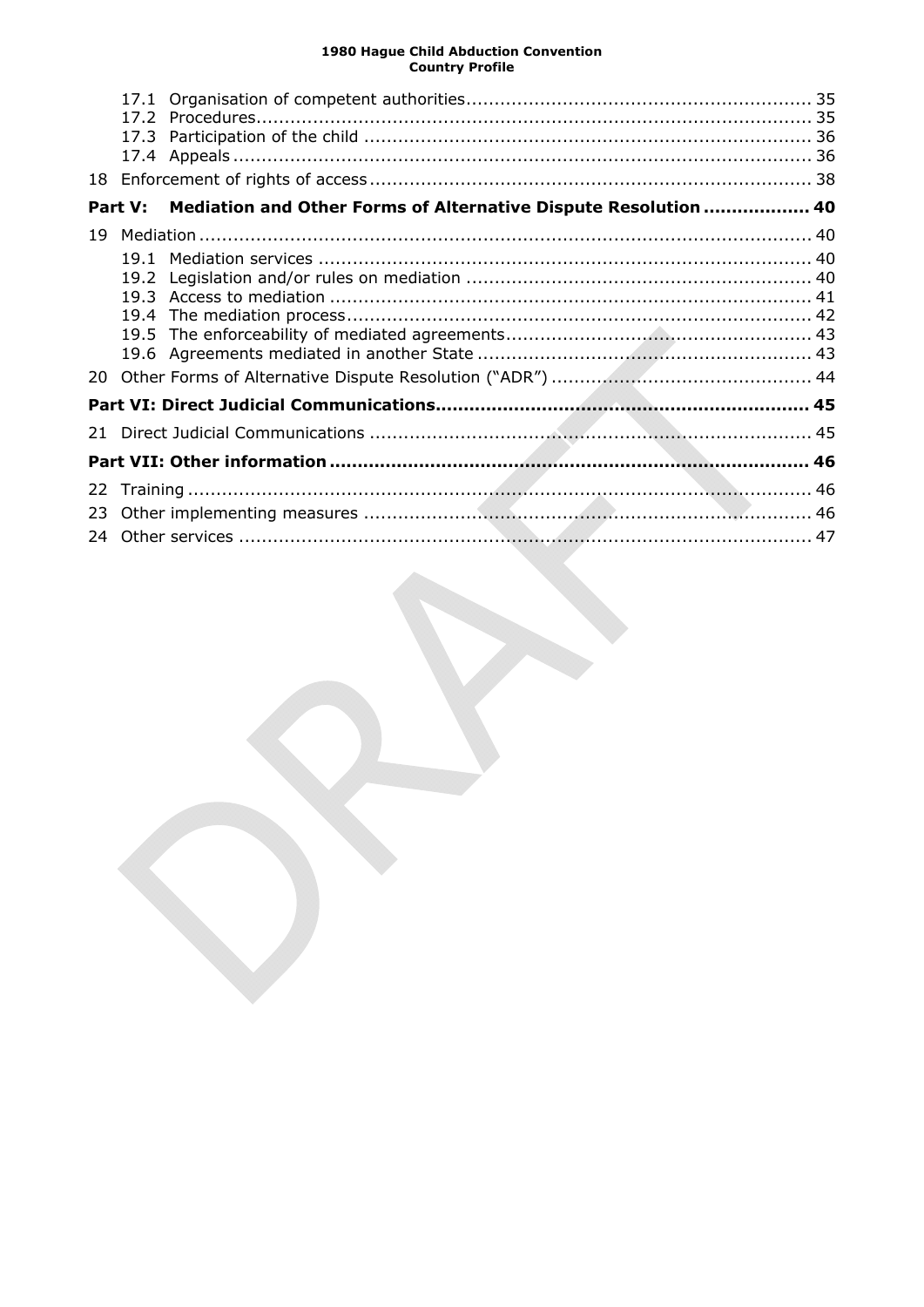17.1 Organisation of competent authorities ........................................................... 35
17.2 Procedures ................................................................................................. 35
17.3 Participation of the child ............................................................................. 36
17.4 Appeals ...................................................................................................... 36

18 Enforcement of rights of access ............................................................................. 38

**Part V: Mediation and Other Forms of Alternative Dispute Resolution .................. 40**

19 Mediation ........................................................................................................... 40

19.1 Mediation services ...................................................................................... 40
19.2 Legislation and/or rules on mediation ............................................................ 40
19.3 Access to mediation .................................................................................... 41
19.4 The mediation process ................................................................................. 42
19.5 The enforceability of mediated agreements ..................................................... 43
19.6 Agreements mediated in another State .......................................................... 43

20 Other Forms of Alternative Dispute Resolution ("ADR") ............................................. 44

**Part VI: Direct Judicial Communications ................................................................. 45**

21 Direct Judicial Communications ............................................................................. 45

**Part VII: Other information .................................................................................... 46**

22 Training ............................................................................................................. 46
23 Other implementing measures .............................................................................. 46
24 Other services .................................................................................................... 47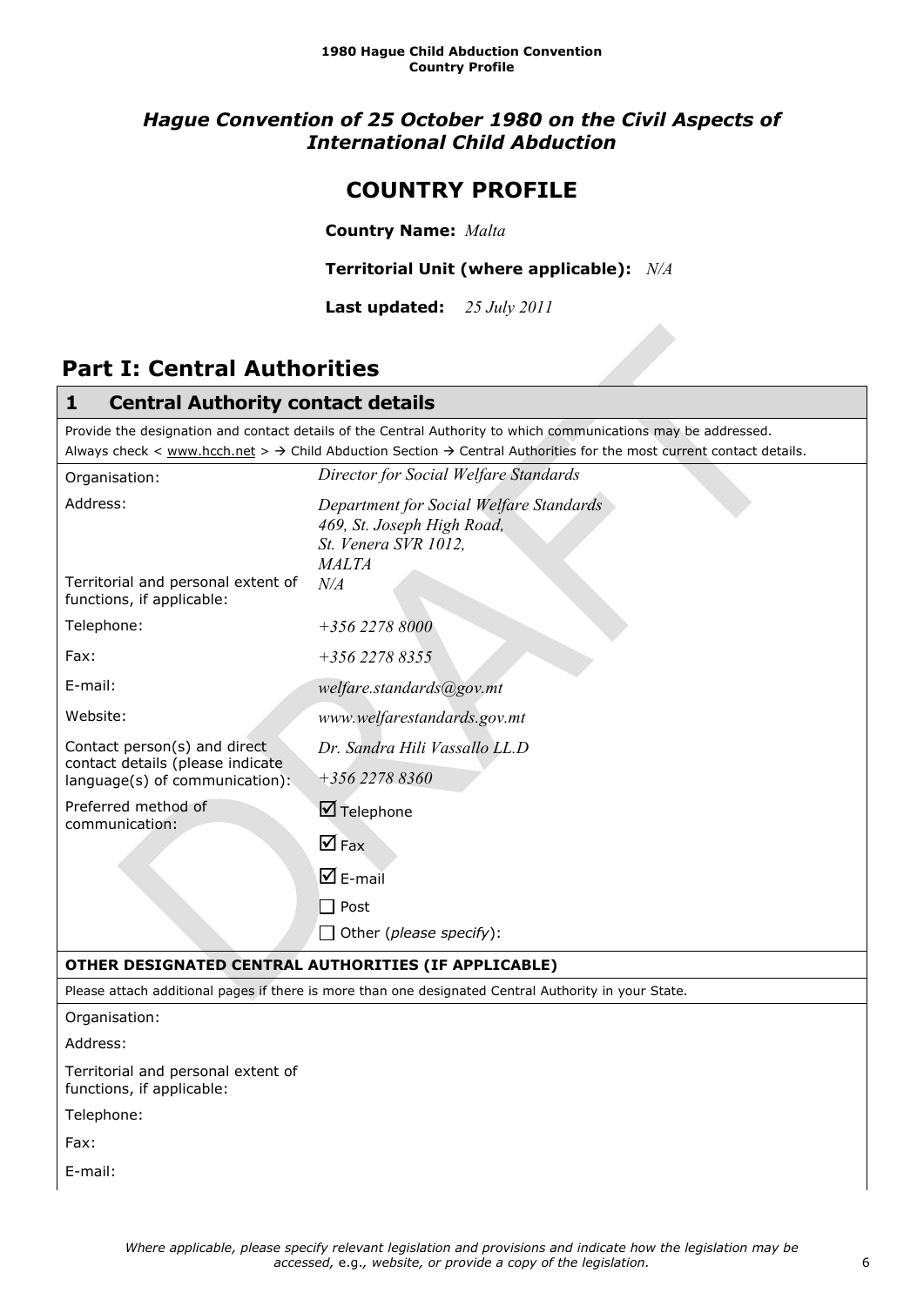**1980 Hague Child Abduction Convention**
**Country Profile**

## *Hague Convention of 25 October 1980 on the Civil Aspects of International Child Abduction*

# COUNTRY PROFILE

**Country Name:** *Malta*

**Territorial Unit (where applicable):** *N/A*

**Last updated:** *25 July 2011*

# Part I: Central Authorities

## 1 Central Authority contact details

Provide the designation and contact details of the Central Authority to which communications may be addressed.
Always check < www.hcch.net > → Child Abduction Section → Central Authorities for the most current contact details.

| | |
|---|---|
| Organisation: | *Director for Social Welfare Standards* |
| Address: | *Department for Social Welfare Standards*<br>*469, St. Joseph High Road,*<br>*St. Venera SVR 1012,*<br>*MALTA* |
| Territorial and personal extent of functions, if applicable: | *N/A* |
| Telephone: | *+356 2278 8000* |
| Fax: | *+356 2278 8355* |
| E-mail: | *welfare.standards@gov.mt* |
| Website: | *www.welfarestandards.gov.mt* |
| Contact person(s) and direct contact details (please indicate language(s) of communication): | *Dr. Sandra Hili Vassallo LL.D*<br>*+356 2278 8360* |
| Preferred method of communication: | ☑ Telephone<br>☑ Fax<br>☑ E-mail<br>☐ Post<br>☐ Other (*please specify*): |

**OTHER DESIGNATED CENTRAL AUTHORITIES (IF APPLICABLE)**

Please attach additional pages if there is more than one designated Central Authority in your State.

| | |
|---|---|
| Organisation: | |
| Address: | |
| Territorial and personal extent of functions, if applicable: | |
| Telephone: | |
| Fax: | |
| E-mail: | |

*Where applicable, please specify relevant legislation and provisions and indicate how the legislation may be accessed,* e.g.*, website, or provide a copy of the legislation.*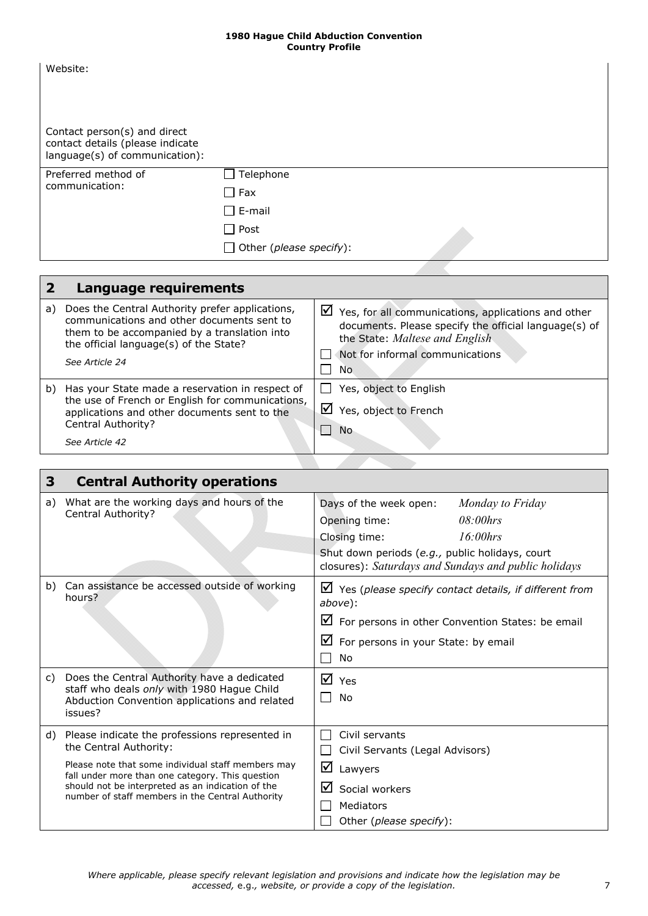| | |
|---|---|
| Website: | |
| Contact person(s) and direct contact details (please indicate language(s) of communication): | |
| Preferred method of communication: | ☐ Telephone<br>☐ Fax<br>☐ E-mail<br>☐ Post<br>☐ Other (*please specify*): |

| **2** | **Language requirements** | |
|---|---|---|
| a) | Does the Central Authority prefer applications, communications and other documents sent to them to be accompanied by a translation into the official language(s) of the State?<br>*See Article 24* | ☑ Yes, for all communications, applications and other documents. Please specify the official language(s) of the State: *Maltese and English*<br>☐ Not for informal communications<br>☐ No |
| b) | Has your State made a reservation in respect of the use of French or English for communications, applications and other documents sent to the Central Authority?<br>*See Article 42* | ☐ Yes, object to English<br>☑ Yes, object to French<br>☐ No |

| **3** | **Central Authority operations** | |
|---|---|---|
| a) | What are the working days and hours of the Central Authority? | Days of the week open: *Monday to Friday*<br>Opening time: *08:00hrs*<br>Closing time: *16:00hrs*<br>Shut down periods (*e.g.*, public holidays, court closures): *Saturdays and Sundays and public holidays* |
| b) | Can assistance be accessed outside of working hours? | ☑ Yes (*please specify contact details, if different from above*):<br>☑ For persons in other Convention States: be email<br>☑ For persons in your State: by email<br>☐ No |
| c) | Does the Central Authority have a dedicated staff who deals *only* with 1980 Hague Child Abduction Convention applications and related issues? | ☑ Yes<br>☐ No |
| d) | Please indicate the professions represented in the Central Authority:<br>Please note that some individual staff members may fall under more than one category. This question should not be interpreted as an indication of the number of staff members in the Central Authority | ☐ Civil servants<br>☐ Civil Servants (Legal Advisors)<br>☑ Lawyers<br>☑ Social workers<br>☐ Mediators<br>☐ Other (*please specify*): |

*Where applicable, please specify relevant legislation and provisions and indicate how the legislation may be accessed,* e.g., *website, or provide a copy of the legislation.*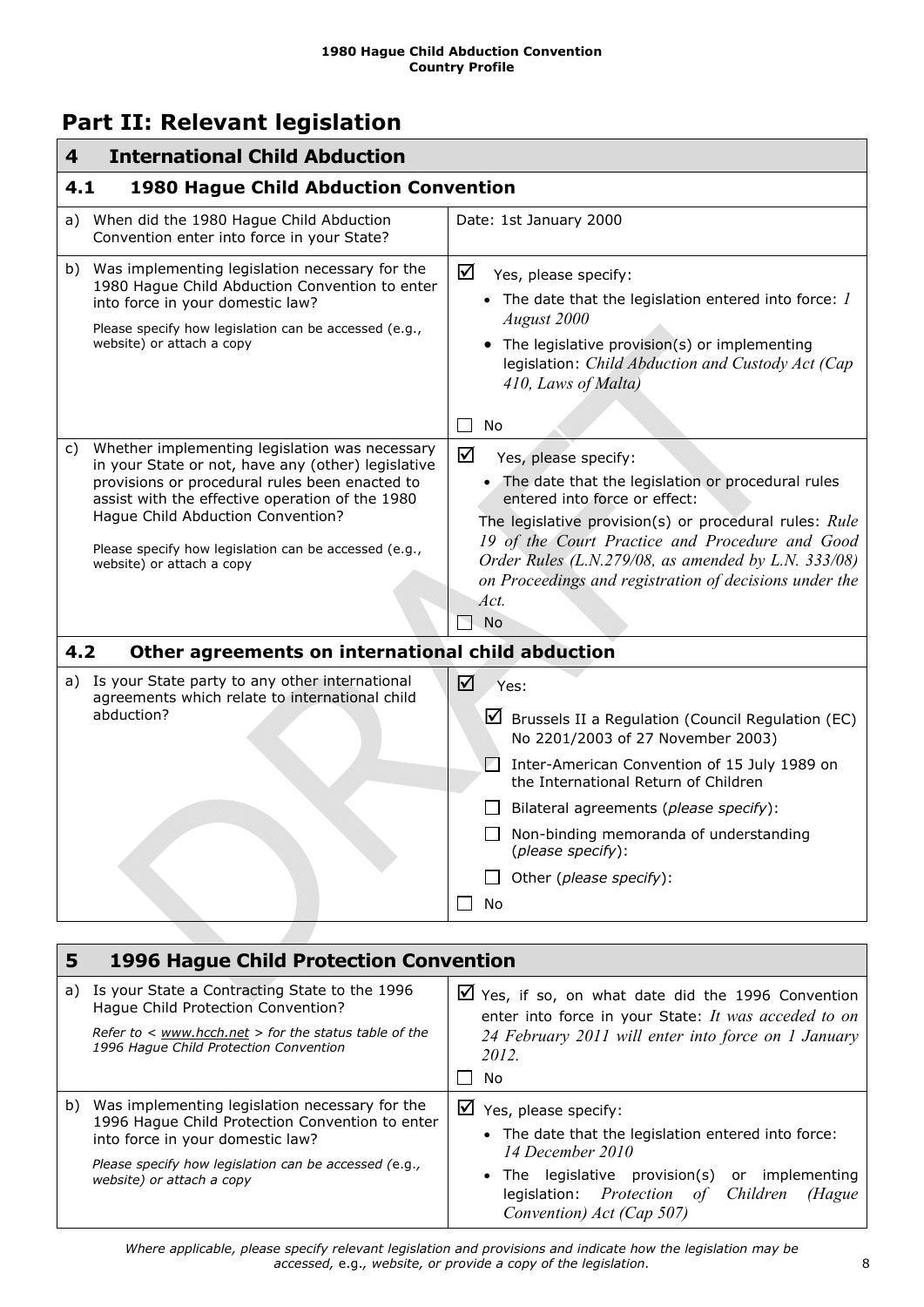## Part II: Relevant legislation

| 4 International Child Abduction | |
|---|---|
| **4.1 1980 Hague Child Abduction Convention** | |
| a) When did the 1980 Hague Child Abduction Convention enter into force in your State? | Date: 1st January 2000 |
| b) Was implementing legislation necessary for the 1980 Hague Child Abduction Convention to enter into force in your domestic law?<br>Please specify how legislation can be accessed (e.g., website) or attach a copy | ☑ Yes, please specify:<br>• The date that the legislation entered into force: *1 August 2000*<br>• The legislative provision(s) or implementing legislation: *Child Abduction and Custody Act (Cap 410, Laws of Malta)*<br>☐ No |
| c) Whether implementing legislation was necessary in your State or not, have any (other) legislative provisions or procedural rules been enacted to assist with the effective operation of the 1980 Hague Child Abduction Convention?<br>Please specify how legislation can be accessed (e.g., website) or attach a copy | ☑ Yes, please specify:<br>• The date that the legislation or procedural rules entered into force or effect:<br>The legislative provision(s) or procedural rules: *Rule 19 of the Court Practice and Procedure and Good Order Rules (L.N.279/08, as amended by L.N. 333/08) on Proceedings and registration of decisions under the Act.*<br>☐ No |
| **4.2 Other agreements on international child abduction** | |
| a) Is your State party to any other international agreements which relate to international child abduction? | ☑ Yes:<br>☑ Brussels II a Regulation (Council Regulation (EC) No 2201/2003 of 27 November 2003)<br>☐ Inter-American Convention of 15 July 1989 on the International Return of Children<br>☐ Bilateral agreements (*please specify*):<br>☐ Non-binding memoranda of understanding (*please specify*):<br>☐ Other (*please specify*):<br>☐ No |

| 5 1996 Hague Child Protection Convention | |
|---|---|
| a) Is your State a Contracting State to the 1996 Hague Child Protection Convention?<br>*Refer to < www.hcch.net > for the status table of the 1996 Hague Child Protection Convention* | ☑ Yes, if so, on what date did the 1996 Convention enter into force in your State: *It was acceded to on 24 February 2011 will enter into force on 1 January 2012.*<br>☐ No |
| b) Was implementing legislation necessary for the 1996 Hague Child Protection Convention to enter into force in your domestic law?<br>*Please specify how legislation can be accessed (e.g., website) or attach a copy* | ☑ Yes, please specify:<br>• The date that the legislation entered into force: *14 December 2010*<br>• The legislative provision(s) or implementing legislation: *Protection of Children (Hague Convention) Act (Cap 507)* |

*Where applicable, please specify relevant legislation and provisions and indicate how the legislation may be accessed, e.g., website, or provide a copy of the legislation.*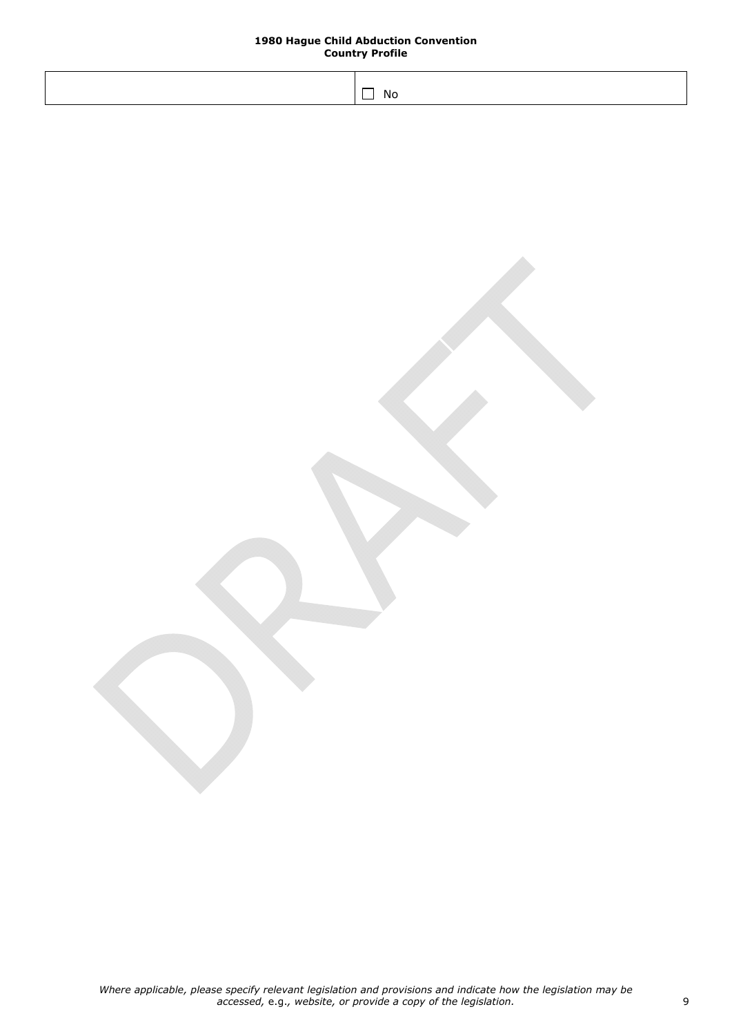| | ☐ No |
|---|---|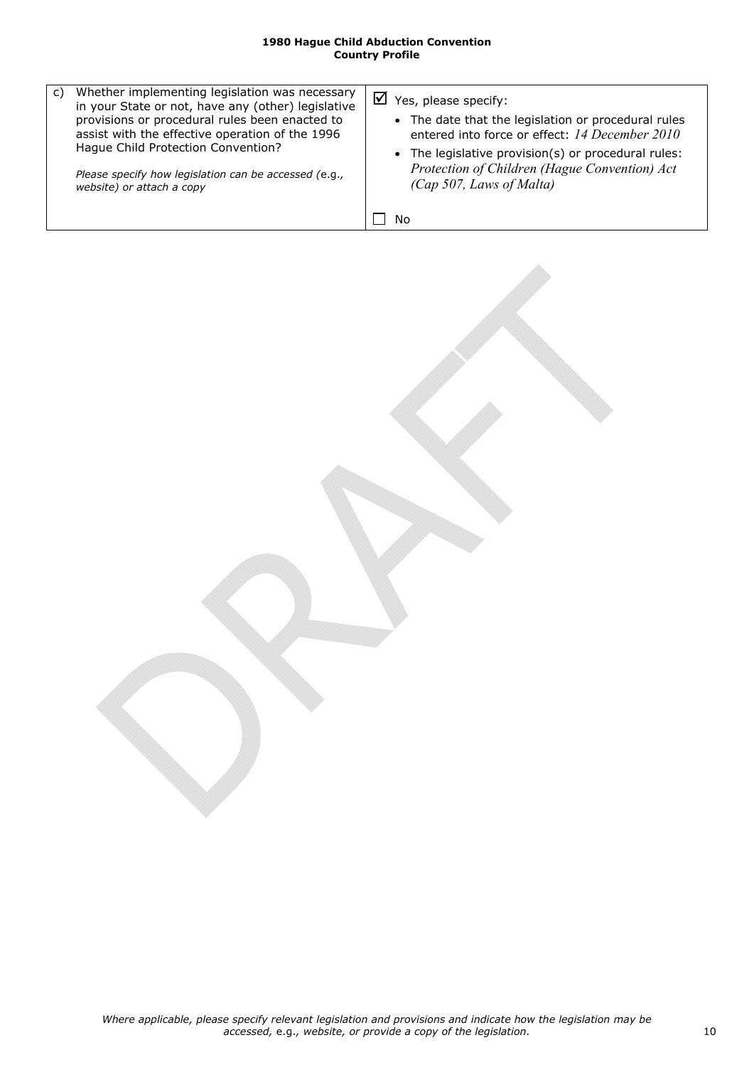| | |
|---|---|
| c) Whether implementing legislation was necessary in your State or not, have any (other) legislative provisions or procedural rules been enacted to assist with the effective operation of the 1996 Hague Child Protection Convention?<br><br>*Please specify how legislation can be accessed (e.g., website) or attach a copy* | ☑ Yes, please specify:<br>• The date that the legislation or procedural rules entered into force or effect: *14 December 2010*<br>• The legislative provision(s) or procedural rules: *Protection of Children (Hague Convention) Act (Cap 507, Laws of Malta)*<br><br>☐ No |

*Where applicable, please specify relevant legislation and provisions and indicate how the legislation may be accessed, e.g., website, or provide a copy of the legislation.*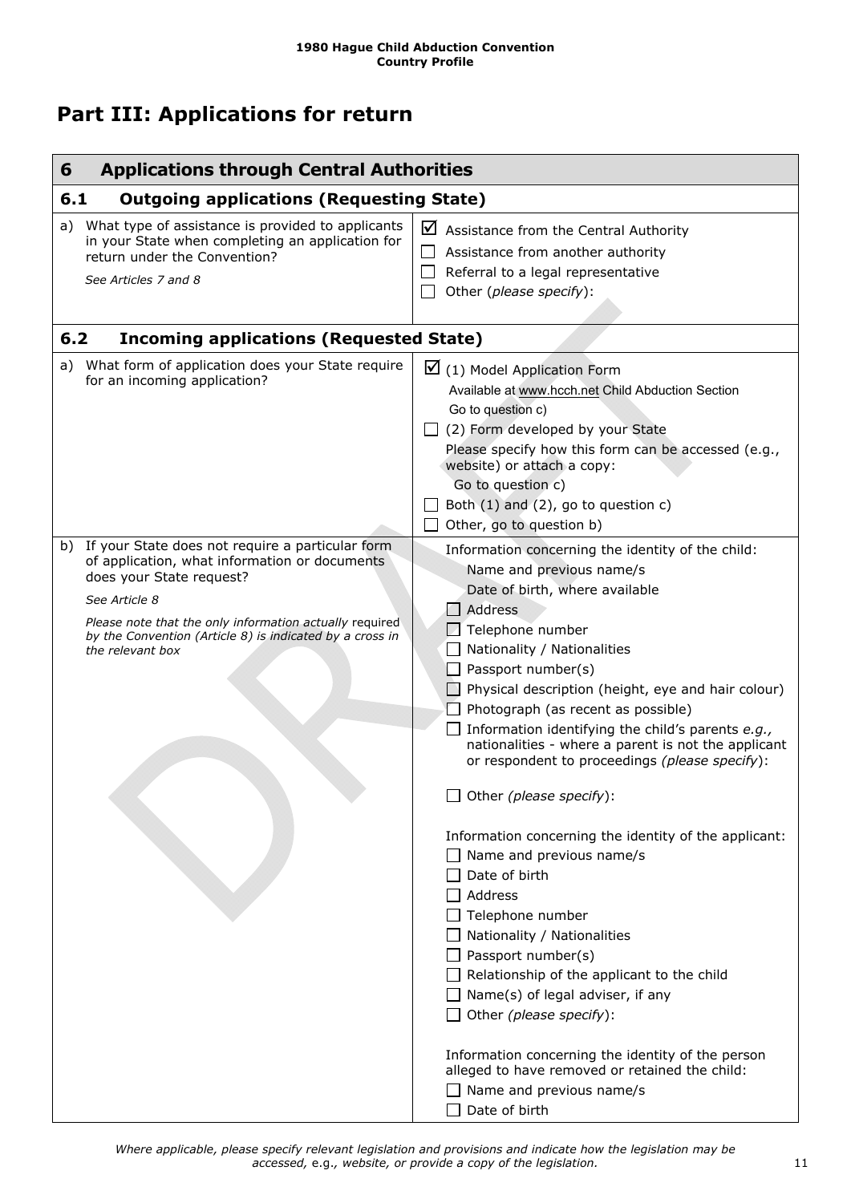# Part III: Applications for return

| **6 Applications through Central Authorities** | |
|---|---|
| **6.1 Outgoing applications (Requesting State)** | |
| a) What type of assistance is provided to applicants in your State when completing an application for return under the Convention?<br><br>*See Articles 7 and 8* | ☑ Assistance from the Central Authority<br>☐ Assistance from another authority<br>☐ Referral to a legal representative<br>☐ Other (*please specify*): |
| **6.2 Incoming applications (Requested State)** | |
| a) What form of application does your State require for an incoming application? | ☑ (1) Model Application Form<br>Available at www.hcch.net Child Abduction Section<br>Go to question c)<br>☐ (2) Form developed by your State<br>Please specify how this form can be accessed (e.g., website) or attach a copy:<br>Go to question c)<br>☐ Both (1) and (2), go to question c)<br>☐ Other, go to question b) |
| b) If your State does not require a particular form of application, what information or documents does your State request?<br><br>*See Article 8*<br><br>*Please note that the only information actually required by the Convention (Article 8) is indicated by a cross in the relevant box* | Information concerning the identity of the child:<br>Name and previous name/s<br>Date of birth, where available<br>☐ Address<br>☐ Telephone number<br>☐ Nationality / Nationalities<br>☐ Passport number(s)<br>☐ Physical description (height, eye and hair colour)<br>☐ Photograph (as recent as possible)<br>☐ Information identifying the child's parents *e.g.,* nationalities - where a parent is not the applicant or respondent to proceedings *(please specify)*:<br><br>☐ Other *(please specify)*:<br><br>Information concerning the identity of the applicant:<br>☐ Name and previous name/s<br>☐ Date of birth<br>☐ Address<br>☐ Telephone number<br>☐ Nationality / Nationalities<br>☐ Passport number(s)<br>☐ Relationship of the applicant to the child<br>☐ Name(s) of legal adviser, if any<br>☐ Other *(please specify)*:<br><br>Information concerning the identity of the person alleged to have removed or retained the child:<br>☐ Name and previous name/s<br>☐ Date of birth |

*Where applicable, please specify relevant legislation and provisions and indicate how the legislation may be accessed,* e.g., *website, or provide a copy of the legislation.*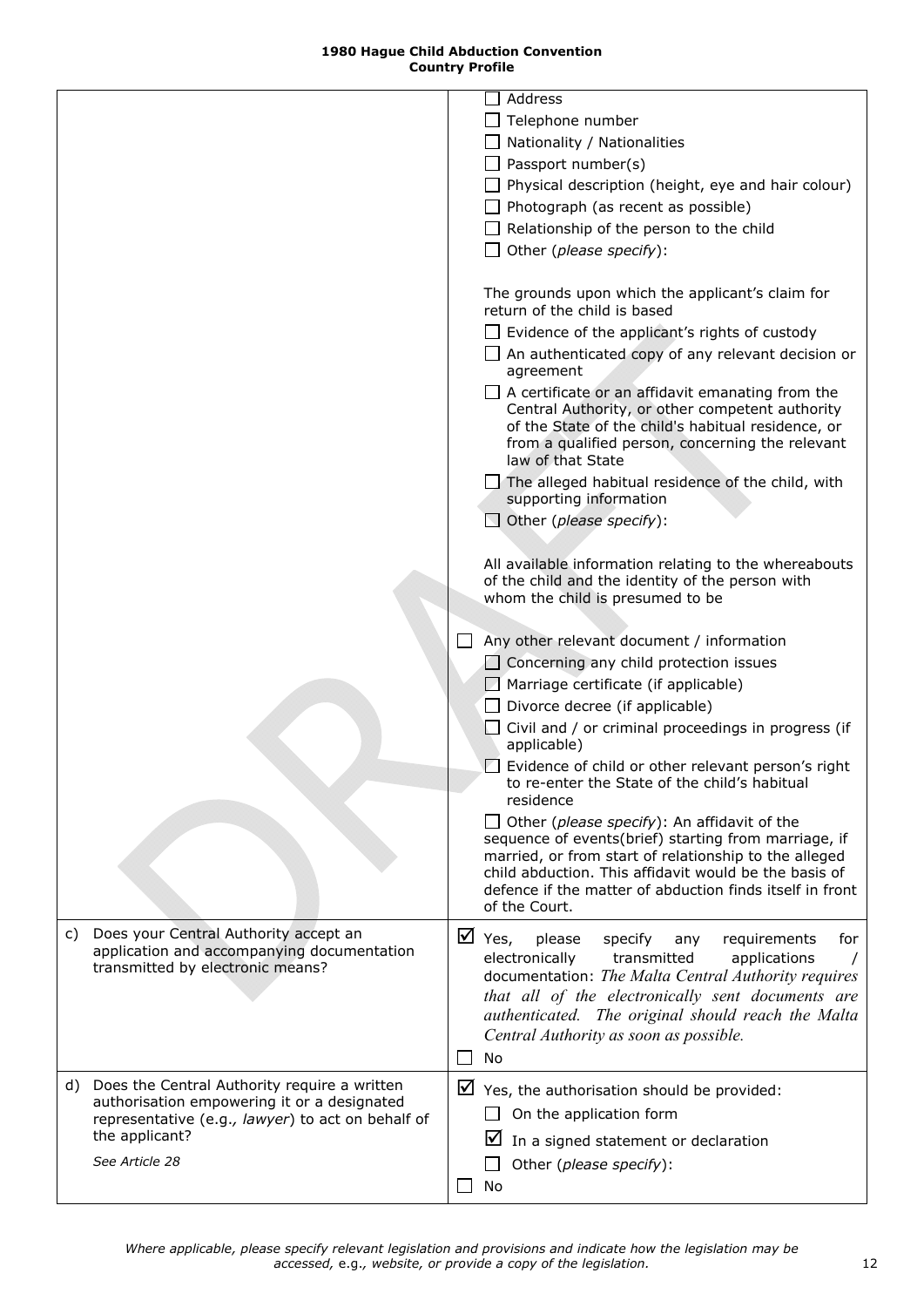| | |
|---|---|
| | ☐ Address<br>☐ Telephone number<br>☐ Nationality / Nationalities<br>☐ Passport number(s)<br>☐ Physical description (height, eye and hair colour)<br>☐ Photograph (as recent as possible)<br>☐ Relationship of the person to the child<br>☐ Other (*please specify*):<br><br>The grounds upon which the applicant's claim for return of the child is based<br>☐ Evidence of the applicant's rights of custody<br>☐ An authenticated copy of any relevant decision or agreement<br>☐ A certificate or an affidavit emanating from the Central Authority, or other competent authority of the State of the child's habitual residence, or from a qualified person, concerning the relevant law of that State<br>☐ The alleged habitual residence of the child, with supporting information<br>☐ Other (*please specify*):<br><br>All available information relating to the whereabouts of the child and the identity of the person with whom the child is presumed to be<br><br>☐ Any other relevant document / information<br>☐ Concerning any child protection issues<br>☐ Marriage certificate (if applicable)<br>☐ Divorce decree (if applicable)<br>☐ Civil and / or criminal proceedings in progress (if applicable)<br>☐ Evidence of child or other relevant person's right to re-enter the State of the child's habitual residence<br>☐ Other (*please specify*): An affidavit of the sequence of events(brief) starting from marriage, if married, or from start of relationship to the alleged child abduction. This affidavit would be the basis of defence if the matter of abduction finds itself in front of the Court. |
| c) Does your Central Authority accept an application and accompanying documentation transmitted by electronic means? | ☑ Yes, please specify any requirements for electronically transmitted applications / documentation: *The Malta Central Authority requires that all of the electronically sent documents are authenticated. The original should reach the Malta Central Authority as soon as possible.*<br>☐ No |
| d) Does the Central Authority require a written authorisation empowering it or a designated representative (e.g., *lawyer*) to act on behalf of the applicant?<br><br>*See Article 28* | ☑ Yes, the authorisation should be provided:<br>☐ On the application form<br>☑ In a signed statement or declaration<br>☐ Other (*please specify*):<br>☐ No |

*Where applicable, please specify relevant legislation and provisions and indicate how the legislation may be accessed, e.g., website, or provide a copy of the legislation.*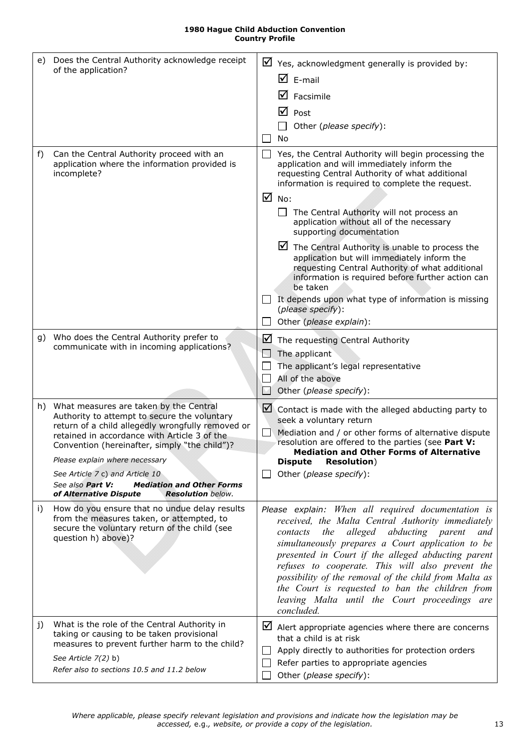| | | |
|---|---|---|
| e) | Does the Central Authority acknowledge receipt of the application? | ☑ Yes, acknowledgment generally is provided by:<br>☑ E-mail<br>☑ Facsimile<br>☑ Post<br>☐ Other (*please specify*):<br>☐ No |
| f) | Can the Central Authority proceed with an application where the information provided is incomplete? | ☐ Yes, the Central Authority will begin processing the application and will immediately inform the requesting Central Authority of what additional information is required to complete the request.<br>☑ No:<br>☐ The Central Authority will not process an application without all of the necessary supporting documentation<br>☑ The Central Authority is unable to process the application but will immediately inform the requesting Central Authority of what additional information is required before further action can be taken<br>☐ It depends upon what type of information is missing (*please specify*):<br>☐ Other (*please explain*): |
| g) | Who does the Central Authority prefer to communicate with in incoming applications? | ☑ The requesting Central Authority<br>☐ The applicant<br>☐ The applicant's legal representative<br>☐ All of the above<br>☐ Other (*please specify*): |
| h) | What measures are taken by the Central Authority to attempt to secure the voluntary return of a child allegedly wrongfully removed or retained in accordance with Article 3 of the Convention (hereinafter, simply "the child")?<br>*Please explain where necessary*<br>*See Article 7 c) and Article 10*<br>*See also* ***Part V: Mediation and Other Forms of Alternative Dispute Resolution*** *below.* | ☑ Contact is made with the alleged abducting party to seek a voluntary return<br>☐ Mediation and / or other forms of alternative dispute resolution are offered to the parties (see **Part V: Mediation and Other Forms of Alternative Dispute Resolution**)<br>☐ Other (*please specify*): |
| i) | How do you ensure that no undue delay results from the measures taken, or attempted, to secure the voluntary return of the child (see question h) above)? | Please explain: *When all required documentation is received, the Malta Central Authority immediately contacts the alleged abducting parent and simultaneously prepares a Court application to be presented in Court if the alleged abducting parent refuses to cooperate. This will also prevent the possibility of the removal of the child from Malta as the Court is requested to ban the children from leaving Malta until the Court proceedings are concluded.* |
| j) | What is the role of the Central Authority in taking or causing to be taken provisional measures to prevent further harm to the child?<br>*See Article 7(2) b)*<br>*Refer also to sections 10.5 and 11.2 below* | ☑ Alert appropriate agencies where there are concerns that a child is at risk<br>☐ Apply directly to authorities for protection orders<br>☐ Refer parties to appropriate agencies<br>☐ Other (*please specify*): |

*Where applicable, please specify relevant legislation and provisions and indicate how the legislation may be accessed, e.g., website, or provide a copy of the legislation.*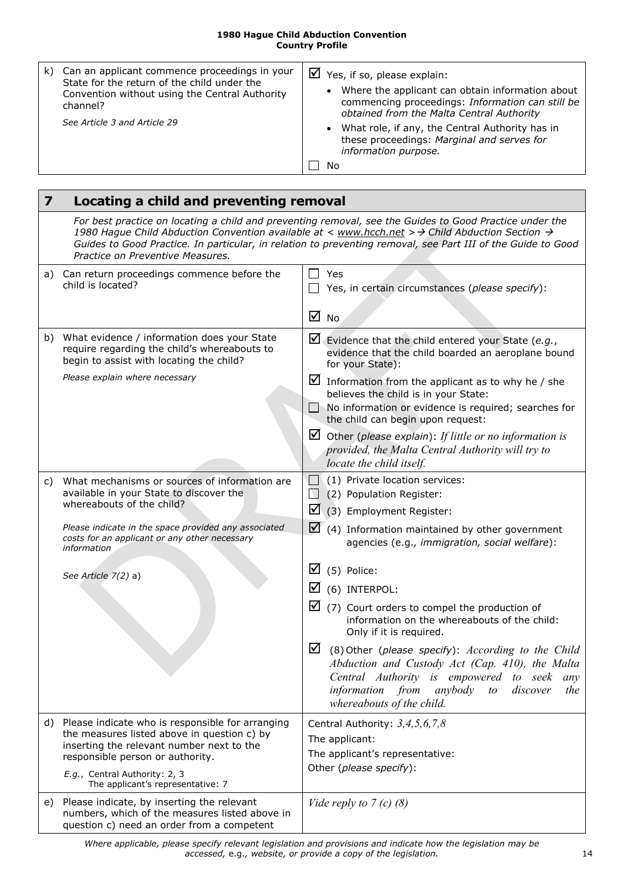| | | |
|---|---|---|
| k) | Can an applicant commence proceedings in your State for the return of the child under the Convention without using the Central Authority channel?<br><br>*See Article 3 and Article 29* | ☑ Yes, if so, please explain:<br>• Where the applicant can obtain information about commencing proceedings: *Information can still be obtained from the Malta Central Authority*<br>• What role, if any, the Central Authority has in these proceedings: *Marginal and serves for information purpose.*<br>☐ No |

## 7 Locating a child and preventing removal

*For best practice on locating a child and preventing removal, see the Guides to Good Practice under the 1980 Hague Child Abduction Convention available at < www.hcch.net > → Child Abduction Section → Guides to Good Practice. In particular, in relation to preventing removal, see Part III of the Guide to Good Practice on Preventive Measures.*

| | | |
|---|---|---|
| a) | Can return proceedings commence before the child is located? | ☐ Yes<br>☐ Yes, in certain circumstances (*please specify*):<br>☑ No |
| b) | What evidence / information does your State require regarding the child's whereabouts to begin to assist with locating the child?<br><br>*Please explain where necessary* | ☑ Evidence that the child entered your State (*e.g.*, evidence that the child boarded an aeroplane bound for your State):<br>☑ Information from the applicant as to why he / she believes the child is in your State:<br>☐ No information or evidence is required; searches for the child can begin upon request:<br>☑ Other (*please explain*): *If little or no information is provided, the Malta Central Authority will try to locate the child itself.* |
| c) | What mechanisms or sources of information are available in your State to discover the whereabouts of the child?<br><br>*Please indicate in the space provided any associated costs for an applicant or any other necessary information*<br><br>*See Article 7(2)* a) | ☐ (1) Private location services:<br>☐ (2) Population Register:<br>☑ (3) Employment Register:<br>☑ (4) Information maintained by other government agencies (e.g., *immigration, social welfare*):<br>☑ (5) Police:<br>☑ (6) INTERPOL:<br>☑ (7) Court orders to compel the production of information on the whereabouts of the child: Only if it is required.<br>☑ (8) Other (*please specify*): *According to the Child Abduction and Custody Act (Cap. 410), the Malta Central Authority is empowered to seek any information from anybody to discover the whereabouts of the child.* |
| d) | Please indicate who is responsible for arranging the measures listed above in question c) by inserting the relevant number next to the responsible person or authority.<br><br>*E.g.*, Central Authority: 2, 3<br>The applicant's representative: 7 | Central Authority: *3,4,5,6,7,8*<br>The applicant:<br>The applicant's representative:<br>Other (*please specify*): |
| e) | Please indicate, by inserting the relevant numbers, which of the measures listed above in question c) need an order from a competent | *Vide reply to 7 (c) (8)* |

*Where applicable, please specify relevant legislation and provisions and indicate how the legislation may be accessed,* e.g., *website, or provide a copy of the legislation.*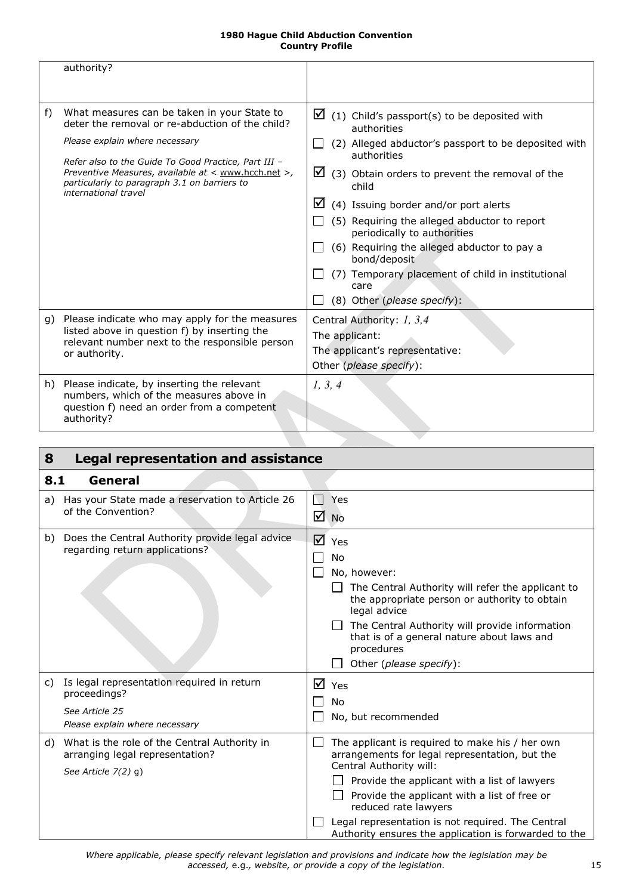| | |
|---|---|
| authority? | |
| f) What measures can be taken in your State to deter the removal or re-abduction of the child?<br>*Please explain where necessary*<br>*Refer also to the Guide To Good Practice, Part III – Preventive Measures, available at < www.hcch.net >, particularly to paragraph 3.1 on barriers to international travel* | ☑ (1) Child's passport(s) to be deposited with authorities<br>☐ (2) Alleged abductor's passport to be deposited with authorities<br>☑ (3) Obtain orders to prevent the removal of the child<br>☑ (4) Issuing border and/or port alerts<br>☐ (5) Requiring the alleged abductor to report periodically to authorities<br>☐ (6) Requiring the alleged abductor to pay a bond/deposit<br>☐ (7) Temporary placement of child in institutional care<br>☐ (8) Other (*please specify*): |
| g) Please indicate who may apply for the measures listed above in question f) by inserting the relevant number next to the responsible person or authority. | Central Authority: *1, 3,4*<br>The applicant:<br>The applicant's representative:<br>Other (*please specify*): |
| h) Please indicate, by inserting the relevant numbers, which of the measures above in question f) need an order from a competent authority? | *1, 3, 4* |

## 8 Legal representation and assistance

### 8.1 General

| | |
|---|---|
| a) Has your State made a reservation to Article 26 of the Convention? | ☐ Yes<br>☑ No |
| b) Does the Central Authority provide legal advice regarding return applications? | ☑ Yes<br>☐ No<br>☐ No, however:<br>☐ The Central Authority will refer the applicant to the appropriate person or authority to obtain legal advice<br>☐ The Central Authority will provide information that is of a general nature about laws and procedures<br>☐ Other (*please specify*): |
| c) Is legal representation required in return proceedings?<br>*See Article 25*<br>*Please explain where necessary* | ☑ Yes<br>☐ No<br>☐ No, but recommended |
| d) What is the role of the Central Authority in arranging legal representation?<br>*See Article 7(2)* g) | ☐ The applicant is required to make his / her own arrangements for legal representation, but the Central Authority will:<br>☐ Provide the applicant with a list of lawyers<br>☐ Provide the applicant with a list of free or reduced rate lawyers<br>☐ Legal representation is not required. The Central Authority ensures the application is forwarded to the |

*Where applicable, please specify relevant legislation and provisions and indicate how the legislation may be accessed,* e.g.*, website, or provide a copy of the legislation.*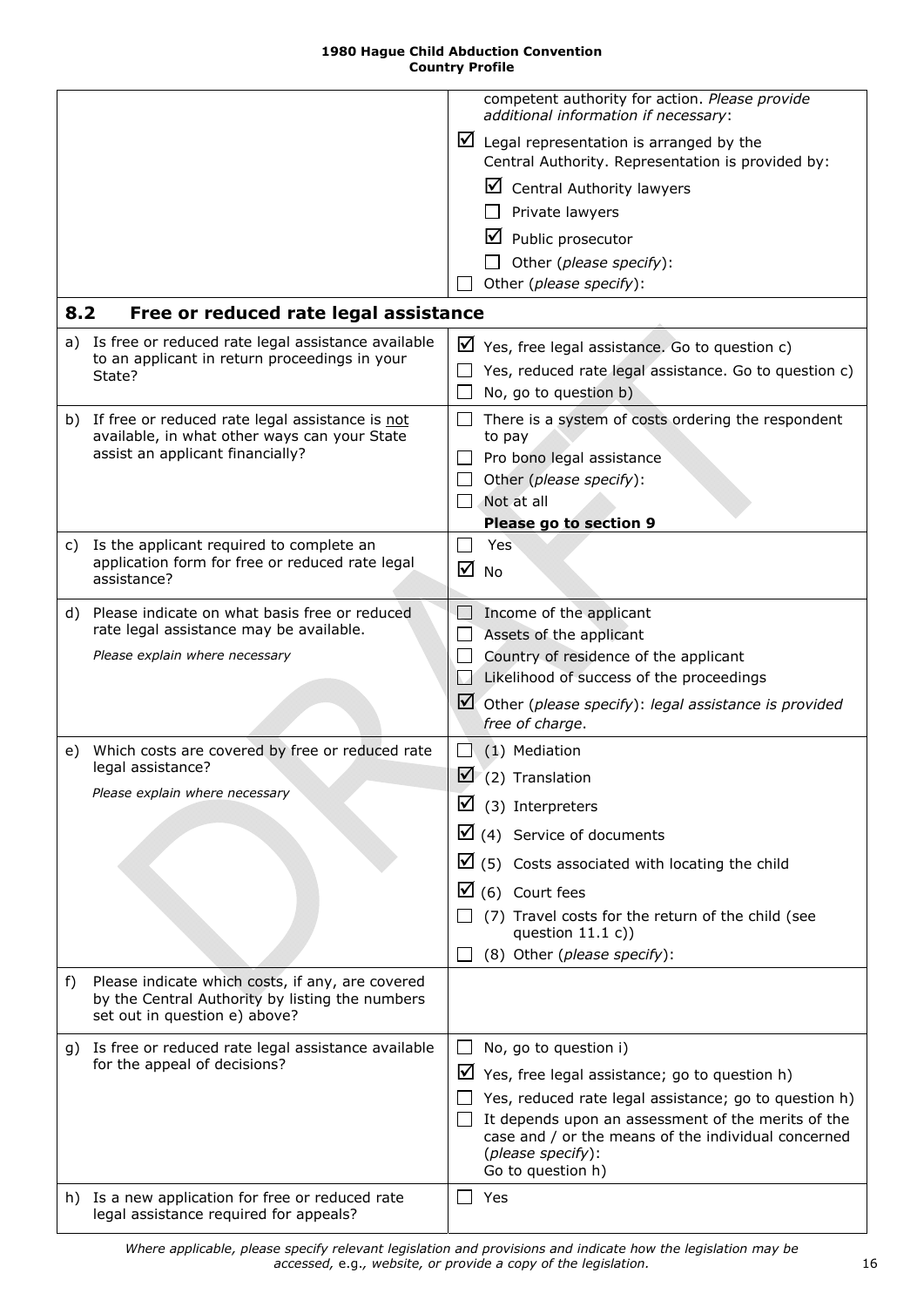| | |
|---|---|
| | competent authority for action. *Please provide additional information if necessary*:<br>☑ Legal representation is arranged by the Central Authority. Representation is provided by:<br>☑ Central Authority lawyers<br>☐ Private lawyers<br>☑ Public prosecutor<br>☐ Other (*please specify*):<br>☐ Other (*please specify*): |
| **8.2 Free or reduced rate legal assistance** | |
| a) Is free or reduced rate legal assistance available to an applicant in return proceedings in your State? | ☑ Yes, free legal assistance. Go to question c)<br>☐ Yes, reduced rate legal assistance. Go to question c)<br>☐ No, go to question b) |
| b) If free or reduced rate legal assistance is not available, in what other ways can your State assist an applicant financially? | ☐ There is a system of costs ordering the respondent to pay<br>☐ Pro bono legal assistance<br>☐ Other (*please specify*):<br>☐ Not at all<br>**Please go to section 9** |
| c) Is the applicant required to complete an application form for free or reduced rate legal assistance? | ☐ Yes<br>☑ No |
| d) Please indicate on what basis free or reduced rate legal assistance may be available.<br>*Please explain where necessary* | ☐ Income of the applicant<br>☐ Assets of the applicant<br>☐ Country of residence of the applicant<br>☐ Likelihood of success of the proceedings<br>☑ Other (*please specify*): *legal assistance is provided free of charge*. |
| e) Which costs are covered by free or reduced rate legal assistance?<br>*Please explain where necessary* | ☐ (1) Mediation<br>☑ (2) Translation<br>☑ (3) Interpreters<br>☑ (4) Service of documents<br>☑ (5) Costs associated with locating the child<br>☑ (6) Court fees<br>☐ (7) Travel costs for the return of the child (see question 11.1 c))<br>☐ (8) Other (*please specify*): |
| f) Please indicate which costs, if any, are covered by the Central Authority by listing the numbers set out in question e) above? | |
| g) Is free or reduced rate legal assistance available for the appeal of decisions? | ☐ No, go to question i)<br>☑ Yes, free legal assistance; go to question h)<br>☐ Yes, reduced rate legal assistance; go to question h)<br>☐ It depends upon an assessment of the merits of the case and / or the means of the individual concerned (*please specify*):<br>Go to question h) |
| h) Is a new application for free or reduced rate legal assistance required for appeals? | ☐ Yes |

*Where applicable, please specify relevant legislation and provisions and indicate how the legislation may be accessed, e.g., website, or provide a copy of the legislation.*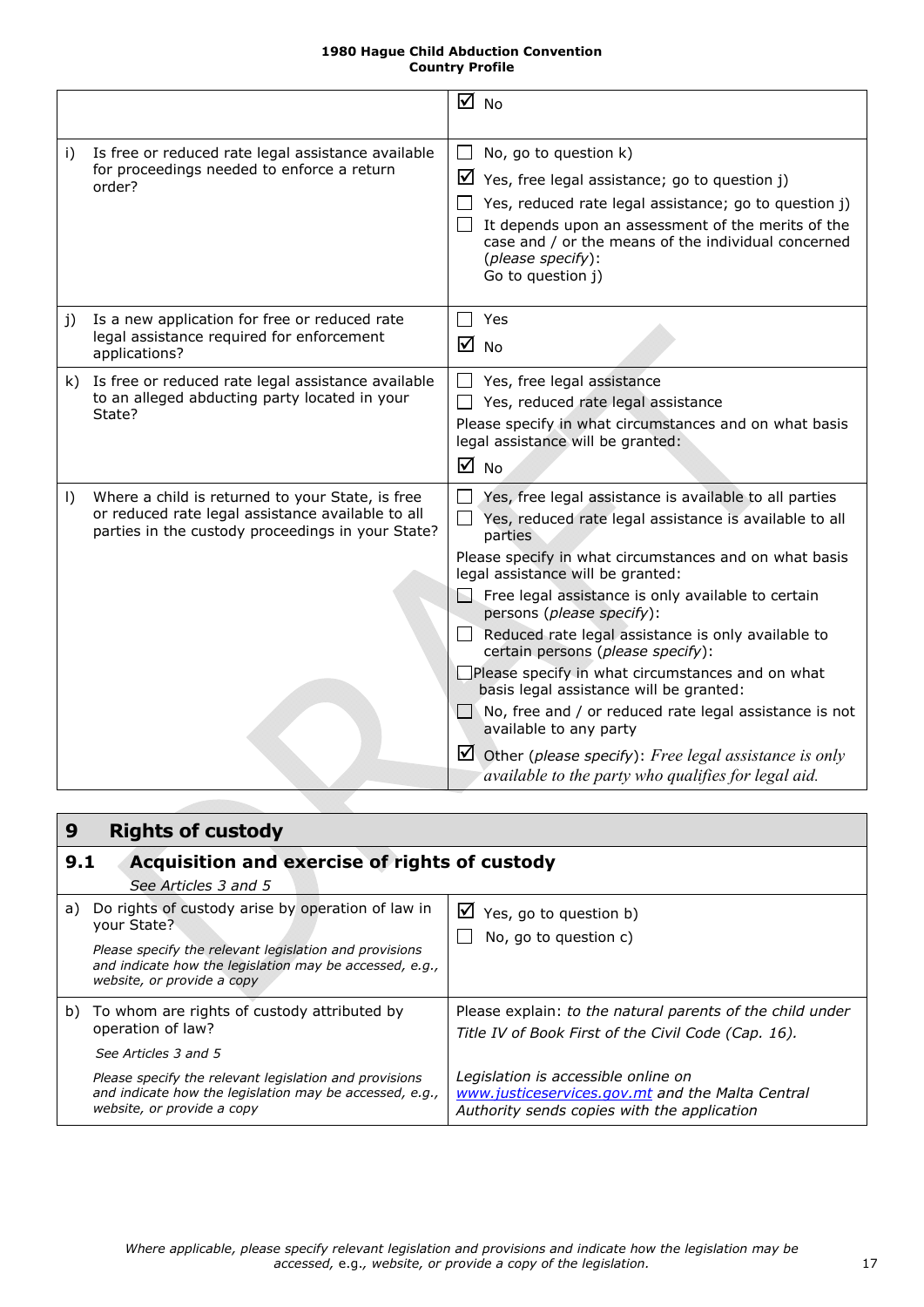| | |
|---|---|
| | ☑ No |
| i) Is free or reduced rate legal assistance available for proceedings needed to enforce a return order? | ☐ No, go to question k)<br>☑ Yes, free legal assistance; go to question j)<br>☐ Yes, reduced rate legal assistance; go to question j)<br>☐ It depends upon an assessment of the merits of the case and / or the means of the individual concerned (*please specify*):<br>Go to question j) |
| j) Is a new application for free or reduced rate legal assistance required for enforcement applications? | ☐ Yes<br>☑ No |
| k) Is free or reduced rate legal assistance available to an alleged abducting party located in your State? | ☐ Yes, free legal assistance<br>☐ Yes, reduced rate legal assistance<br>Please specify in what circumstances and on what basis legal assistance will be granted:<br>☑ No |
| l) Where a child is returned to your State, is free or reduced rate legal assistance available to all parties in the custody proceedings in your State? | ☐ Yes, free legal assistance is available to all parties<br>☐ Yes, reduced rate legal assistance is available to all parties<br>Please specify in what circumstances and on what basis legal assistance will be granted:<br>☐ Free legal assistance is only available to certain persons (*please specify*):<br>☐ Reduced rate legal assistance is only available to certain persons (*please specify*):<br>☐ Please specify in what circumstances and on what basis legal assistance will be granted:<br>☐ No, free and / or reduced rate legal assistance is not available to any party<br>☑ Other (*please specify*): *Free legal assistance is only available to the party who qualifies for legal aid.* |

## 9 Rights of custody

### 9.1 Acquisition and exercise of rights of custody

*See Articles 3 and 5*

| | |
|---|---|
| a) Do rights of custody arise by operation of law in your State?<br><br>*Please specify the relevant legislation and provisions and indicate how the legislation may be accessed, e.g., website, or provide a copy* | ☑ Yes, go to question b)<br>☐ No, go to question c) |
| b) To whom are rights of custody attributed by operation of law?<br><br>*See Articles 3 and 5*<br><br>*Please specify the relevant legislation and provisions and indicate how the legislation may be accessed, e.g., website, or provide a copy* | Please explain: *to the natural parents of the child under Title IV of Book First of the Civil Code (Cap. 16).*<br><br>*Legislation is accessible online on www.justiceservices.gov.mt and the Malta Central Authority sends copies with the application* |

*Where applicable, please specify relevant legislation and provisions and indicate how the legislation may be accessed, e.g., website, or provide a copy of the legislation.*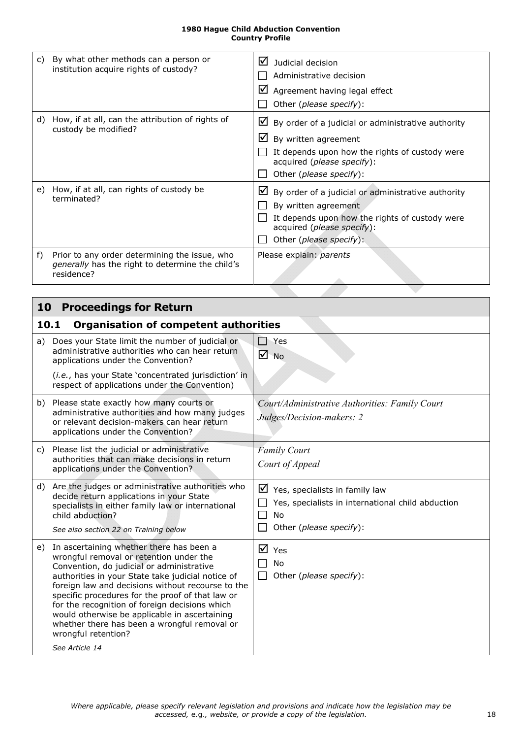| | |
|---|---|
| c) By what other methods can a person or institution acquire rights of custody? | ☑ Judicial decision<br>☐ Administrative decision<br>☑ Agreement having legal effect<br>☐ Other (*please specify*): |
| d) How, if at all, can the attribution of rights of custody be modified? | ☑ By order of a judicial or administrative authority<br>☑ By written agreement<br>☐ It depends upon how the rights of custody were acquired (*please specify*):<br>☐ Other (*please specify*): |
| e) How, if at all, can rights of custody be terminated? | ☑ By order of a judicial or administrative authority<br>☐ By written agreement<br>☐ It depends upon how the rights of custody were acquired (*please specify*):<br>☐ Other (*please specify*): |
| f) Prior to any order determining the issue, who *generally* has the right to determine the child's residence? | Please explain: *parents* |

## 10 Proceedings for Return

### 10.1 Organisation of competent authorities

| | |
|---|---|
| a) Does your State limit the number of judicial or administrative authorities who can hear return applications under the Convention?<br><br>(*i.e.*, has your State 'concentrated jurisdiction' in respect of applications under the Convention) | ☐ Yes<br>☑ No |
| b) Please state exactly how many courts or administrative authorities and how many judges or relevant decision-makers can hear return applications under the Convention? | *Court/Administrative Authorities: Family Court*<br>*Judges/Decision-makers: 2* |
| c) Please list the judicial or administrative authorities that can make decisions in return applications under the Convention? | *Family Court*<br>*Court of Appeal* |
| d) Are the judges or administrative authorities who decide return applications in your State specialists in either family law or international child abduction?<br><br>*See also section 22 on Training below* | ☑ Yes, specialists in family law<br>☐ Yes, specialists in international child abduction<br>☐ No<br>☐ Other (*please specify*): |
| e) In ascertaining whether there has been a wrongful removal or retention under the Convention, do judicial or administrative authorities in your State take judicial notice of foreign law and decisions without recourse to the specific procedures for the proof of that law or for the recognition of foreign decisions which would otherwise be applicable in ascertaining whether there has been a wrongful removal or wrongful retention?<br><br>*See Article 14* | ☑ Yes<br>☐ No<br>☐ Other (*please specify*): |

*Where applicable, please specify relevant legislation and provisions and indicate how the legislation may be accessed,* e.g.*, website, or provide a copy of the legislation.*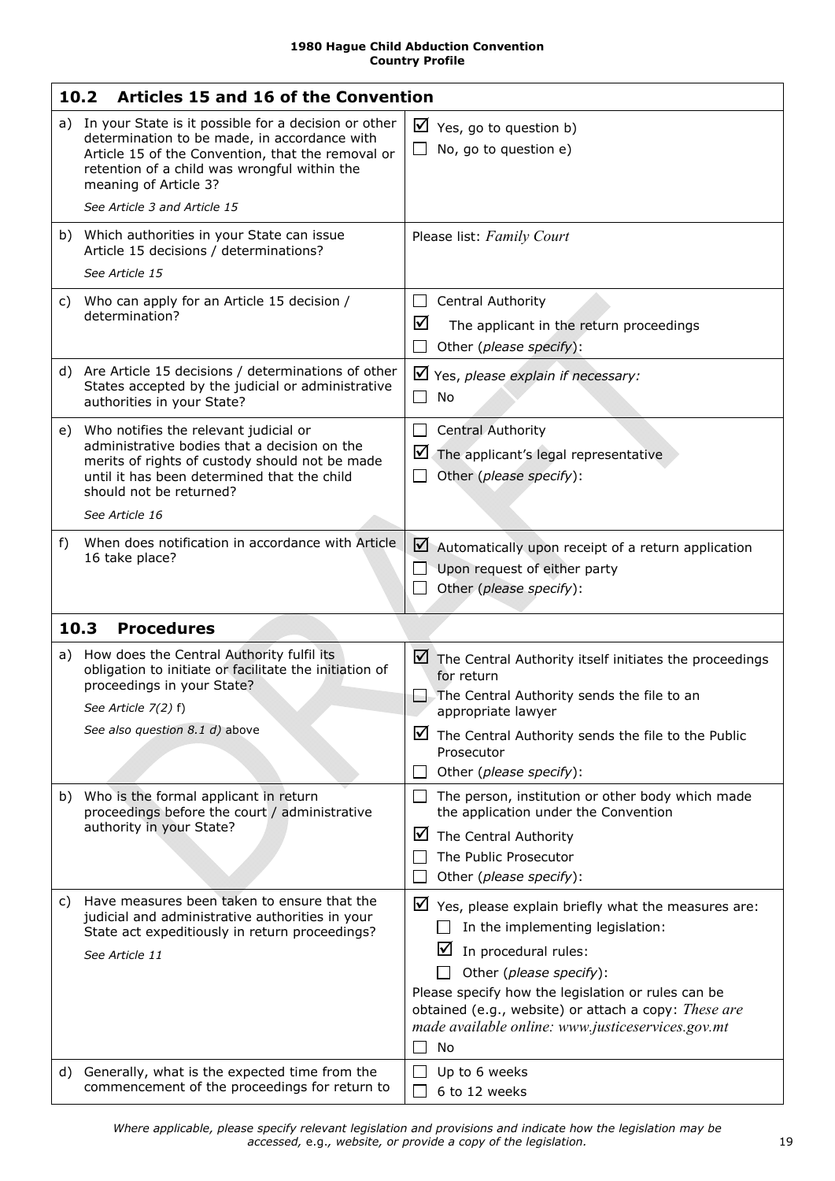| **10.2 Articles 15 and 16 of the Convention** | |
|---|---|
| a) In your State is it possible for a decision or other determination to be made, in accordance with Article 15 of the Convention, that the removal or retention of a child was wrongful within the meaning of Article 3?<br>*See Article 3 and Article 15* | ☑ Yes, go to question b)<br>☐ No, go to question e) |
| b) Which authorities in your State can issue Article 15 decisions / determinations?<br>*See Article 15* | Please list: *Family Court* |
| c) Who can apply for an Article 15 decision / determination? | ☐ Central Authority<br>☑ The applicant in the return proceedings<br>☐ Other (*please specify*): |
| d) Are Article 15 decisions / determinations of other States accepted by the judicial or administrative authorities in your State? | ☑ Yes, *please explain if necessary:*<br>☐ No |
| e) Who notifies the relevant judicial or administrative bodies that a decision on the merits of rights of custody should not be made until it has been determined that the child should not be returned?<br>*See Article 16* | ☐ Central Authority<br>☑ The applicant's legal representative<br>☐ Other (*please specify*): |
| f) When does notification in accordance with Article 16 take place? | ☑ Automatically upon receipt of a return application<br>☐ Upon request of either party<br>☐ Other (*please specify*): |
| **10.3 Procedures** | |
| a) How does the Central Authority fulfil its obligation to initiate or facilitate the initiation of proceedings in your State?<br>*See Article 7(2)* f)<br>*See also question 8.1 d)* above | ☑ The Central Authority itself initiates the proceedings for return<br>☐ The Central Authority sends the file to an appropriate lawyer<br>☑ The Central Authority sends the file to the Public Prosecutor<br>☐ Other (*please specify*): |
| b) Who is the formal applicant in return proceedings before the court / administrative authority in your State? | ☐ The person, institution or other body which made the application under the Convention<br>☑ The Central Authority<br>☐ The Public Prosecutor<br>☐ Other (*please specify*): |
| c) Have measures been taken to ensure that the judicial and administrative authorities in your State act expeditiously in return proceedings?<br>*See Article 11* | ☑ Yes, please explain briefly what the measures are:<br>☐ In the implementing legislation:<br>☑ In procedural rules:<br>☐ Other (*please specify*):<br>Please specify how the legislation or rules can be obtained (e.g., website) or attach a copy: *These are made available online: www.justiceservices.gov.mt*<br>☐ No |
| d) Generally, what is the expected time from the commencement of the proceedings for return to | ☐ Up to 6 weeks<br>☐ 6 to 12 weeks |

*Where applicable, please specify relevant legislation and provisions and indicate how the legislation may be accessed,* e.g., *website, or provide a copy of the legislation.*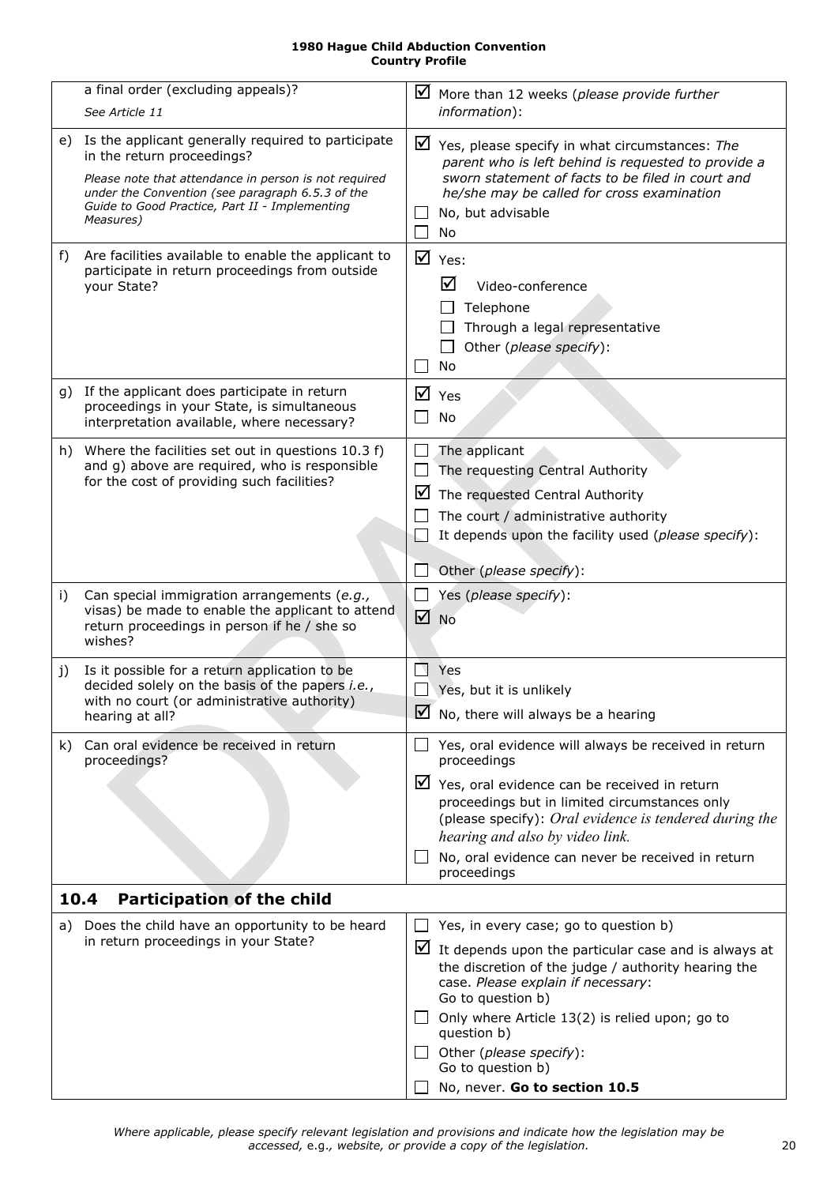| | | |
|---|---|---|
| | a final order (excluding appeals)?<br>*See Article 11* | ☑ More than 12 weeks (*please provide further information*): |
| e) | Is the applicant generally required to participate in the return proceedings?<br>*Please note that attendance in person is not required under the Convention (see paragraph 6.5.3 of the Guide to Good Practice, Part II - Implementing Measures)* | ☑ Yes, please specify in what circumstances: *The parent who is left behind is requested to provide a sworn statement of facts to be filed in court and he/she may be called for cross examination*<br>☐ No, but advisable<br>☐ No |
| f) | Are facilities available to enable the applicant to participate in return proceedings from outside your State? | ☑ Yes:<br>☑ Video-conference<br>☐ Telephone<br>☐ Through a legal representative<br>☐ Other (*please specify*):<br>☐ No |
| g) | If the applicant does participate in return proceedings in your State, is simultaneous interpretation available, where necessary? | ☑ Yes<br>☐ No |
| h) | Where the facilities set out in questions 10.3 f) and g) above are required, who is responsible for the cost of providing such facilities? | ☐ The applicant<br>☐ The requesting Central Authority<br>☑ The requested Central Authority<br>☐ The court / administrative authority<br>☐ It depends upon the facility used (*please specify*):<br>☐ Other (*please specify*): |
| i) | Can special immigration arrangements (*e.g.,* visas) be made to enable the applicant to attend return proceedings in person if he / she so wishes? | ☐ Yes (*please specify*):<br>☑ No |
| j) | Is it possible for a return application to be decided solely on the basis of the papers *i.e.*, with no court (or administrative authority) hearing at all? | ☐ Yes<br>☐ Yes, but it is unlikely<br>☑ No, there will always be a hearing |
| k) | Can oral evidence be received in return proceedings? | ☐ Yes, oral evidence will always be received in return proceedings<br>☑ Yes, oral evidence can be received in return proceedings but in limited circumstances only (please specify): *Oral evidence is tendered during the hearing and also by video link.*<br>☐ No, oral evidence can never be received in return proceedings |
| **10.4** | **Participation of the child** | |
| a) | Does the child have an opportunity to be heard in return proceedings in your State? | ☐ Yes, in every case; go to question b)<br>☑ It depends upon the particular case and is always at the discretion of the judge / authority hearing the case. *Please explain if necessary*: Go to question b)<br>☐ Only where Article 13(2) is relied upon; go to question b)<br>☐ Other (*please specify*): Go to question b)<br>☐ No, never. **Go to section 10.5** |

*Where applicable, please specify relevant legislation and provisions and indicate how the legislation may be accessed,* e.g., *website, or provide a copy of the legislation.*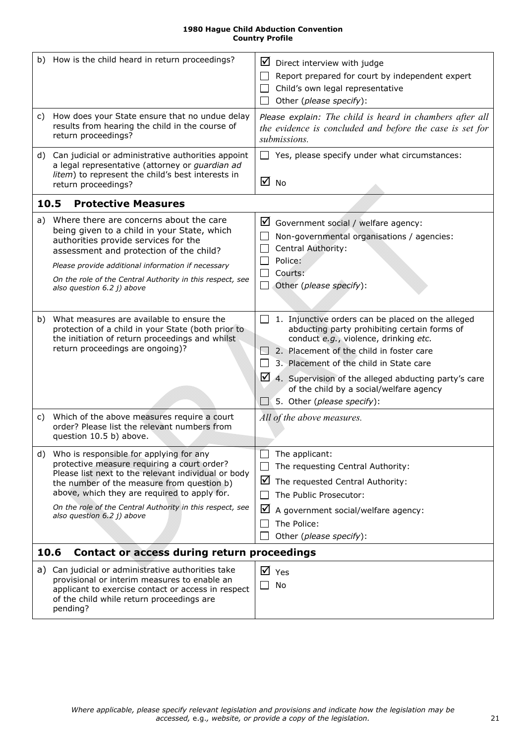| | |
|---|---|
| b) How is the child heard in return proceedings? | ☑ Direct interview with judge<br>☐ Report prepared for court by independent expert<br>☐ Child's own legal representative<br>☐ Other (*please specify*): |
| c) How does your State ensure that no undue delay results from hearing the child in the course of return proceedings? | *Please explain: The child is heard in chambers after all the evidence is concluded and before the case is set for submissions.* |
| d) Can judicial or administrative authorities appoint a legal representative (attorney or *guardian ad litem*) to represent the child's best interests in return proceedings? | ☐ Yes, please specify under what circumstances:<br>☑ No |

## 10.5 Protective Measures

| | |
|---|---|
| a) Where there are concerns about the care being given to a child in your State, which authorities provide services for the assessment and protection of the child?<br>*Please provide additional information if necessary*<br>*On the role of the Central Authority in this respect, see also question 6.2 j) above* | ☑ Government social / welfare agency:<br>☐ Non-governmental organisations / agencies:<br>☐ Central Authority:<br>☐ Police:<br>☐ Courts:<br>☐ Other (*please specify*): |
| b) What measures are available to ensure the protection of a child in your State (both prior to the initiation of return proceedings and whilst return proceedings are ongoing)? | ☐ 1. Injunctive orders can be placed on the alleged abducting party prohibiting certain forms of conduct *e.g.*, violence, drinking *etc.*<br>☐ 2. Placement of the child in foster care<br>☐ 3. Placement of the child in State care<br>☑ 4. Supervision of the alleged abducting party's care of the child by a social/welfare agency<br>☐ 5. Other (*please specify*): |
| c) Which of the above measures require a court order? Please list the relevant numbers from question 10.5 b) above. | *All of the above measures.* |
| d) Who is responsible for applying for any protective measure requiring a court order? Please list next to the relevant individual or body the number of the measure from question b) above, which they are required to apply for.<br>*On the role of the Central Authority in this respect, see also question 6.2 j) above* | ☐ The applicant:<br>☐ The requesting Central Authority:<br>☑ The requested Central Authority:<br>☐ The Public Prosecutor:<br>☑ A government social/welfare agency:<br>☐ The Police:<br>☐ Other (*please specify*): |

## 10.6 Contact or access during return proceedings

| | |
|---|---|
| a) Can judicial or administrative authorities take provisional or interim measures to enable an applicant to exercise contact or access in respect of the child while return proceedings are pending? | ☑ Yes<br>☐ No |

*Where applicable, please specify relevant legislation and provisions and indicate how the legislation may be accessed,* e.g.*, website, or provide a copy of the legislation.*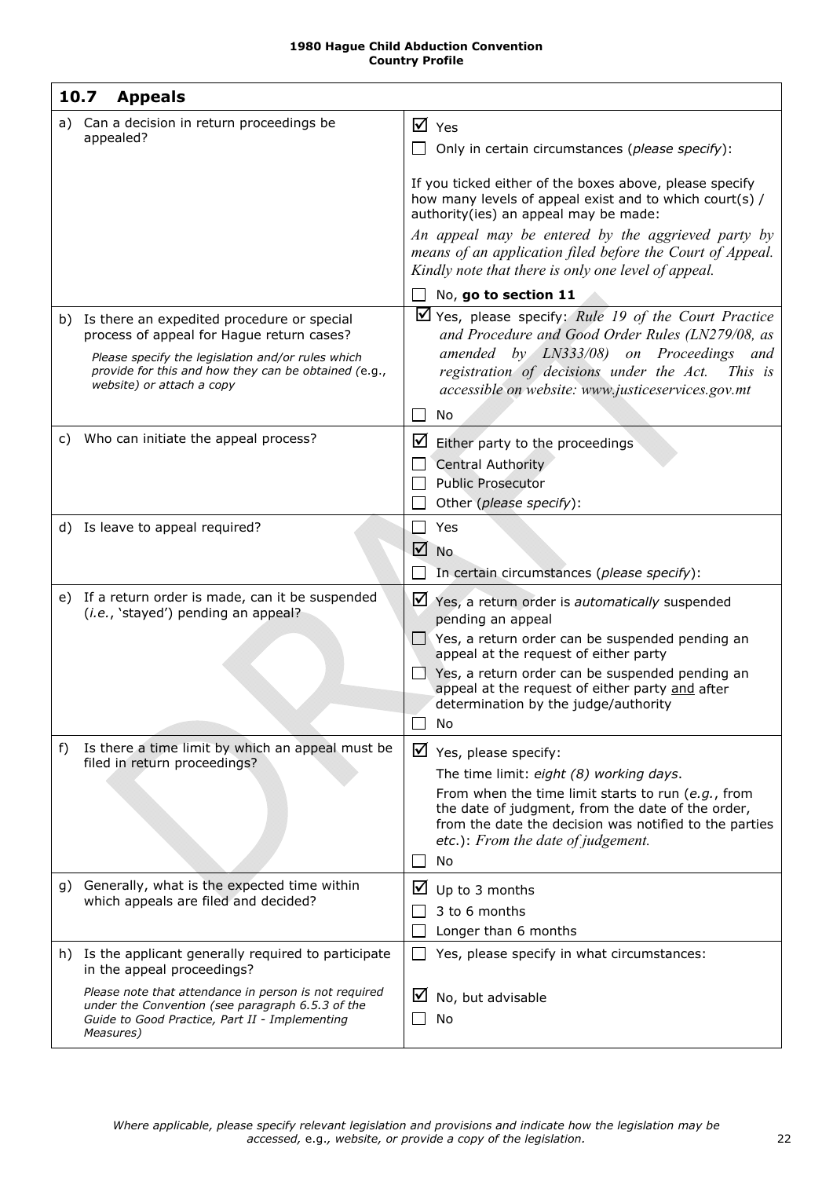| **10.7 Appeals** | |
|---|---|
| a) Can a decision in return proceedings be appealed? | ☑ Yes<br>☐ Only in certain circumstances (*please specify*):<br><br>If you ticked either of the boxes above, please specify how many levels of appeal exist and to which court(s) / authority(ies) an appeal may be made:<br>*An appeal may be entered by the aggrieved party by means of an application filed before the Court of Appeal. Kindly note that there is only one level of appeal.*<br>☐ No, **go to section 11** |
| b) Is there an expedited procedure or special process of appeal for Hague return cases?<br>*Please specify the legislation and/or rules which provide for this and how they can be obtained (*e.g.*, website) or attach a copy* | ☑ Yes, please specify: *Rule 19 of the Court Practice and Procedure and Good Order Rules (LN279/08, as amended by LN333/08) on Proceedings and registration of decisions under the Act. This is accessible on website: www.justiceservices.gov.mt*<br>☐ No |
| c) Who can initiate the appeal process? | ☑ Either party to the proceedings<br>☐ Central Authority<br>☐ Public Prosecutor<br>☐ Other (*please specify*): |
| d) Is leave to appeal required? | ☐ Yes<br>☑ No<br>☐ In certain circumstances (*please specify*): |
| e) If a return order is made, can it be suspended (*i.e.*, 'stayed') pending an appeal? | ☑ Yes, a return order is *automatically* suspended pending an appeal<br>☐ Yes, a return order can be suspended pending an appeal at the request of either party<br>☐ Yes, a return order can be suspended pending an appeal at the request of either party and after determination by the judge/authority<br>☐ No |
| f) Is there a time limit by which an appeal must be filed in return proceedings? | ☑ Yes, please specify:<br>The time limit: *eight (8) working days*.<br>From when the time limit starts to run (*e.g.*, from the date of judgment, from the date of the order, from the date the decision was notified to the parties *etc.*): *From the date of judgement.*<br>☐ No |
| g) Generally, what is the expected time within which appeals are filed and decided? | ☑ Up to 3 months<br>☐ 3 to 6 months<br>☐ Longer than 6 months |
| h) Is the applicant generally required to participate in the appeal proceedings?<br>*Please note that attendance in person is not required under the Convention (see paragraph 6.5.3 of the Guide to Good Practice, Part II - Implementing Measures)* | ☐ Yes, please specify in what circumstances:<br><br>☑ No, but advisable<br>☐ No |

*Where applicable, please specify relevant legislation and provisions and indicate how the legislation may be accessed,* e.g., *website, or provide a copy of the legislation.*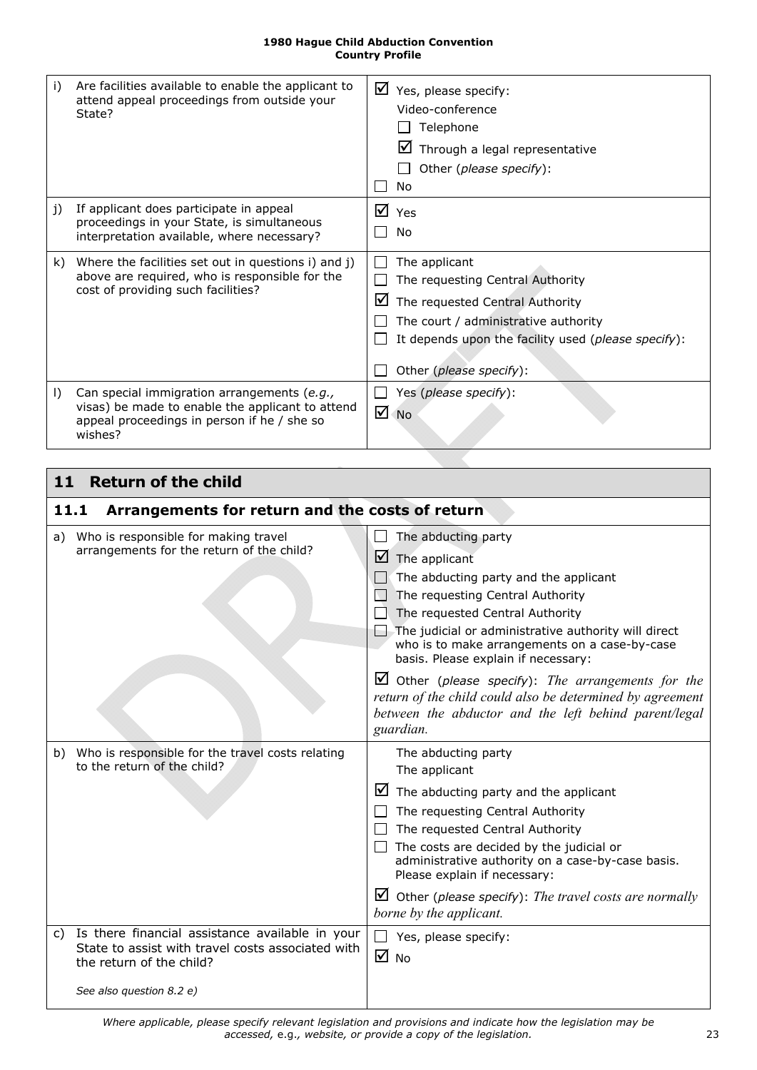| | | |
|---|---|---|
| i) | Are facilities available to enable the applicant to attend appeal proceedings from outside your State? | ☑ Yes, please specify:<br>Video-conference<br>☐ Telephone<br>☑ Through a legal representative<br>☐ Other (*please specify*):<br>☐ No |
| j) | If applicant does participate in appeal proceedings in your State, is simultaneous interpretation available, where necessary? | ☑ Yes<br>☐ No |
| k) | Where the facilities set out in questions i) and j) above are required, who is responsible for the cost of providing such facilities? | ☐ The applicant<br>☐ The requesting Central Authority<br>☑ The requested Central Authority<br>☐ The court / administrative authority<br>☐ It depends upon the facility used (*please specify*):<br>☐ Other (*please specify*): |
| l) | Can special immigration arrangements (*e.g.,* visas) be made to enable the applicant to attend appeal proceedings in person if he / she so wishes? | ☐ Yes (*please specify*):<br>☑ No |

## 11 Return of the child

### 11.1 Arrangements for return and the costs of return

| | | |
|---|---|---|
| a) | Who is responsible for making travel arrangements for the return of the child? | ☐ The abducting party<br>☑ The applicant<br>☐ The abducting party and the applicant<br>☐ The requesting Central Authority<br>☐ The requested Central Authority<br>☐ The judicial or administrative authority will direct who is to make arrangements on a case-by-case basis. Please explain if necessary:<br>☑ Other (*please specify*): *The arrangements for the return of the child could also be determined by agreement between the abductor and the left behind parent/legal guardian.* |
| b) | Who is responsible for the travel costs relating to the return of the child? | The abducting party<br>The applicant<br>☑ The abducting party and the applicant<br>☐ The requesting Central Authority<br>☐ The requested Central Authority<br>☐ The costs are decided by the judicial or administrative authority on a case-by-case basis. Please explain if necessary:<br>☑ Other (*please specify*): *The travel costs are normally borne by the applicant.* |
| c) | Is there financial assistance available in your State to assist with travel costs associated with the return of the child?<br><br>*See also question 8.2 e)* | ☐ Yes, please specify:<br>☑ No |

*Where applicable, please specify relevant legislation and provisions and indicate how the legislation may be accessed,* e.g., *website, or provide a copy of the legislation.*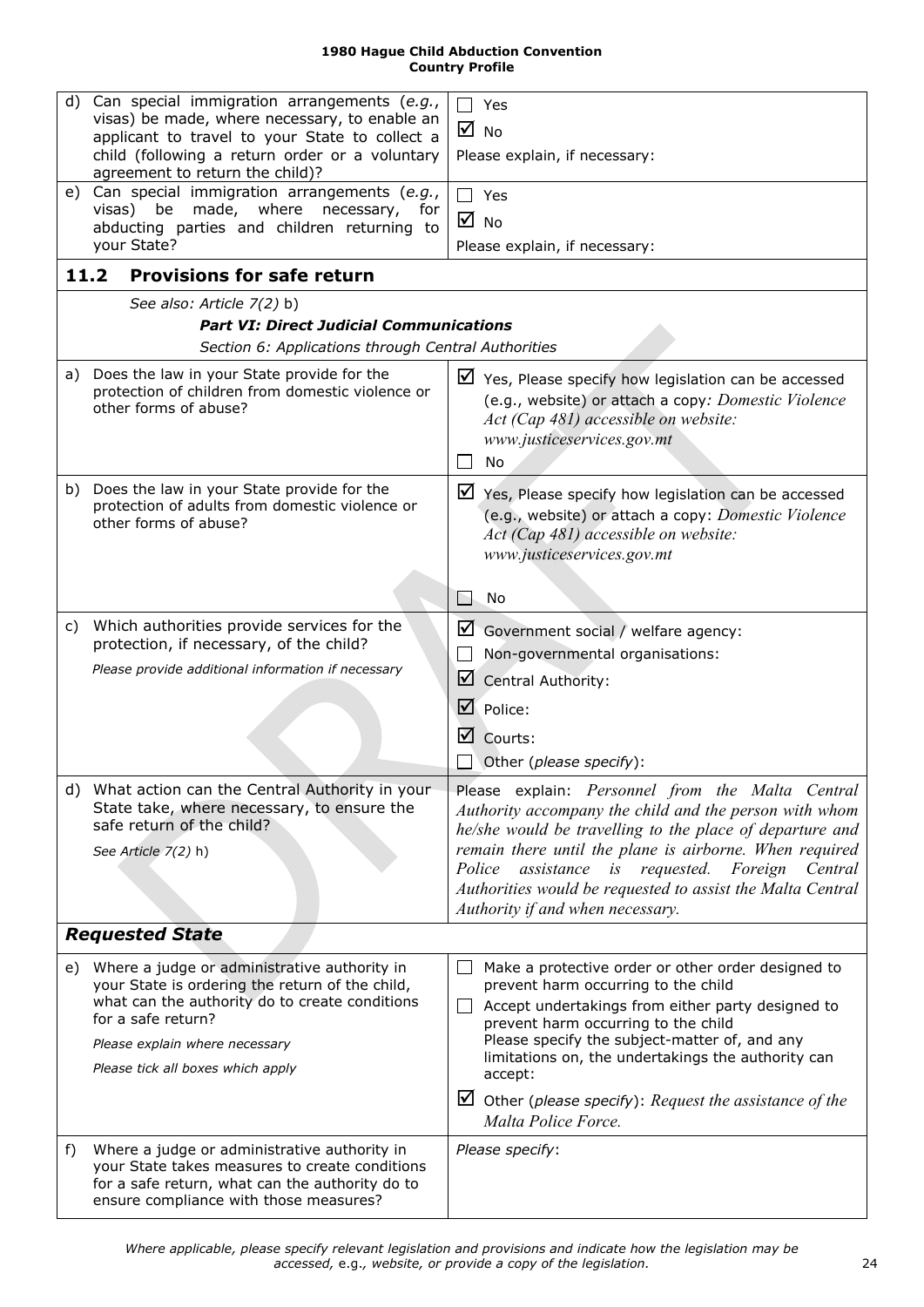| | |
|---|---|
| d) Can special immigration arrangements (*e.g.*, visas) be made, where necessary, to enable an applicant to travel to your State to collect a child (following a return order or a voluntary agreement to return the child)? | ☐ Yes<br>☑ No<br>Please explain, if necessary: |
| e) Can special immigration arrangements (*e.g.*, visas) be made, where necessary, for abducting parties and children returning to your State? | ☐ Yes<br>☑ No<br>Please explain, if necessary: |
| **11.2 Provisions for safe return** | |
| *See also: Article 7(2)* b)<br>***Part VI: Direct Judicial Communications***<br>*Section 6: Applications through Central Authorities* | |
| a) Does the law in your State provide for the protection of children from domestic violence or other forms of abuse? | ☑ Yes, Please specify how legislation can be accessed (e.g., website) or attach a copy*: Domestic Violence Act (Cap 481) accessible on website: www.justiceservices.gov.mt*<br>☐ No |
| b) Does the law in your State provide for the protection of adults from domestic violence or other forms of abuse? | ☑ Yes, Please specify how legislation can be accessed (e.g., website) or attach a copy: *Domestic Violence Act (Cap 481) accessible on website: www.justiceservices.gov.mt*<br>☐ No |
| c) Which authorities provide services for the protection, if necessary, of the child?<br>*Please provide additional information if necessary* | ☑ Government social / welfare agency:<br>☐ Non-governmental organisations:<br>☑ Central Authority:<br>☑ Police:<br>☑ Courts:<br>☐ Other (*please specify*): |
| d) What action can the Central Authority in your State take, where necessary, to ensure the safe return of the child?<br>*See Article 7(2)* h) | Please explain: *Personnel from the Malta Central Authority accompany the child and the person with whom he/she would be travelling to the place of departure and remain there until the plane is airborne. When required Police assistance is requested. Foreign Central Authorities would be requested to assist the Malta Central Authority if and when necessary.* |
| ***Requested State*** | |
| e) Where a judge or administrative authority in your State is ordering the return of the child, what can the authority do to create conditions for a safe return?<br>*Please explain where necessary*<br>*Please tick all boxes which apply* | ☐ Make a protective order or other order designed to prevent harm occurring to the child<br>☐ Accept undertakings from either party designed to prevent harm occurring to the child<br>Please specify the subject-matter of, and any limitations on, the undertakings the authority can accept:<br>☑ Other (*please specify*): *Request the assistance of the Malta Police Force.* |
| f) Where a judge or administrative authority in your State takes measures to create conditions for a safe return, what can the authority do to ensure compliance with those measures? | *Please specify*: |

*Where applicable, please specify relevant legislation and provisions and indicate how the legislation may be accessed,* e.g.*, website, or provide a copy of the legislation.*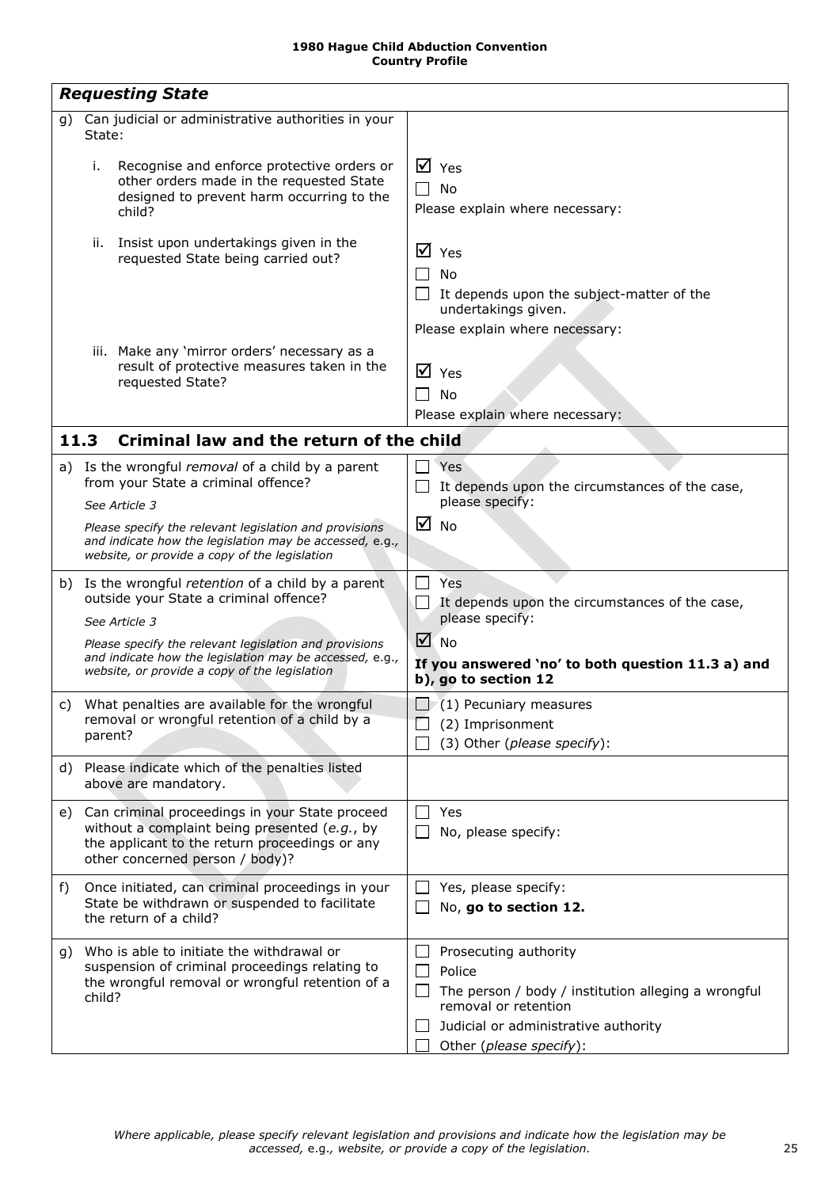| ***Requesting State*** | |
|---|---|
| g) Can judicial or administrative authorities in your State: | |
| i. Recognise and enforce protective orders or other orders made in the requested State designed to prevent harm occurring to the child? | ☑ Yes<br>☐ No<br>Please explain where necessary: |
| ii. Insist upon undertakings given in the requested State being carried out? | ☑ Yes<br>☐ No<br>☐ It depends upon the subject-matter of the undertakings given.<br>Please explain where necessary: |
| iii. Make any 'mirror orders' necessary as a result of protective measures taken in the requested State? | ☑ Yes<br>☐ No<br>Please explain where necessary: |
| **11.3 Criminal law and the return of the child** | |
| a) Is the wrongful *removal* of a child by a parent from your State a criminal offence?<br>*See Article 3*<br>*Please specify the relevant legislation and provisions and indicate how the legislation may be accessed, e.g., website, or provide a copy of the legislation* | ☐ Yes<br>☐ It depends upon the circumstances of the case, please specify:<br>☑ No |
| b) Is the wrongful *retention* of a child by a parent outside your State a criminal offence?<br>*See Article 3*<br>*Please specify the relevant legislation and provisions and indicate how the legislation may be accessed, e.g., website, or provide a copy of the legislation* | ☐ Yes<br>☐ It depends upon the circumstances of the case, please specify:<br>☑ No<br>**If you answered 'no' to both question 11.3 a) and b), go to section 12** |
| c) What penalties are available for the wrongful removal or wrongful retention of a child by a parent? | ☐ (1) Pecuniary measures<br>☐ (2) Imprisonment<br>☐ (3) Other (*please specify*): |
| d) Please indicate which of the penalties listed above are mandatory. | |
| e) Can criminal proceedings in your State proceed without a complaint being presented (*e.g.*, by the applicant to the return proceedings or any other concerned person / body)? | ☐ Yes<br>☐ No, please specify: |
| f) Once initiated, can criminal proceedings in your State be withdrawn or suspended to facilitate the return of a child? | ☐ Yes, please specify:<br>☐ No, **go to section 12.** |
| g) Who is able to initiate the withdrawal or suspension of criminal proceedings relating to the wrongful removal or wrongful retention of a child? | ☐ Prosecuting authority<br>☐ Police<br>☐ The person / body / institution alleging a wrongful removal or retention<br>☐ Judicial or administrative authority<br>☐ Other (*please specify*): |

*Where applicable, please specify relevant legislation and provisions and indicate how the legislation may be accessed, e.g., website, or provide a copy of the legislation.*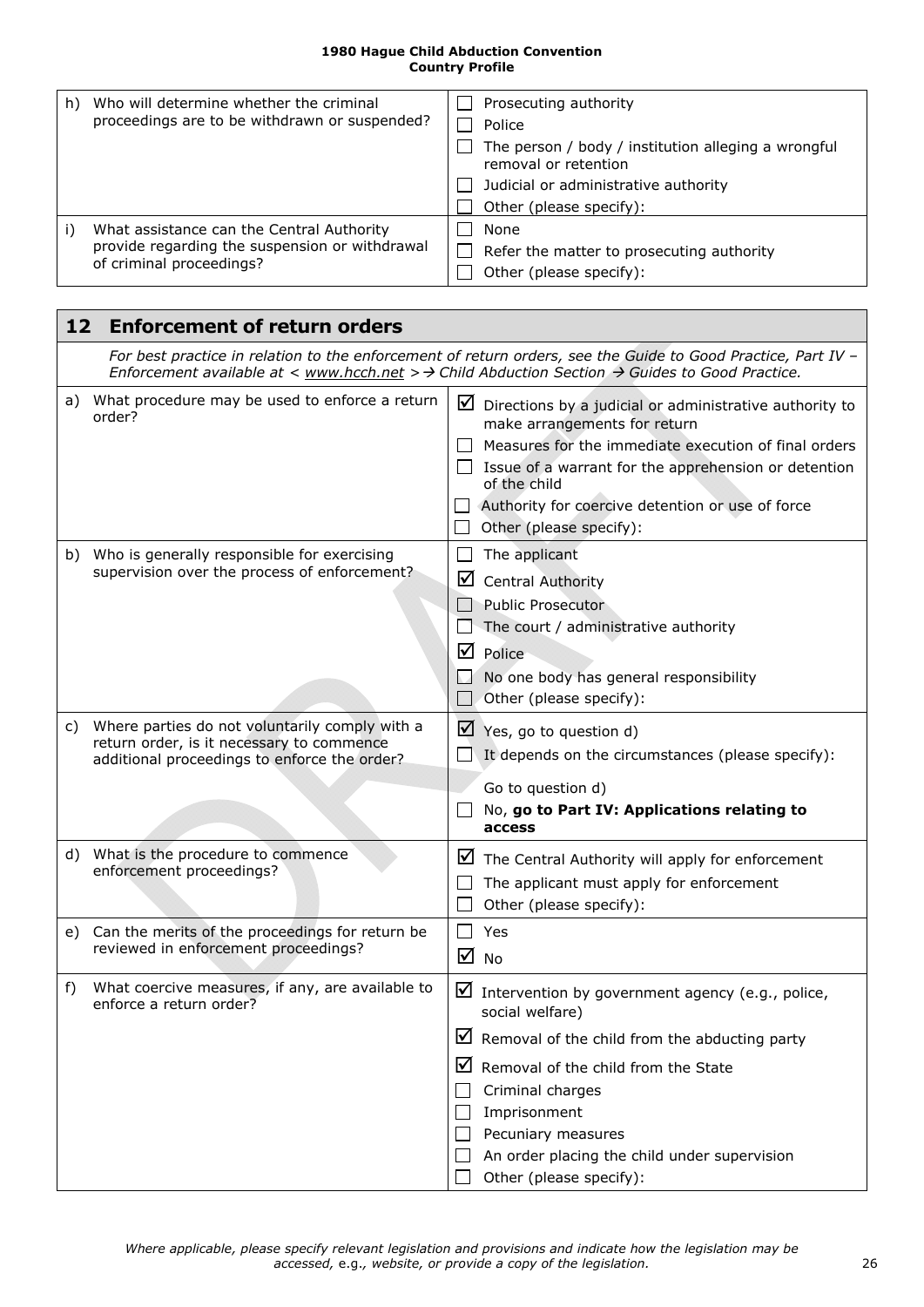| | | |
|---|---|---|
| h) | Who will determine whether the criminal proceedings are to be withdrawn or suspended? | ☐ Prosecuting authority<br>☐ Police<br>☐ The person / body / institution alleging a wrongful removal or retention<br>☐ Judicial or administrative authority<br>☐ Other (please specify): |
| i) | What assistance can the Central Authority provide regarding the suspension or withdrawal of criminal proceedings? | ☐ None<br>☐ Refer the matter to prosecuting authority<br>☐ Other (please specify): |

## 12 Enforcement of return orders

*For best practice in relation to the enforcement of return orders, see the Guide to Good Practice, Part IV – Enforcement available at < www.hcch.net > → Child Abduction Section → Guides to Good Practice.*

| | | |
|---|---|---|
| a) | What procedure may be used to enforce a return order? | ☑ Directions by a judicial or administrative authority to make arrangements for return<br>☐ Measures for the immediate execution of final orders<br>☐ Issue of a warrant for the apprehension or detention of the child<br>☐ Authority for coercive detention or use of force<br>☐ Other (please specify): |
| b) | Who is generally responsible for exercising supervision over the process of enforcement? | ☐ The applicant<br>☑ Central Authority<br>☐ Public Prosecutor<br>☐ The court / administrative authority<br>☑ Police<br>☐ No one body has general responsibility<br>☐ Other (please specify): |
| c) | Where parties do not voluntarily comply with a return order, is it necessary to commence additional proceedings to enforce the order? | ☑ Yes, go to question d)<br>☐ It depends on the circumstances (please specify):<br>Go to question d)<br>☐ No, **go to Part IV: Applications relating to access** |
| d) | What is the procedure to commence enforcement proceedings? | ☑ The Central Authority will apply for enforcement<br>☐ The applicant must apply for enforcement<br>☐ Other (please specify): |
| e) | Can the merits of the proceedings for return be reviewed in enforcement proceedings? | ☐ Yes<br>☑ No |
| f) | What coercive measures, if any, are available to enforce a return order? | ☑ Intervention by government agency (e.g., police, social welfare)<br>☑ Removal of the child from the abducting party<br>☑ Removal of the child from the State<br>☐ Criminal charges<br>☐ Imprisonment<br>☐ Pecuniary measures<br>☐ An order placing the child under supervision<br>☐ Other (please specify): |

*Where applicable, please specify relevant legislation and provisions and indicate how the legislation may be accessed,* e.g.*, website, or provide a copy of the legislation.*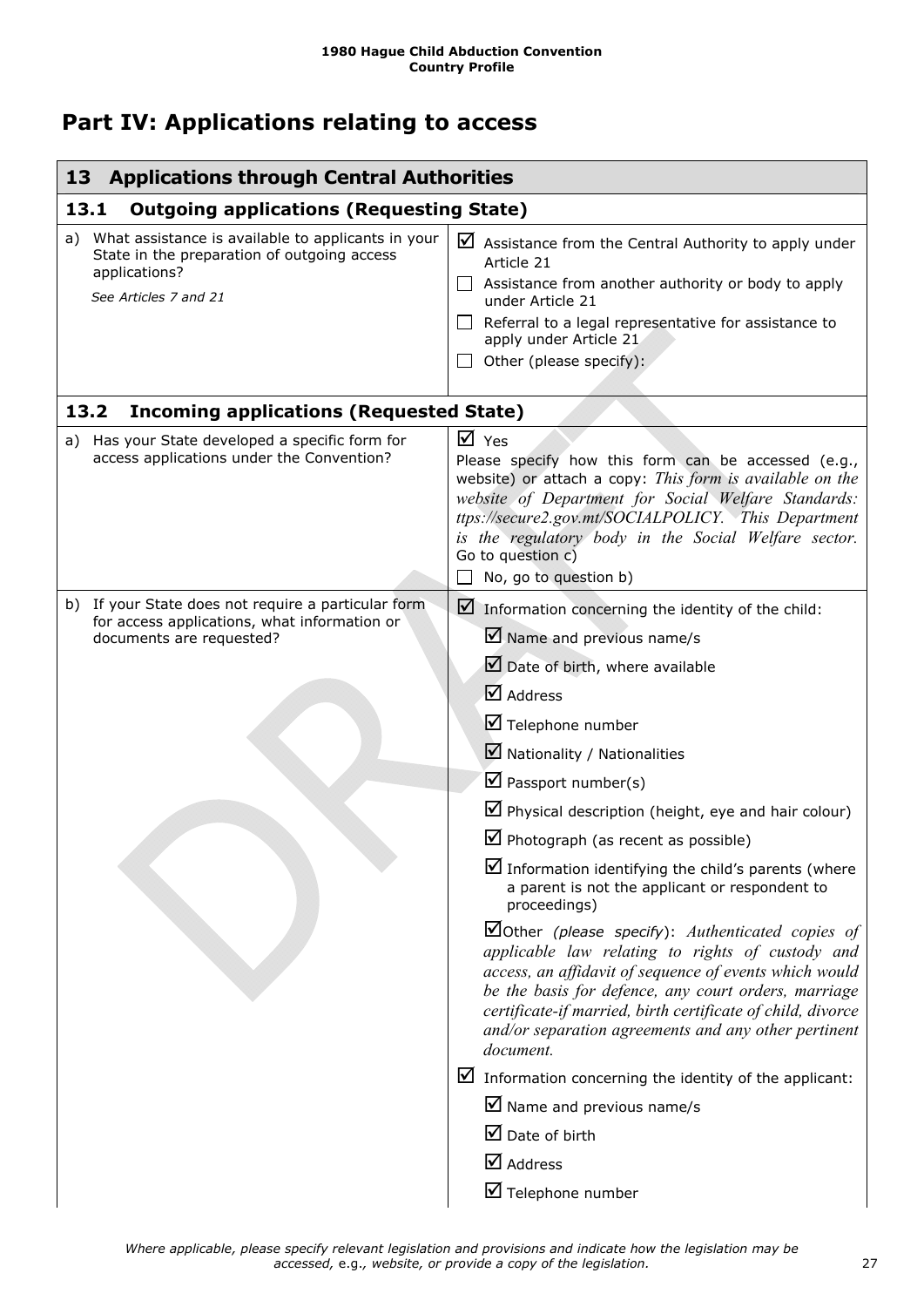# Part IV: Applications relating to access

| 13 Applications through Central Authorities | |
|---|---|
| **13.1 Outgoing applications (Requesting State)** | |
| a) What assistance is available to applicants in your State in the preparation of outgoing access applications?<br>*See Articles 7 and 21* | ☑ Assistance from the Central Authority to apply under Article 21<br>☐ Assistance from another authority or body to apply under Article 21<br>☐ Referral to a legal representative for assistance to apply under Article 21<br>☐ Other (please specify): |
| **13.2 Incoming applications (Requested State)** | |
| a) Has your State developed a specific form for access applications under the Convention? | ☑ Yes<br>Please specify how this form can be accessed (e.g., website) or attach a copy: *This form is available on the website of Department for Social Welfare Standards: ttps://secure2.gov.mt/SOCIALPOLICY. This Department is the regulatory body in the Social Welfare sector.*<br>Go to question c)<br>☐ No, go to question b) |
| b) If your State does not require a particular form for access applications, what information or documents are requested? | ☑ Information concerning the identity of the child:<br>☑ Name and previous name/s<br>☑ Date of birth, where available<br>☑ Address<br>☑ Telephone number<br>☑ Nationality / Nationalities<br>☑ Passport number(s)<br>☑ Physical description (height, eye and hair colour)<br>☑ Photograph (as recent as possible)<br>☑ Information identifying the child's parents (where a parent is not the applicant or respondent to proceedings)<br>☑Other *(please specify)*: *Authenticated copies of applicable law relating to rights of custody and access, an affidavit of sequence of events which would be the basis for defence, any court orders, marriage certificate-if married, birth certificate of child, divorce and/or separation agreements and any other pertinent document.*<br>☑ Information concerning the identity of the applicant:<br>☑ Name and previous name/s<br>☑ Date of birth<br>☑ Address<br>☑ Telephone number |

*Where applicable, please specify relevant legislation and provisions and indicate how the legislation may be accessed, e.g., website, or provide a copy of the legislation.*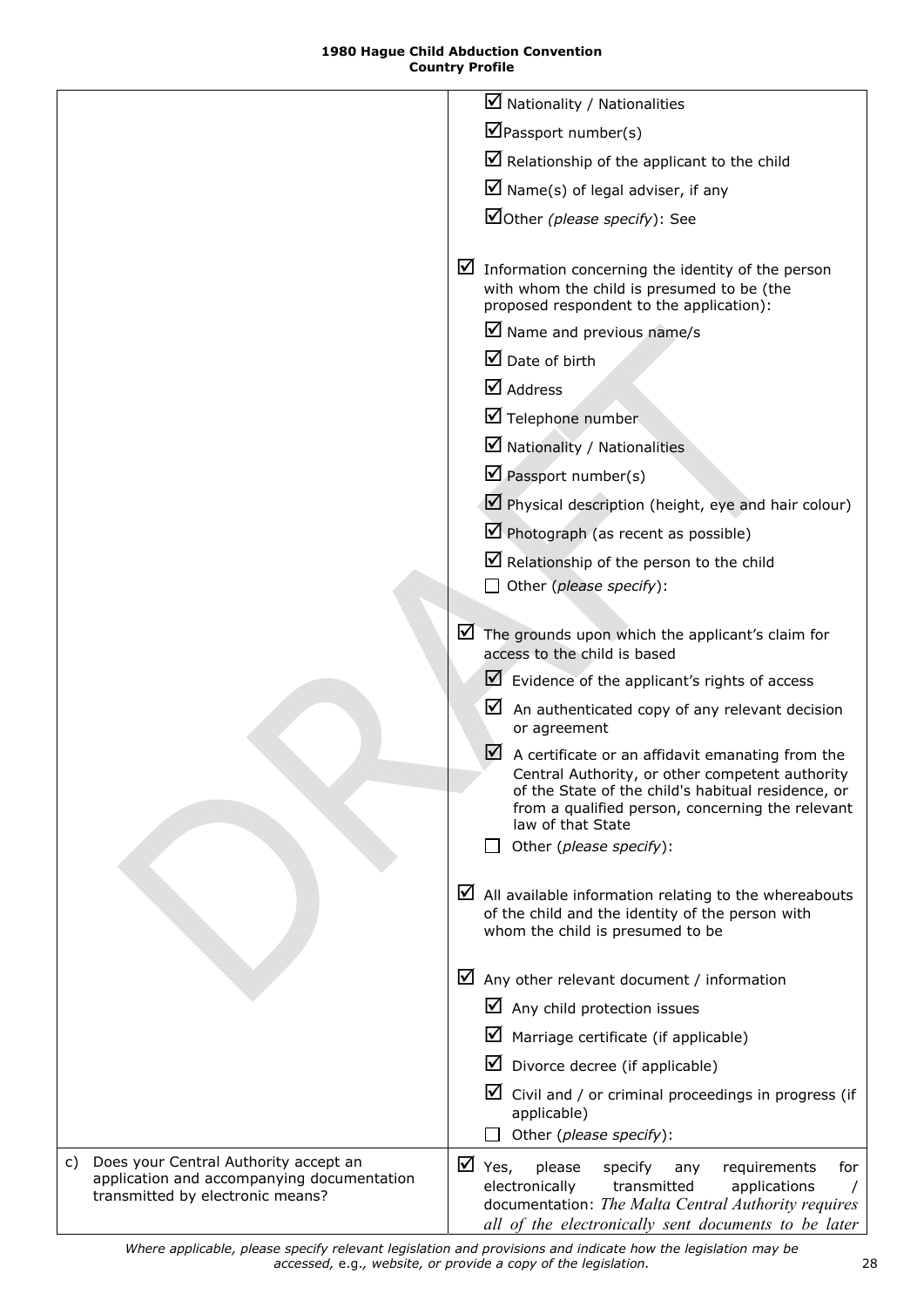| | |
|---|---|
| | ☑ Nationality / Nationalities<br>☑ Passport number(s)<br>☑ Relationship of the applicant to the child<br>☑ Name(s) of legal adviser, if any<br>☑ Other *(please specify)*: See<br><br>☑ Information concerning the identity of the person with whom the child is presumed to be (the proposed respondent to the application):<br>☑ Name and previous name/s<br>☑ Date of birth<br>☑ Address<br>☑ Telephone number<br>☑ Nationality / Nationalities<br>☑ Passport number(s)<br>☑ Physical description (height, eye and hair colour)<br>☑ Photograph (as recent as possible)<br>☑ Relationship of the person to the child<br>☐ Other (*please specify*):<br><br>☑ The grounds upon which the applicant's claim for access to the child is based<br>☑ Evidence of the applicant's rights of access<br>☑ An authenticated copy of any relevant decision or agreement<br>☑ A certificate or an affidavit emanating from the Central Authority, or other competent authority of the State of the child's habitual residence, or from a qualified person, concerning the relevant law of that State<br>☐ Other (*please specify*):<br><br>☑ All available information relating to the whereabouts of the child and the identity of the person with whom the child is presumed to be<br><br>☑ Any other relevant document / information<br>☑ Any child protection issues<br>☑ Marriage certificate (if applicable)<br>☑ Divorce decree (if applicable)<br>☑ Civil and / or criminal proceedings in progress (if applicable)<br>☐ Other (*please specify*): |
| c) Does your Central Authority accept an application and accompanying documentation transmitted by electronic means? | ☑ Yes, please specify any requirements for electronically transmitted applications / documentation: *The Malta Central Authority requires all of the electronically sent documents to be later* |

*Where applicable, please specify relevant legislation and provisions and indicate how the legislation may be accessed,* e.g., *website, or provide a copy of the legislation.*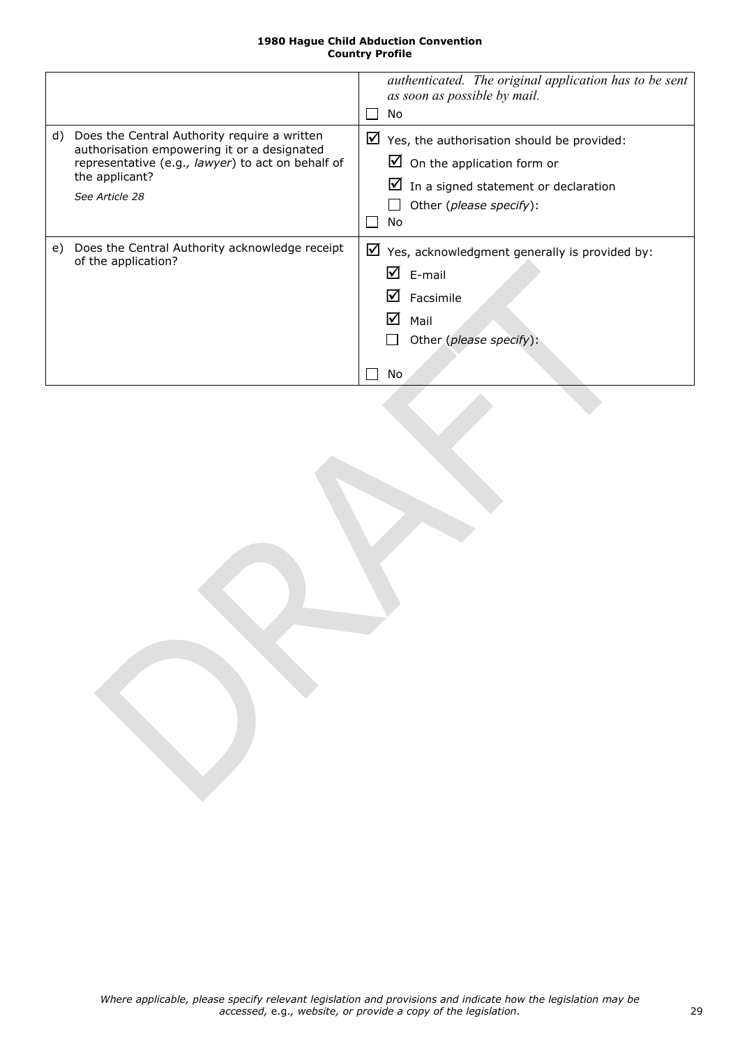| | |
|---|---|
| | *authenticated. The original application has to be sent as soon as possible by mail.*<br>☐ No |
| d) Does the Central Authority require a written authorisation empowering it or a designated representative (e.g., *lawyer*) to act on behalf of the applicant?<br>*See Article 28* | ☑ Yes, the authorisation should be provided:<br>☑ On the application form or<br>☑ In a signed statement or declaration<br>☐ Other (*please specify*):<br>☐ No |
| e) Does the Central Authority acknowledge receipt of the application? | ☑ Yes, acknowledgment generally is provided by:<br>☑ E-mail<br>☑ Facsimile<br>☑ Mail<br>☐ Other (*please specify*):<br>☐ No |

*Where applicable, please specify relevant legislation and provisions and indicate how the legislation may be accessed, e.g., website, or provide a copy of the legislation.*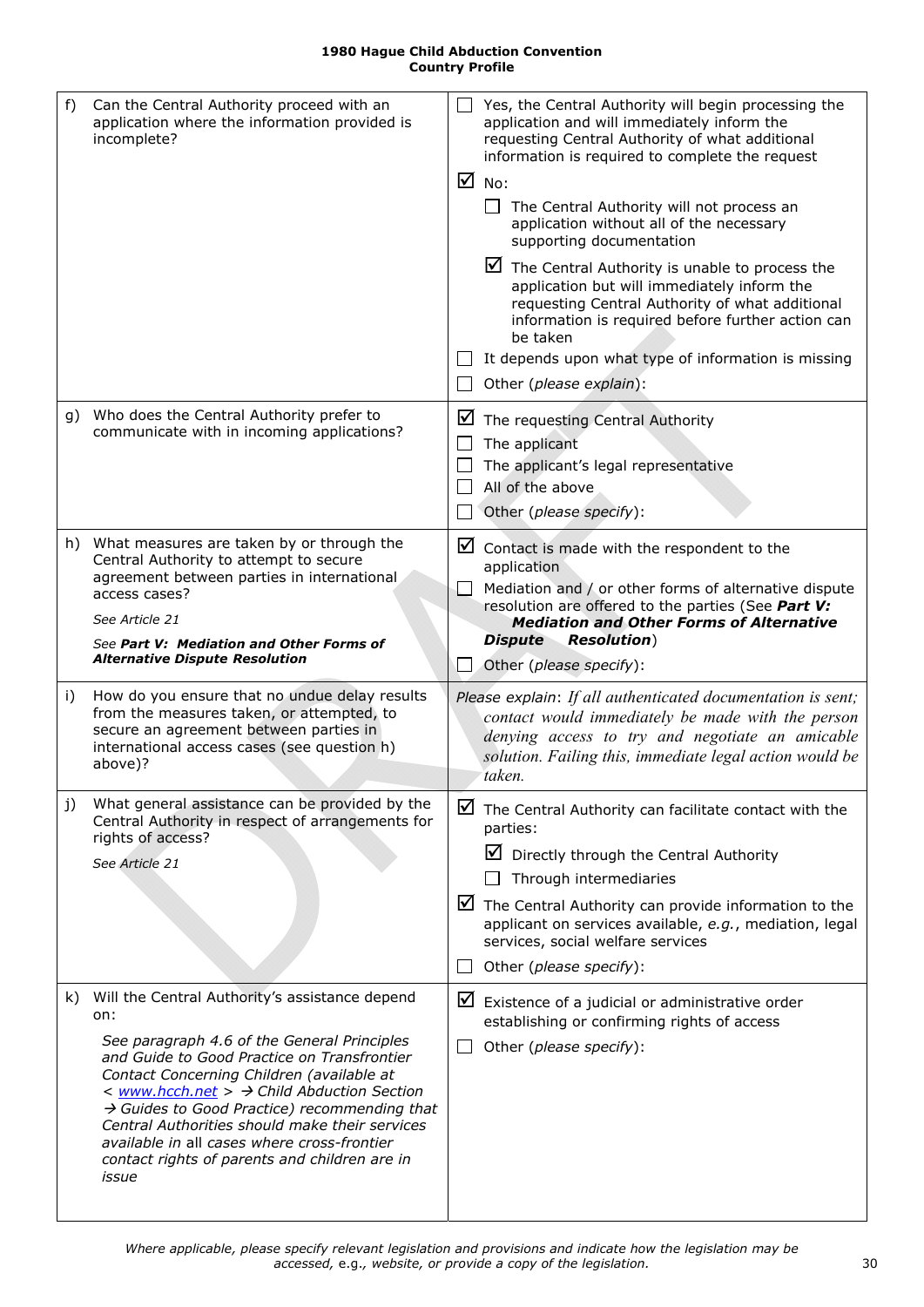| | |
|---|---|
| f) Can the Central Authority proceed with an application where the information provided is incomplete? | ☐ Yes, the Central Authority will begin processing the application and will immediately inform the requesting Central Authority of what additional information is required to complete the request<br>☑ No:<br>☐ The Central Authority will not process an application without all of the necessary supporting documentation<br>☑ The Central Authority is unable to process the application but will immediately inform the requesting Central Authority of what additional information is required before further action can be taken<br>☐ It depends upon what type of information is missing<br>☐ Other (*please explain*): |
| g) Who does the Central Authority prefer to communicate with in incoming applications? | ☑ The requesting Central Authority<br>☐ The applicant<br>☐ The applicant's legal representative<br>☐ All of the above<br>☐ Other (*please specify*): |
| h) What measures are taken by or through the Central Authority to attempt to secure agreement between parties in international access cases?<br>*See Article 21*<br>*See **Part V: Mediation and Other Forms of Alternative Dispute Resolution*** | ☑ Contact is made with the respondent to the application<br>☐ Mediation and / or other forms of alternative dispute resolution are offered to the parties (See ***Part V: Mediation and Other Forms of Alternative Dispute Resolution***)<br>☐ Other (*please specify*): |
| i) How do you ensure that no undue delay results from the measures taken, or attempted, to secure an agreement between parties in international access cases (see question h) above)? | *Please explain*: *If all authenticated documentation is sent; contact would immediately be made with the person denying access to try and negotiate an amicable solution. Failing this, immediate legal action would be taken.* |
| j) What general assistance can be provided by the Central Authority in respect of arrangements for rights of access?<br>*See Article 21* | ☑ The Central Authority can facilitate contact with the parties:<br>☑ Directly through the Central Authority<br>☐ Through intermediaries<br>☑ The Central Authority can provide information to the applicant on services available, *e.g.*, mediation, legal services, social welfare services<br>☐ Other (*please specify*): |
| k) Will the Central Authority's assistance depend on:<br>*See paragraph 4.6 of the General Principles and Guide to Good Practice on Transfrontier Contact Concerning Children (available at < www.hcch.net > → Child Abduction Section → Guides to Good Practice) recommending that Central Authorities should make their services available in* all *cases where cross-frontier contact rights of parents and children are in issue* | ☑ Existence of a judicial or administrative order establishing or confirming rights of access<br>☐ Other (*please specify*): |

*Where applicable, please specify relevant legislation and provisions and indicate how the legislation may be accessed,* e.g., *website, or provide a copy of the legislation.*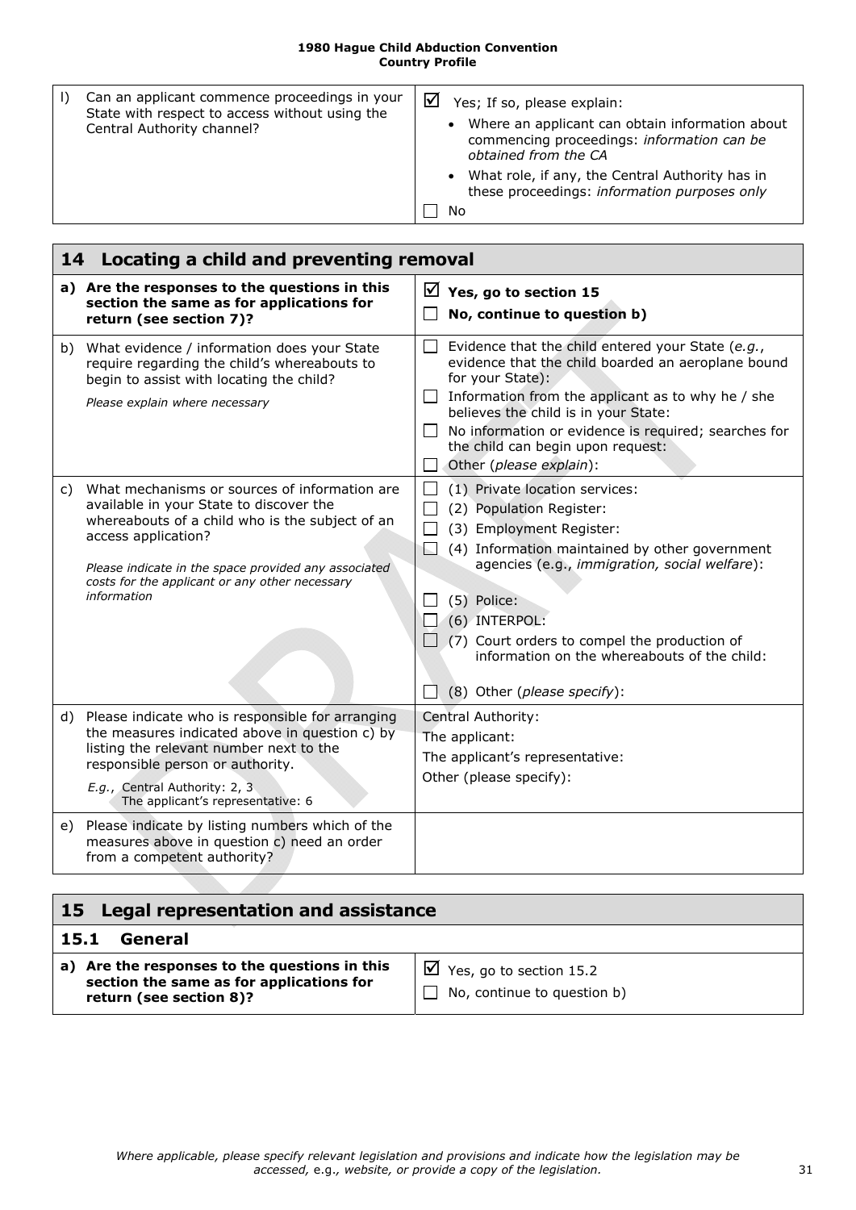| l) Can an applicant commence proceedings in your State with respect to access without using the Central Authority channel? | ☑ Yes; If so, please explain:<br>• Where an applicant can obtain information about commencing proceedings: *information can be obtained from the CA*<br>• What role, if any, the Central Authority has in these proceedings: *information purposes only*<br>☐ No |
|---|---|

## 14 Locating a child and preventing removal

| | |
|---|---|
| **a) Are the responses to the questions in this section the same as for applications for return (see section 7)?** | ☑ **Yes, go to section 15**<br>☐ **No, continue to question b)** |
| b) What evidence / information does your State require regarding the child's whereabouts to begin to assist with locating the child?<br>*Please explain where necessary* | ☐ Evidence that the child entered your State (*e.g.*, evidence that the child boarded an aeroplane bound for your State):<br>☐ Information from the applicant as to why he / she believes the child is in your State:<br>☐ No information or evidence is required; searches for the child can begin upon request:<br>☐ Other (*please explain*): |
| c) What mechanisms or sources of information are available in your State to discover the whereabouts of a child who is the subject of an access application?<br>*Please indicate in the space provided any associated costs for the applicant or any other necessary information* | ☐ (1) Private location services:<br>☐ (2) Population Register:<br>☐ (3) Employment Register:<br>☐ (4) Information maintained by other government agencies (e.g., *immigration, social welfare*):<br>☐ (5) Police:<br>☐ (6) INTERPOL:<br>☐ (7) Court orders to compel the production of information on the whereabouts of the child:<br>☐ (8) Other (*please specify*): |
| d) Please indicate who is responsible for arranging the measures indicated above in question c) by listing the relevant number next to the responsible person or authority.<br>*E.g.*, Central Authority: 2, 3<br>The applicant's representative: 6 | Central Authority:<br>The applicant:<br>The applicant's representative:<br>Other (please specify): |
| e) Please indicate by listing numbers which of the measures above in question c) need an order from a competent authority? | |

## 15 Legal representation and assistance

### 15.1 General

| | |
|---|---|
| **a) Are the responses to the questions in this section the same as for applications for return (see section 8)?** | ☑ Yes, go to section 15.2<br>☐ No, continue to question b) |

*Where applicable, please specify relevant legislation and provisions and indicate how the legislation may be accessed, e.g., website, or provide a copy of the legislation.*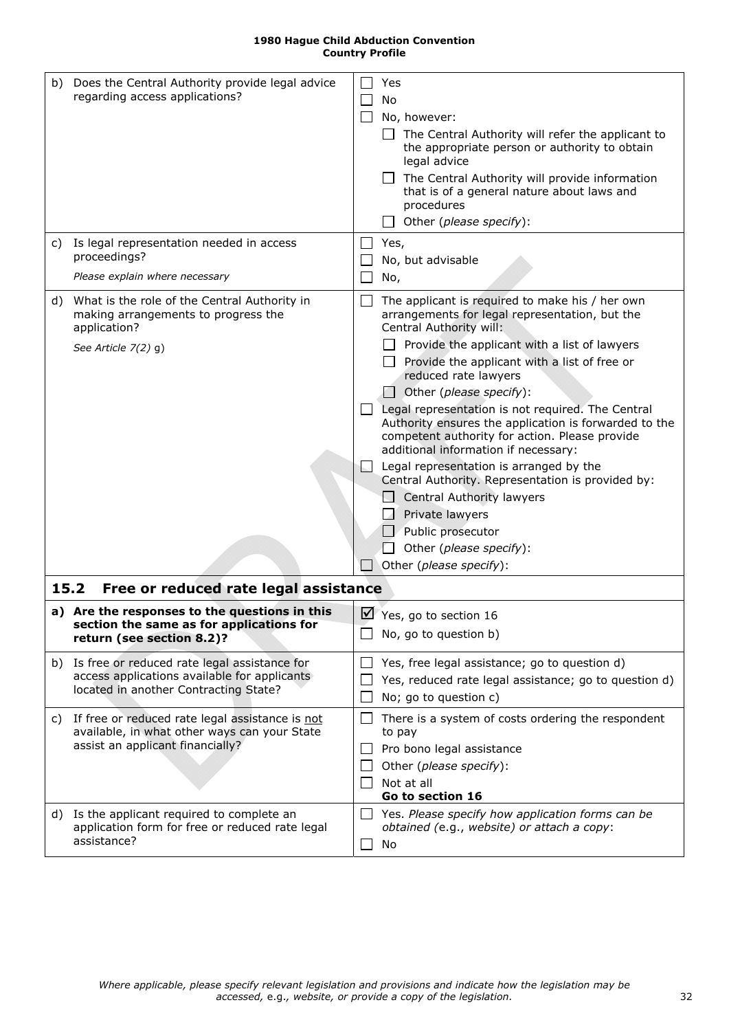**1980 Hague Child Abduction Convention**
**Country Profile**

| | |
|---|---|
| b) Does the Central Authority provide legal advice regarding access applications? | ☐ Yes<br>☐ No<br>☐ No, however:<br>☐ The Central Authority will refer the applicant to the appropriate person or authority to obtain legal advice<br>☐ The Central Authority will provide information that is of a general nature about laws and procedures<br>☐ Other (*please specify*): |
| c) Is legal representation needed in access proceedings?<br>*Please explain where necessary* | ☐ Yes,<br>☐ No, but advisable<br>☐ No, |
| d) What is the role of the Central Authority in making arrangements to progress the application?<br>*See Article 7(2)* g) | ☐ The applicant is required to make his / her own arrangements for legal representation, but the Central Authority will:<br>☐ Provide the applicant with a list of lawyers<br>☐ Provide the applicant with a list of free or reduced rate lawyers<br>☐ Other (*please specify*):<br>☐ Legal representation is not required. The Central Authority ensures the application is forwarded to the competent authority for action. Please provide additional information if necessary:<br>☐ Legal representation is arranged by the Central Authority. Representation is provided by:<br>☐ Central Authority lawyers<br>☐ Private lawyers<br>☐ Public prosecutor<br>☐ Other (*please specify*):<br>☐ Other (*please specify*): |

## 15.2 Free or reduced rate legal assistance

| | |
|---|---|
| **a) Are the responses to the questions in this section the same as for applications for return (see section 8.2)?** | ☑ Yes, go to section 16<br>☐ No, go to question b) |
| b) Is free or reduced rate legal assistance for access applications available for applicants located in another Contracting State? | ☐ Yes, free legal assistance; go to question d)<br>☐ Yes, reduced rate legal assistance; go to question d)<br>☐ No; go to question c) |
| c) If free or reduced rate legal assistance is not available, in what other ways can your State assist an applicant financially? | ☐ There is a system of costs ordering the respondent to pay<br>☐ Pro bono legal assistance<br>☐ Other (*please specify*):<br>☐ Not at all<br>**Go to section 16** |
| d) Is the applicant required to complete an application form for free or reduced rate legal assistance? | ☐ Yes. *Please specify how application forms can be obtained (*e.g., *website) or attach a copy*:<br>☐ No |

*Where applicable, please specify relevant legislation and provisions and indicate how the legislation may be accessed,* e.g., *website, or provide a copy of the legislation.*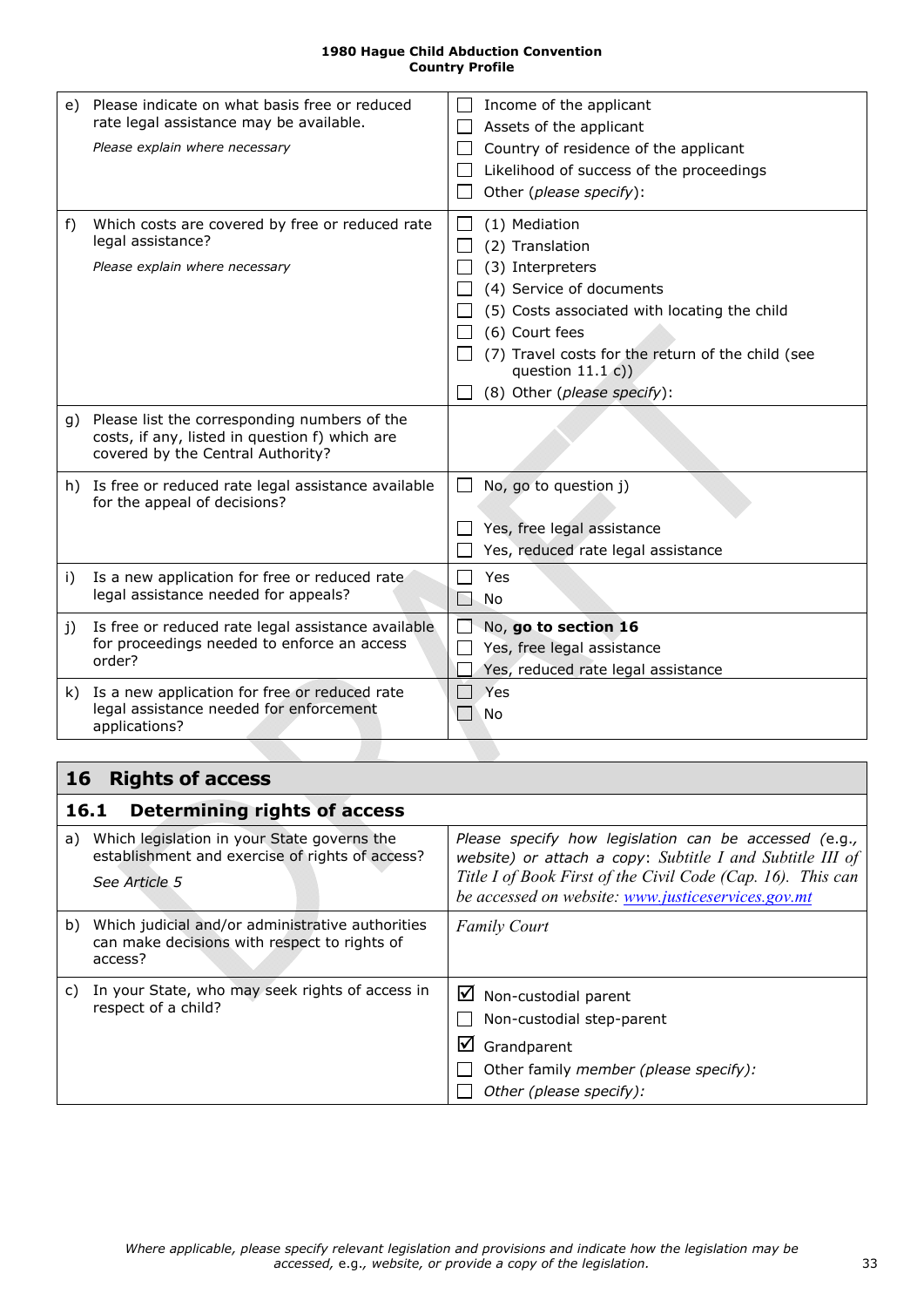| | |
|---|---|
| e) Please indicate on what basis free or reduced rate legal assistance may be available.<br>*Please explain where necessary* | ☐ Income of the applicant<br>☐ Assets of the applicant<br>☐ Country of residence of the applicant<br>☐ Likelihood of success of the proceedings<br>☐ Other (*please specify*): |
| f) Which costs are covered by free or reduced rate legal assistance?<br>*Please explain where necessary* | ☐ (1) Mediation<br>☐ (2) Translation<br>☐ (3) Interpreters<br>☐ (4) Service of documents<br>☐ (5) Costs associated with locating the child<br>☐ (6) Court fees<br>☐ (7) Travel costs for the return of the child (see question 11.1 c))<br>☐ (8) Other (*please specify*): |
| g) Please list the corresponding numbers of the costs, if any, listed in question f) which are covered by the Central Authority? | |
| h) Is free or reduced rate legal assistance available for the appeal of decisions? | ☐ No, go to question j)<br>☐ Yes, free legal assistance<br>☐ Yes, reduced rate legal assistance |
| i) Is a new application for free or reduced rate legal assistance needed for appeals? | ☐ Yes<br>☐ No |
| j) Is free or reduced rate legal assistance available for proceedings needed to enforce an access order? | ☐ No, **go to section 16**<br>☐ Yes, free legal assistance<br>☐ Yes, reduced rate legal assistance |
| k) Is a new application for free or reduced rate legal assistance needed for enforcement applications? | ☐ Yes<br>☐ No |

## 16 Rights of access

### 16.1 Determining rights of access

| | |
|---|---|
| a) Which legislation in your State governs the establishment and exercise of rights of access?<br>*See Article 5* | *Please specify how legislation can be accessed (e.g., website) or attach a copy*: *Subtitle I and Subtitle III of Title I of Book First of the Civil Code (Cap. 16). This can be accessed on website: www.justiceservices.gov.mt* |
| b) Which judicial and/or administrative authorities can make decisions with respect to rights of access? | *Family Court* |
| c) In your State, who may seek rights of access in respect of a child? | ☑ Non-custodial parent<br>☐ Non-custodial step-parent<br>☑ Grandparent<br>☐ Other family *member (please specify)*:<br>☐ *Other (please specify)*: |

*Where applicable, please specify relevant legislation and provisions and indicate how the legislation may be accessed, e.g., website, or provide a copy of the legislation.*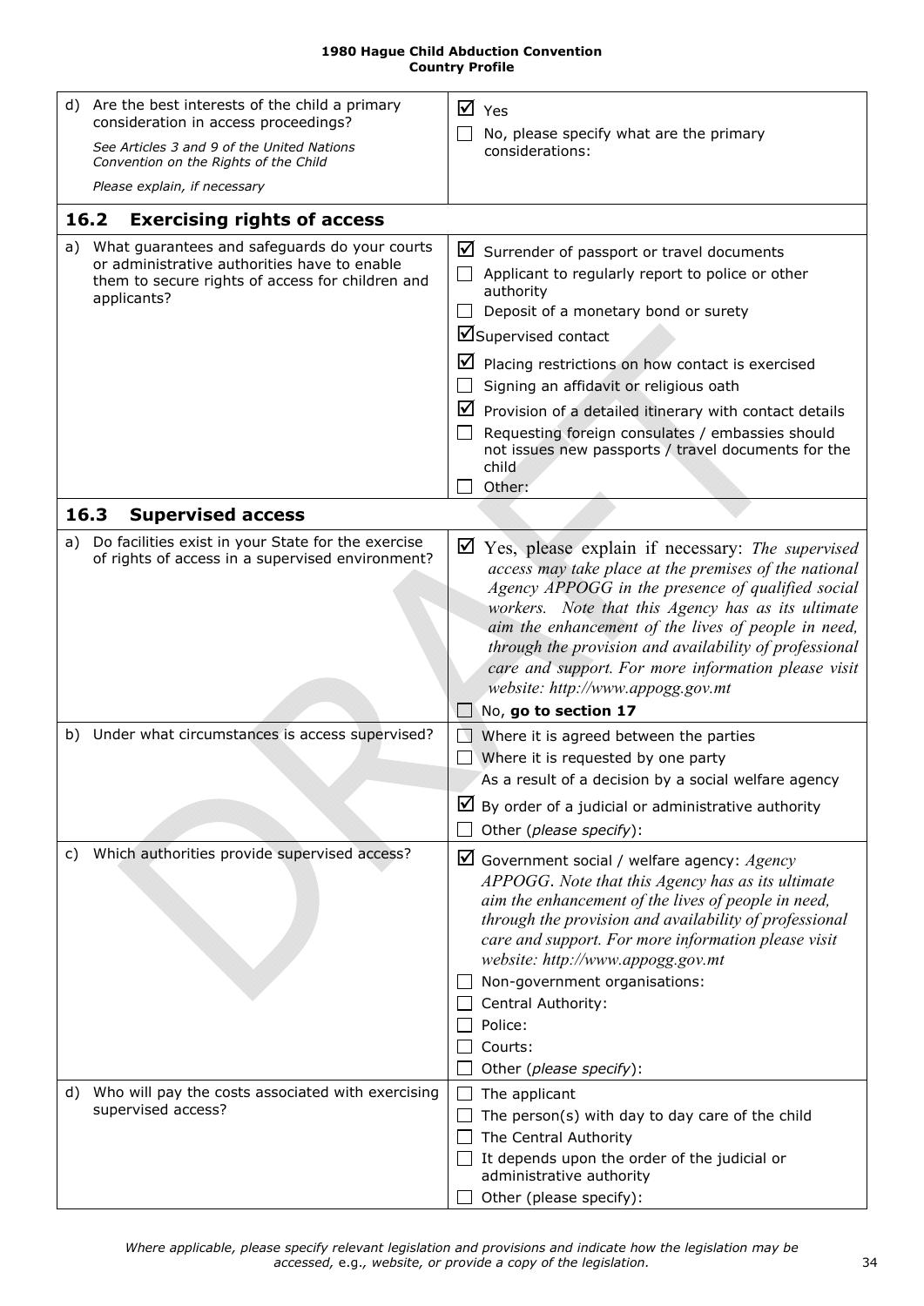| | |
|---|---|
| d) Are the best interests of the child a primary consideration in access proceedings?<br>*See Articles 3 and 9 of the United Nations Convention on the Rights of the Child*<br>*Please explain, if necessary* | ☑ Yes<br>☐ No, please specify what are the primary considerations: |

| **16.2 Exercising rights of access** | |
|---|---|
| a) What guarantees and safeguards do your courts or administrative authorities have to enable them to secure rights of access for children and applicants? | ☑ Surrender of passport or travel documents<br>☐ Applicant to regularly report to police or other authority<br>☐ Deposit of a monetary bond or surety<br>☑ Supervised contact<br>☑ Placing restrictions on how contact is exercised<br>☐ Signing an affidavit or religious oath<br>☑ Provision of a detailed itinerary with contact details<br>☐ Requesting foreign consulates / embassies should not issues new passports / travel documents for the child<br>☐ Other: |

| **16.3 Supervised access** | |
|---|---|
| a) Do facilities exist in your State for the exercise of rights of access in a supervised environment? | ☑ Yes, please explain if necessary: *The supervised access may take place at the premises of the national Agency APPOGG in the presence of qualified social workers. Note that this Agency has as its ultimate aim the enhancement of the lives of people in need, through the provision and availability of professional care and support. For more information please visit website: http://www.appogg.gov.mt*<br>☐ No, **go to section 17** |
| b) Under what circumstances is access supervised? | ☐ Where it is agreed between the parties<br>☐ Where it is requested by one party<br>As a result of a decision by a social welfare agency<br>☑ By order of a judicial or administrative authority<br>☐ Other (*please specify*): |
| c) Which authorities provide supervised access? | ☑ Government social / welfare agency: *Agency APPOGG. Note that this Agency has as its ultimate aim the enhancement of the lives of people in need, through the provision and availability of professional care and support. For more information please visit website: http://www.appogg.gov.mt*<br>☐ Non-government organisations:<br>☐ Central Authority:<br>☐ Police:<br>☐ Courts:<br>☐ Other (*please specify*): |
| d) Who will pay the costs associated with exercising supervised access? | ☐ The applicant<br>☐ The person(s) with day to day care of the child<br>☐ The Central Authority<br>☐ It depends upon the order of the judicial or administrative authority<br>☐ Other (please specify): |

*Where applicable, please specify relevant legislation and provisions and indicate how the legislation may be accessed, e.g., website, or provide a copy of the legislation.*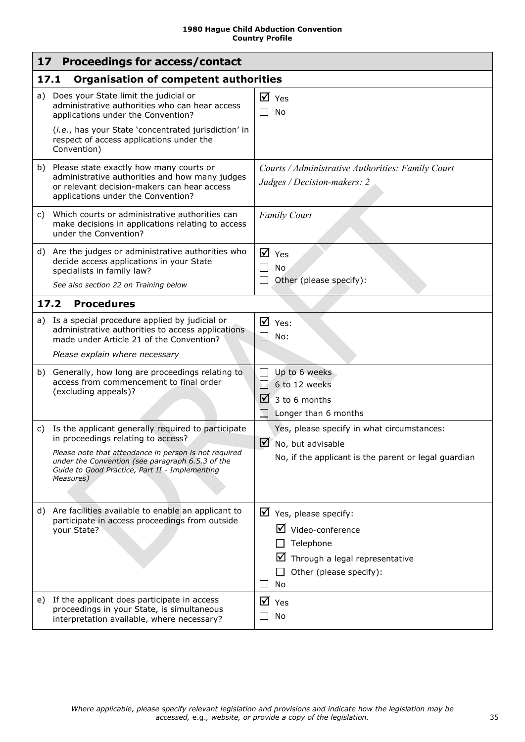## 17 Proceedings for access/contact

### 17.1 Organisation of competent authorities

| | |
|---|---|
| a) Does your State limit the judicial or administrative authorities who can hear access applications under the Convention?<br><br>(*i.e.*, has your State 'concentrated jurisdiction' in respect of access applications under the Convention) | ☑ Yes<br>☐ No |
| b) Please state exactly how many courts or administrative authorities and how many judges or relevant decision-makers can hear access applications under the Convention? | *Courts / Administrative Authorities: Family Court*<br>*Judges / Decision-makers: 2* |
| c) Which courts or administrative authorities can make decisions in applications relating to access under the Convention? | *Family Court* |
| d) Are the judges or administrative authorities who decide access applications in your State specialists in family law?<br><br>*See also section 22 on Training below* | ☑ Yes<br>☐ No<br>☐ Other (please specify): |

### 17.2 Procedures

| | |
|---|---|
| a) Is a special procedure applied by judicial or administrative authorities to access applications made under Article 21 of the Convention?<br><br>*Please explain where necessary* | ☑ Yes:<br>☐ No: |
| b) Generally, how long are proceedings relating to access from commencement to final order (excluding appeals)? | ☐ Up to 6 weeks<br>☐ 6 to 12 weeks<br>☑ 3 to 6 months<br>☐ Longer than 6 months |
| c) Is the applicant generally required to participate in proceedings relating to access?<br><br>*Please note that attendance in person is not required under the Convention (see paragraph 6.5.3 of the Guide to Good Practice, Part II - Implementing Measures)* | Yes, please specify in what circumstances:<br>☑ No, but advisable<br>No, if the applicant is the parent or legal guardian |
| d) Are facilities available to enable an applicant to participate in access proceedings from outside your State? | ☑ Yes, please specify:<br>☑ Video-conference<br>☐ Telephone<br>☑ Through a legal representative<br>☐ Other (please specify):<br>☐ No |
| e) If the applicant does participate in access proceedings in your State, is simultaneous interpretation available, where necessary? | ☑ Yes<br>☐ No |

*Where applicable, please specify relevant legislation and provisions and indicate how the legislation may be accessed,* e.g.*, website, or provide a copy of the legislation.*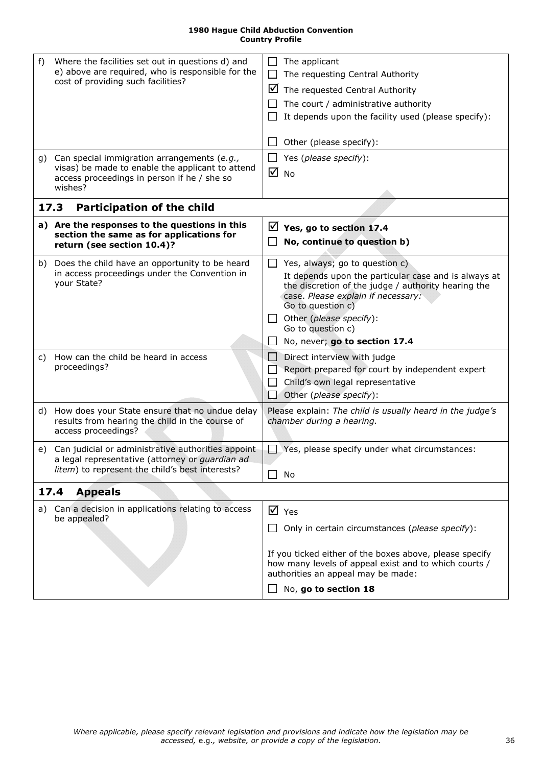| | |
|---|---|
| f) Where the facilities set out in questions d) and e) above are required, who is responsible for the cost of providing such facilities? | ☐ The applicant<br>☐ The requesting Central Authority<br>☑ The requested Central Authority<br>☐ The court / administrative authority<br>☐ It depends upon the facility used (please specify):<br>☐ Other (please specify): |
| g) Can special immigration arrangements (*e.g.,* visas) be made to enable the applicant to attend access proceedings in person if he / she so wishes? | ☐ Yes (*please specify*):<br>☑ No |
| **17.3 Participation of the child** | |
| **a) Are the responses to the questions in this section the same as for applications for return (see section 10.4)?** | ☑ **Yes, go to section 17.4**<br>☐ **No, continue to question b)** |
| b) Does the child have an opportunity to be heard in access proceedings under the Convention in your State? | ☐ Yes, always; go to question c)<br>It depends upon the particular case and is always at the discretion of the judge / authority hearing the case. *Please explain if necessary:*<br>Go to question c)<br>☐ Other (*please specify*):<br>Go to question c)<br>☐ No, never; **go to section 17.4** |
| c) How can the child be heard in access proceedings? | ☐ Direct interview with judge<br>☐ Report prepared for court by independent expert<br>☐ Child's own legal representative<br>☐ Other (*please specify*): |
| d) How does your State ensure that no undue delay results from hearing the child in the course of access proceedings? | Please explain: *The child is usually heard in the judge's chamber during a hearing.* |
| e) Can judicial or administrative authorities appoint a legal representative (attorney or *guardian ad litem*) to represent the child's best interests? | ☐ Yes, please specify under what circumstances:<br>☐ No |
| **17.4 Appeals** | |
| a) Can a decision in applications relating to access be appealed? | ☑ Yes<br>☐ Only in certain circumstances (*please specify*):<br>If you ticked either of the boxes above, please specify how many levels of appeal exist and to which courts / authorities an appeal may be made:<br>☐ No, **go to section 18** |

*Where applicable, please specify relevant legislation and provisions and indicate how the legislation may be accessed,* e.g., *website, or provide a copy of the legislation.*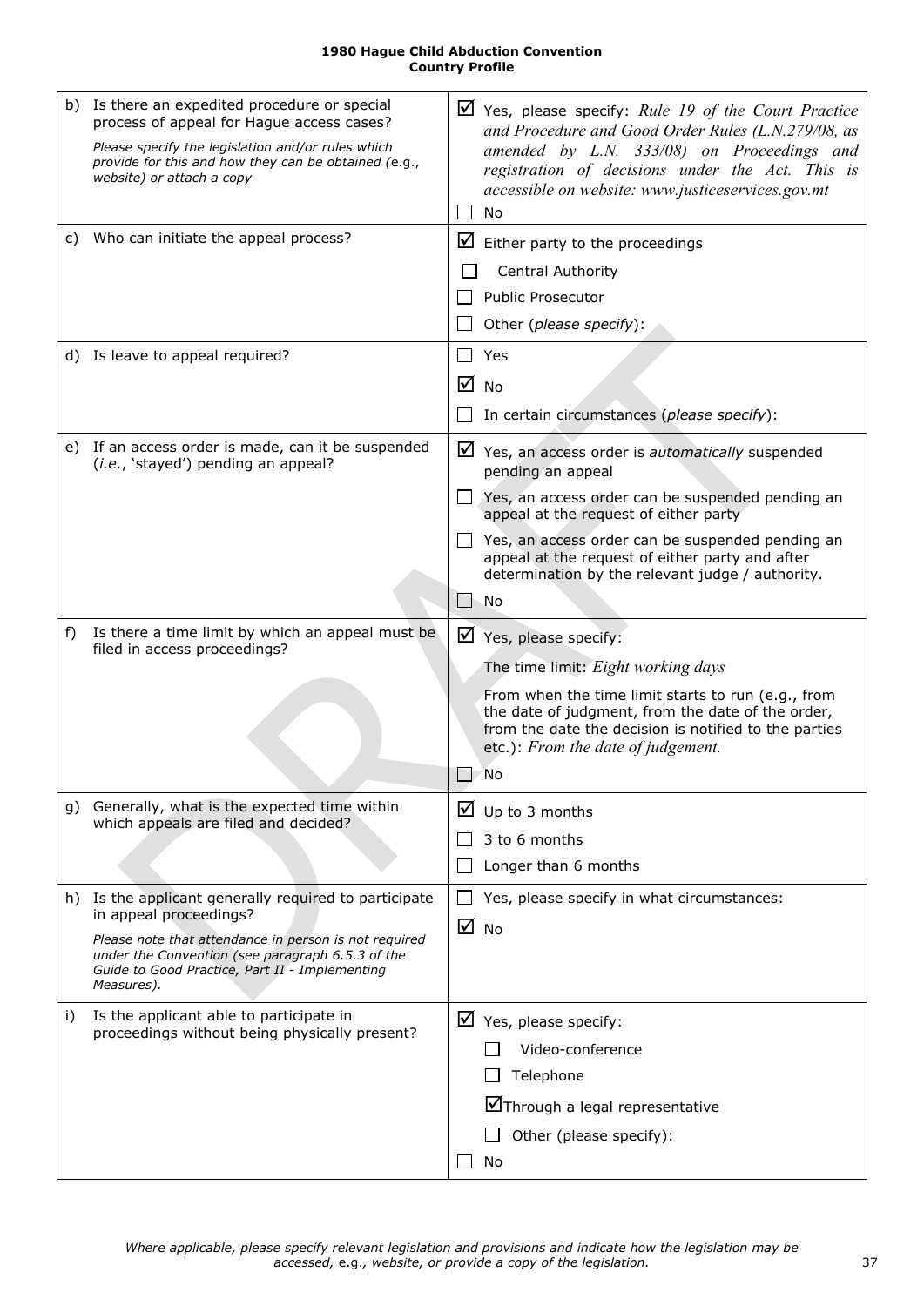| | | |
|---|---|---|
| b) | Is there an expedited procedure or special process of appeal for Hague access cases?<br>*Please specify the legislation and/or rules which provide for this and how they can be obtained (e.g., website) or attach a copy* | ☑ Yes, please specify: *Rule 19 of the Court Practice and Procedure and Good Order Rules (L.N.279/08, as amended by L.N. 333/08) on Proceedings and registration of decisions under the Act. This is accessible on website: www.justiceservices.gov.mt*<br>☐ No |
| c) | Who can initiate the appeal process? | ☑ Either party to the proceedings<br>☐ Central Authority<br>☐ Public Prosecutor<br>☐ Other (*please specify*): |
| d) | Is leave to appeal required? | ☐ Yes<br>☑ No<br>☐ In certain circumstances (*please specify*): |
| e) | If an access order is made, can it be suspended (*i.e.*, 'stayed') pending an appeal? | ☑ Yes, an access order is *automatically* suspended pending an appeal<br>☐ Yes, an access order can be suspended pending an appeal at the request of either party<br>☐ Yes, an access order can be suspended pending an appeal at the request of either party and after determination by the relevant judge / authority.<br>☐ No |
| f) | Is there a time limit by which an appeal must be filed in access proceedings? | ☑ Yes, please specify:<br>The time limit: *Eight working days*<br>From when the time limit starts to run (e.g., from the date of judgment, from the date of the order, from the date the decision is notified to the parties etc.): *From the date of judgement.*<br>☐ No |
| g) | Generally, what is the expected time within which appeals are filed and decided? | ☑ Up to 3 months<br>☐ 3 to 6 months<br>☐ Longer than 6 months |
| h) | Is the applicant generally required to participate in appeal proceedings?<br>*Please note that attendance in person is not required under the Convention (see paragraph 6.5.3 of the Guide to Good Practice, Part II - Implementing Measures).* | ☐ Yes, please specify in what circumstances:<br>☑ No |
| i) | Is the applicant able to participate in proceedings without being physically present? | ☑ Yes, please specify:<br>☐ Video-conference<br>☐ Telephone<br>☑ Through a legal representative<br>☐ Other (please specify):<br>☐ No |

*Where applicable, please specify relevant legislation and provisions and indicate how the legislation may be accessed,* e.g., *website, or provide a copy of the legislation.*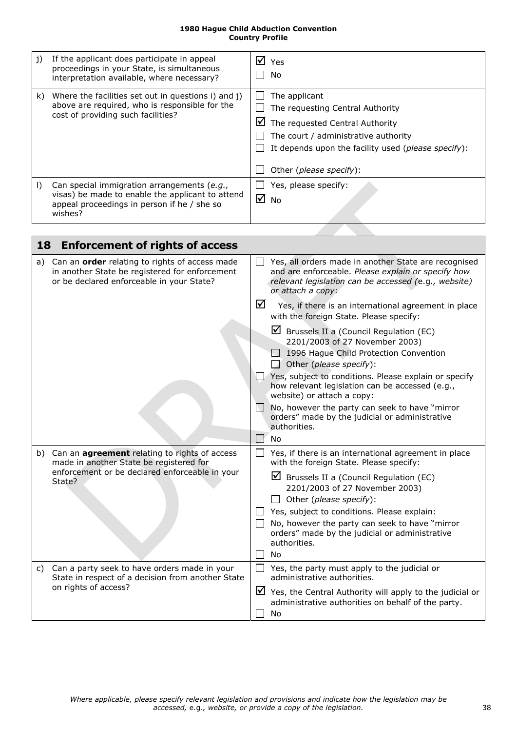| | | |
|---|---|---|
| j) | If the applicant does participate in appeal proceedings in your State, is simultaneous interpretation available, where necessary? | ☑ Yes<br>☐ No |
| k) | Where the facilities set out in questions i) and j) above are required, who is responsible for the cost of providing such facilities? | ☐ The applicant<br>☐ The requesting Central Authority<br>☑ The requested Central Authority<br>☐ The court / administrative authority<br>☐ It depends upon the facility used (*please specify*):<br>☐ Other (*please specify*): |
| l) | Can special immigration arrangements (*e.g.,* visas) be made to enable the applicant to attend appeal proceedings in person if he / she so wishes? | ☐ Yes, please specify:<br>☑ No |

## 18 Enforcement of rights of access

| | | |
|---|---|---|
| a) | Can an **order** relating to rights of access made in another State be registered for enforcement or be declared enforceable in your State? | ☐ Yes, all orders made in another State are recognised and are enforceable. *Please explain or specify how relevant legislation can be accessed (*e.g*., website) or attach a copy*:<br>☑ Yes, if there is an international agreement in place with the foreign State. Please specify:<br>☑ Brussels II a (Council Regulation (EC) 2201/2003 of 27 November 2003)<br>☐ 1996 Hague Child Protection Convention<br>☐ Other (*please specify*):<br>☐ Yes, subject to conditions. Please explain or specify how relevant legislation can be accessed (e.g., website) or attach a copy:<br>☐ No, however the party can seek to have "mirror orders" made by the judicial or administrative authorities.<br>☐ No |
| b) | Can an **agreement** relating to rights of access made in another State be registered for enforcement or be declared enforceable in your State? | ☐ Yes, if there is an international agreement in place with the foreign State. Please specify:<br>☑ Brussels II a (Council Regulation (EC) 2201/2003 of 27 November 2003)<br>☐ Other (*please specify*):<br>☐ Yes, subject to conditions. Please explain:<br>☐ No, however the party can seek to have "mirror orders" made by the judicial or administrative authorities.<br>☐ No |
| c) | Can a party seek to have orders made in your State in respect of a decision from another State on rights of access? | ☐ Yes, the party must apply to the judicial or administrative authorities.<br>☑ Yes, the Central Authority will apply to the judicial or administrative authorities on behalf of the party.<br>☐ No |

*Where applicable, please specify relevant legislation and provisions and indicate how the legislation may be accessed,* e.g*., website, or provide a copy of the legislation.*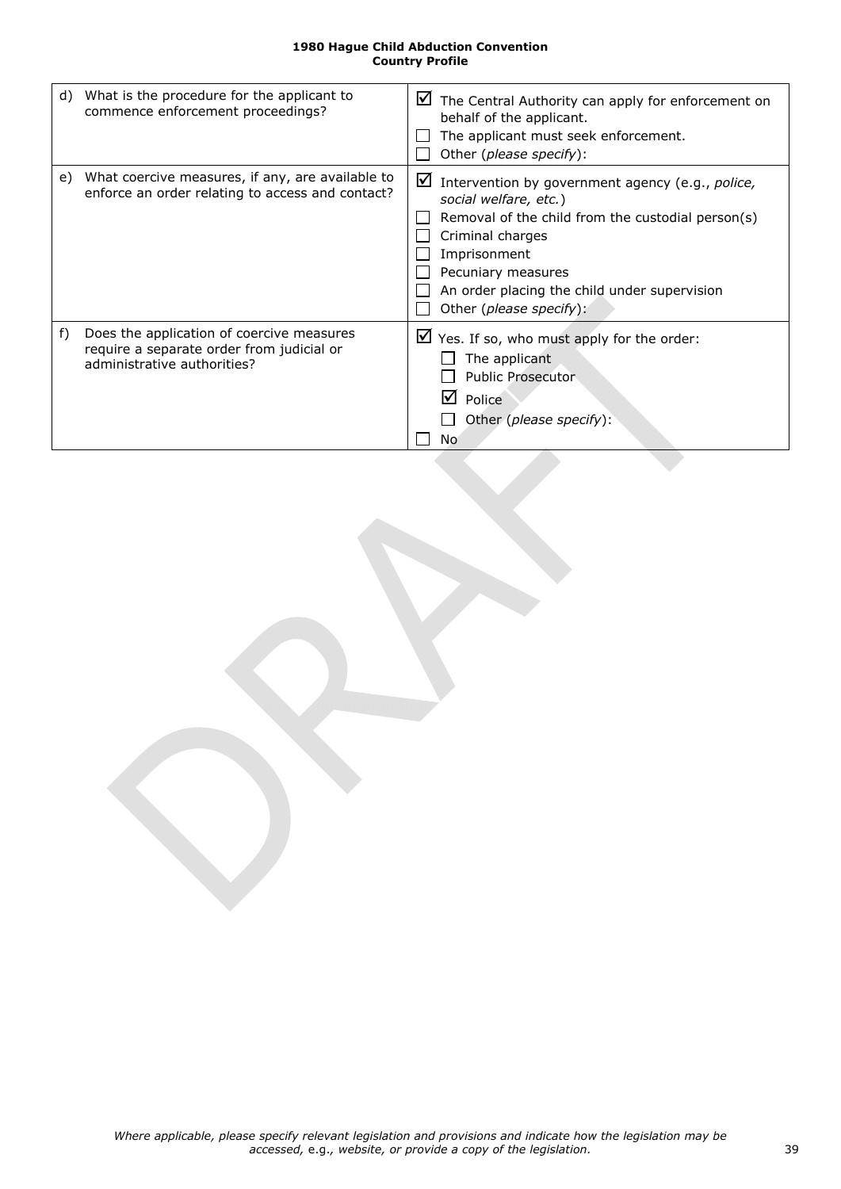| | | |
|---|---|---|
| d) | What is the procedure for the applicant to commence enforcement proceedings? | ☑ The Central Authority can apply for enforcement on behalf of the applicant.<br>☐ The applicant must seek enforcement.<br>☐ Other (*please specify*): |
| e) | What coercive measures, if any, are available to enforce an order relating to access and contact? | ☑ Intervention by government agency (e.g., *police, social welfare, etc.*)<br>☐ Removal of the child from the custodial person(s)<br>☐ Criminal charges<br>☐ Imprisonment<br>☐ Pecuniary measures<br>☐ An order placing the child under supervision<br>☐ Other (*please specify*): |
| f) | Does the application of coercive measures require a separate order from judicial or administrative authorities? | ☑ Yes. If so, who must apply for the order:<br>☐ The applicant<br>☐ Public Prosecutor<br>☑ Police<br>☐ Other (*please specify*):<br>☐ No |

*Where applicable, please specify relevant legislation and provisions and indicate how the legislation may be accessed, e.g., website, or provide a copy of the legislation.*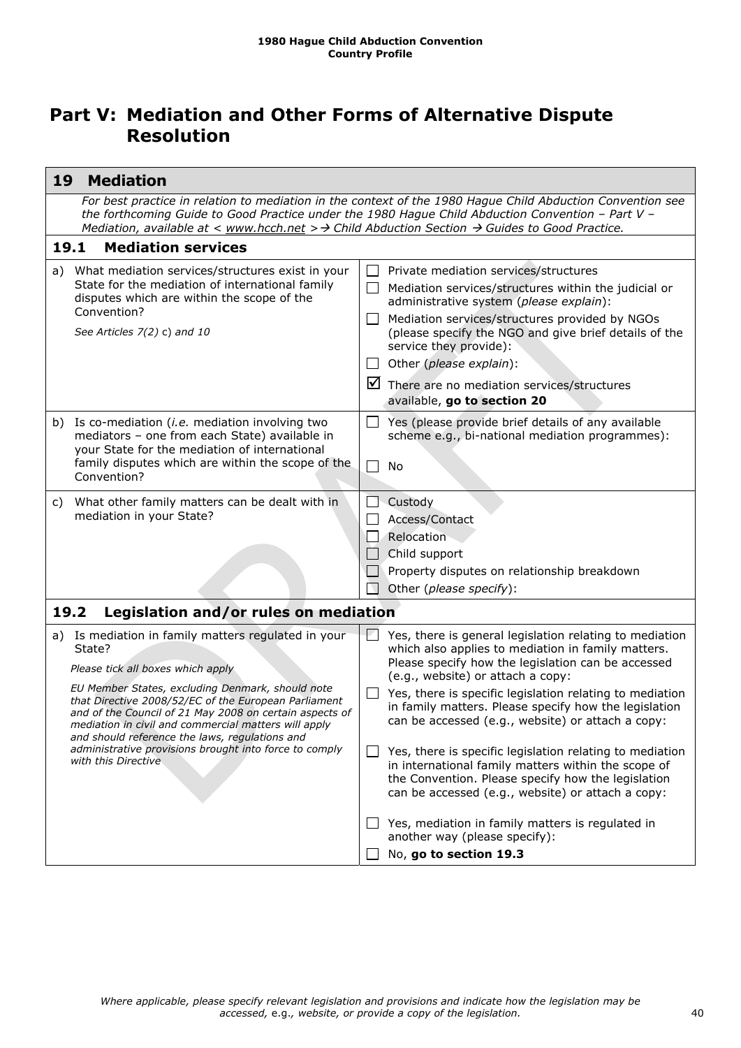# Part V: Mediation and Other Forms of Alternative Dispute Resolution

| **19 Mediation** | |
|---|---|
| *For best practice in relation to mediation in the context of the 1980 Hague Child Abduction Convention see the forthcoming Guide to Good Practice under the 1980 Hague Child Abduction Convention – Part V – Mediation, available at < www.hcch.net > → Child Abduction Section → Guides to Good Practice.* | |
| **19.1 Mediation services** | |
| a) What mediation services/structures exist in your State for the mediation of international family disputes which are within the scope of the Convention?<br><br>*See Articles 7(2) c) and 10* | ☐ Private mediation services/structures<br>☐ Mediation services/structures within the judicial or administrative system (*please explain*):<br>☐ Mediation services/structures provided by NGOs (please specify the NGO and give brief details of the service they provide):<br>☐ Other (*please explain*):<br>☑ There are no mediation services/structures available, **go to section 20** |
| b) Is co-mediation (*i.e.* mediation involving two mediators – one from each State) available in your State for the mediation of international family disputes which are within the scope of the Convention? | ☐ Yes (please provide brief details of any available scheme e.g., bi-national mediation programmes):<br>☐ No |
| c) What other family matters can be dealt with in mediation in your State? | ☐ Custody<br>☐ Access/Contact<br>☐ Relocation<br>☐ Child support<br>☐ Property disputes on relationship breakdown<br>☐ Other (*please specify*): |
| **19.2 Legislation and/or rules on mediation** | |
| a) Is mediation in family matters regulated in your State?<br><br>*Please tick all boxes which apply*<br><br>*EU Member States, excluding Denmark, should note that Directive 2008/52/EC of the European Parliament and of the Council of 21 May 2008 on certain aspects of mediation in civil and commercial matters will apply and should reference the laws, regulations and administrative provisions brought into force to comply with this Directive* | ☐ Yes, there is general legislation relating to mediation which also applies to mediation in family matters. Please specify how the legislation can be accessed (e.g., website) or attach a copy:<br>☐ Yes, there is specific legislation relating to mediation in family matters. Please specify how the legislation can be accessed (e.g., website) or attach a copy:<br>☐ Yes, there is specific legislation relating to mediation in international family matters within the scope of the Convention. Please specify how the legislation can be accessed (e.g., website) or attach a copy:<br>☐ Yes, mediation in family matters is regulated in another way (please specify):<br>☐ No, **go to section 19.3** |

*Where applicable, please specify relevant legislation and provisions and indicate how the legislation may be accessed, e.g., website, or provide a copy of the legislation.*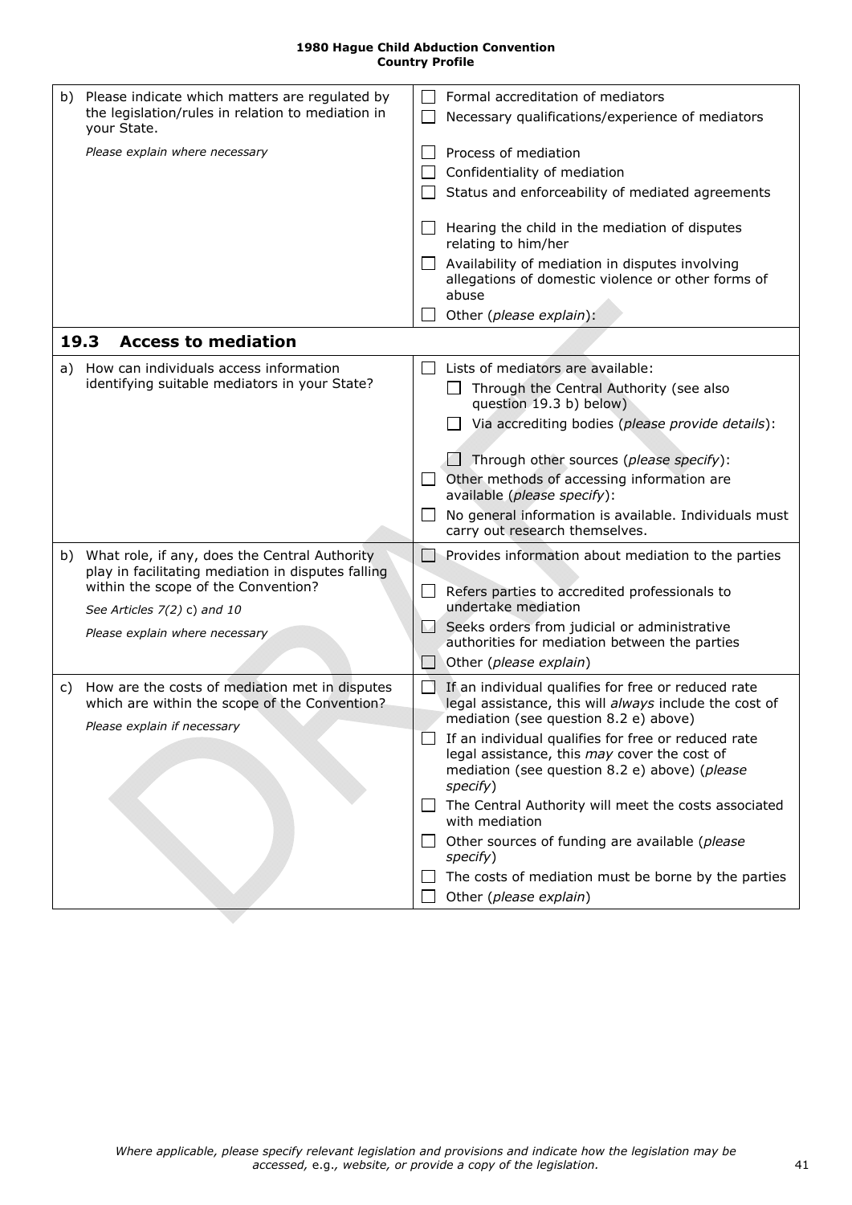| | |
|---|---|
| b) Please indicate which matters are regulated by the legislation/rules in relation to mediation in your State.<br><br>*Please explain where necessary* | ☐ Formal accreditation of mediators<br>☐ Necessary qualifications/experience of mediators<br><br>☐ Process of mediation<br>☐ Confidentiality of mediation<br>☐ Status and enforceability of mediated agreements<br><br>☐ Hearing the child in the mediation of disputes relating to him/her<br>☐ Availability of mediation in disputes involving allegations of domestic violence or other forms of abuse<br>☐ Other (*please explain*): |
| **19.3 Access to mediation** | |
| a) How can individuals access information identifying suitable mediators in your State? | ☐ Lists of mediators are available:<br>☐ Through the Central Authority (see also question 19.3 b) below)<br>☐ Via accrediting bodies (*please provide details*):<br><br>☐ Through other sources (*please specify*):<br>☐ Other methods of accessing information are available (*please specify*):<br>☐ No general information is available. Individuals must carry out research themselves. |
| b) What role, if any, does the Central Authority play in facilitating mediation in disputes falling within the scope of the Convention?<br><br>*See Articles 7(2)* c) *and 10*<br><br>*Please explain where necessary* | ☐ Provides information about mediation to the parties<br><br>☐ Refers parties to accredited professionals to undertake mediation<br>☐ Seeks orders from judicial or administrative authorities for mediation between the parties<br>☐ Other (*please explain*) |
| c) How are the costs of mediation met in disputes which are within the scope of the Convention?<br><br>*Please explain if necessary* | ☐ If an individual qualifies for free or reduced rate legal assistance, this will *always* include the cost of mediation (see question 8.2 e) above)<br>☐ If an individual qualifies for free or reduced rate legal assistance, this *may* cover the cost of mediation (see question 8.2 e) above) (*please specify*)<br>☐ The Central Authority will meet the costs associated with mediation<br>☐ Other sources of funding are available (*please specify*)<br>☐ The costs of mediation must be borne by the parties<br>☐ Other (*please explain*) |

*Where applicable, please specify relevant legislation and provisions and indicate how the legislation may be accessed,* e.g.*, website, or provide a copy of the legislation.*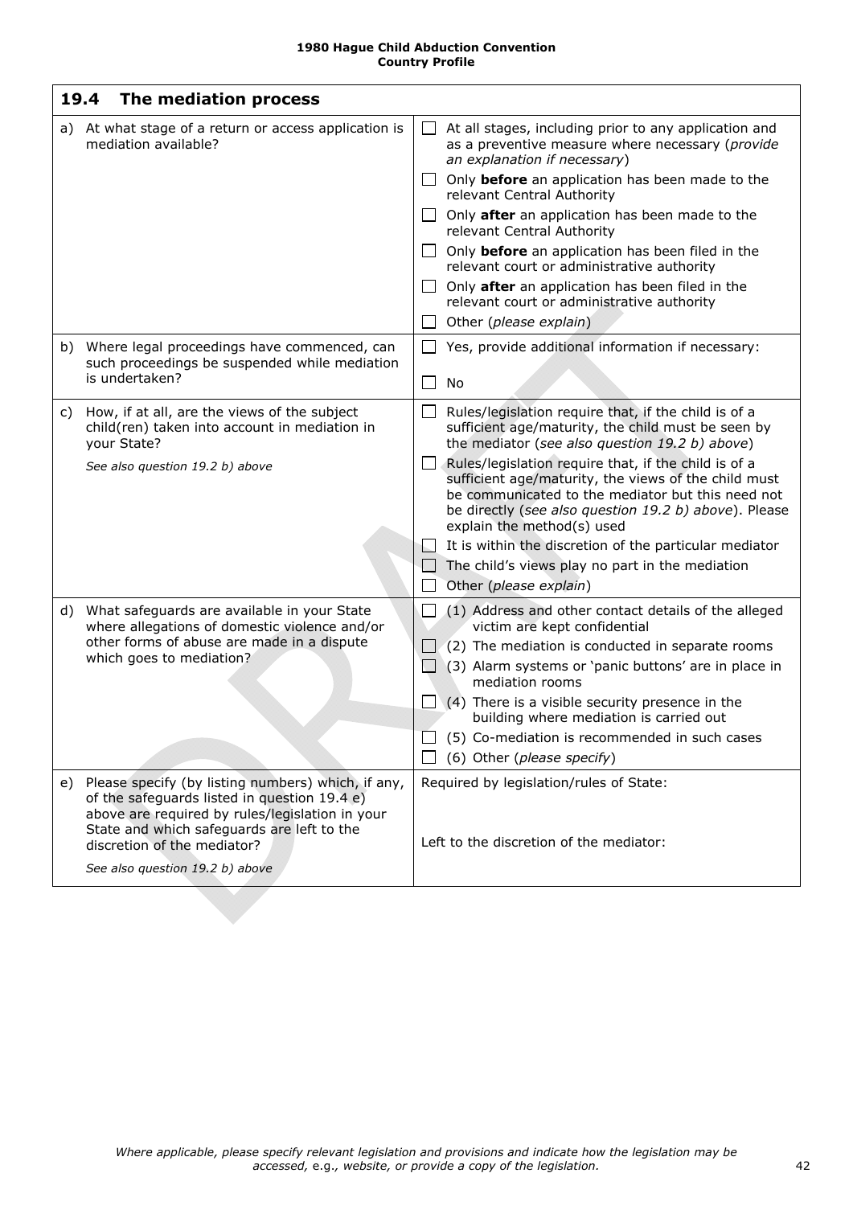| 19.4 The mediation process | |
|---|---|
| a) At what stage of a return or access application is mediation available? | ☐ At all stages, including prior to any application and as a preventive measure where necessary (*provide an explanation if necessary*)<br>☐ Only **before** an application has been made to the relevant Central Authority<br>☐ Only **after** an application has been made to the relevant Central Authority<br>☐ Only **before** an application has been filed in the relevant court or administrative authority<br>☐ Only **after** an application has been filed in the relevant court or administrative authority<br>☐ Other (*please explain*) |
| b) Where legal proceedings have commenced, can such proceedings be suspended while mediation is undertaken? | ☐ Yes, provide additional information if necessary:<br>☐ No |
| c) How, if at all, are the views of the subject child(ren) taken into account in mediation in your State?<br>*See also question 19.2 b) above* | ☐ Rules/legislation require that, if the child is of a sufficient age/maturity, the child must be seen by the mediator (*see also question 19.2 b) above*)<br>☐ Rules/legislation require that, if the child is of a sufficient age/maturity, the views of the child must be communicated to the mediator but this need not be directly (*see also question 19.2 b) above*). Please explain the method(s) used<br>☐ It is within the discretion of the particular mediator<br>☐ The child's views play no part in the mediation<br>☐ Other (*please explain*) |
| d) What safeguards are available in your State where allegations of domestic violence and/or other forms of abuse are made in a dispute which goes to mediation? | ☐ (1) Address and other contact details of the alleged victim are kept confidential<br>☐ (2) The mediation is conducted in separate rooms<br>☐ (3) Alarm systems or 'panic buttons' are in place in mediation rooms<br>☐ (4) There is a visible security presence in the building where mediation is carried out<br>☐ (5) Co-mediation is recommended in such cases<br>☐ (6) Other (*please specify*) |
| e) Please specify (by listing numbers) which, if any, of the safeguards listed in question 19.4 e) above are required by rules/legislation in your State and which safeguards are left to the discretion of the mediator?<br>*See also question 19.2 b) above* | Required by legislation/rules of State:<br><br>Left to the discretion of the mediator: |

*Where applicable, please specify relevant legislation and provisions and indicate how the legislation may be accessed,* e.g.*, website, or provide a copy of the legislation.*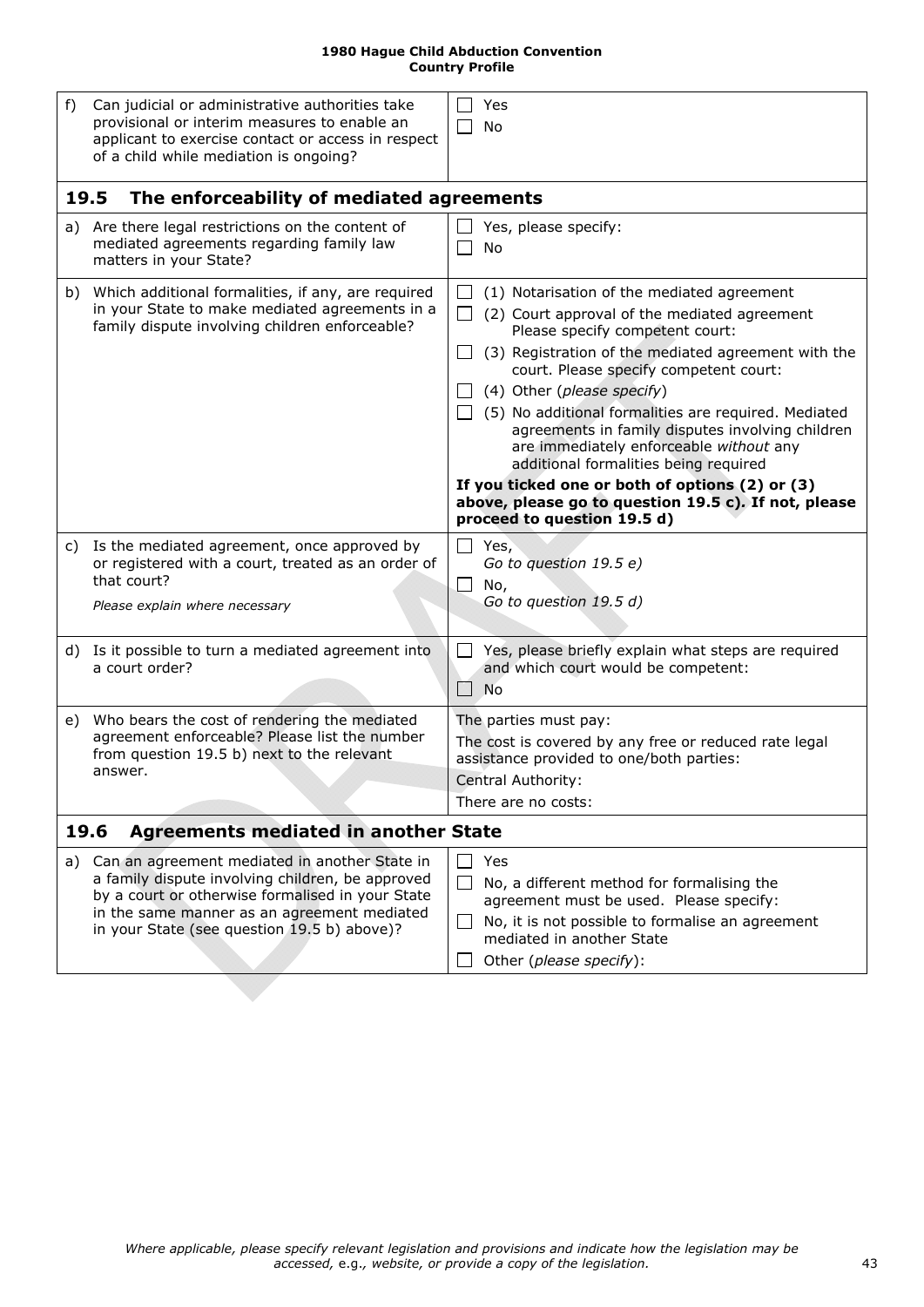| | |
|---|---|
| f) Can judicial or administrative authorities take provisional or interim measures to enable an applicant to exercise contact or access in respect of a child while mediation is ongoing? | ☐ Yes<br>☐ No |
| **19.5 The enforceability of mediated agreements** | |
| a) Are there legal restrictions on the content of mediated agreements regarding family law matters in your State? | ☐ Yes, please specify:<br>☐ No |
| b) Which additional formalities, if any, are required in your State to make mediated agreements in a family dispute involving children enforceable? | ☐ (1) Notarisation of the mediated agreement<br>☐ (2) Court approval of the mediated agreement Please specify competent court:<br>☐ (3) Registration of the mediated agreement with the court. Please specify competent court:<br>☐ (4) Other (*please specify*)<br>☐ (5) No additional formalities are required. Mediated agreements in family disputes involving children are immediately enforceable *without* any additional formalities being required<br>**If you ticked one or both of options (2) or (3) above, please go to question 19.5 c). If not, please proceed to question 19.5 d)** |
| c) Is the mediated agreement, once approved by or registered with a court, treated as an order of that court?<br>*Please explain where necessary* | ☐ Yes,<br>*Go to question 19.5 e)*<br>☐ No,<br>*Go to question 19.5 d)* |
| d) Is it possible to turn a mediated agreement into a court order? | ☐ Yes, please briefly explain what steps are required and which court would be competent:<br>☐ No |
| e) Who bears the cost of rendering the mediated agreement enforceable? Please list the number from question 19.5 b) next to the relevant answer. | The parties must pay:<br>The cost is covered by any free or reduced rate legal assistance provided to one/both parties:<br>Central Authority:<br>There are no costs: |
| **19.6 Agreements mediated in another State** | |
| a) Can an agreement mediated in another State in a family dispute involving children, be approved by a court or otherwise formalised in your State in the same manner as an agreement mediated in your State (see question 19.5 b) above)? | ☐ Yes<br>☐ No, a different method for formalising the agreement must be used. Please specify:<br>☐ No, it is not possible to formalise an agreement mediated in another State<br>☐ Other (*please specify*): |

*Where applicable, please specify relevant legislation and provisions and indicate how the legislation may be accessed,* e.g., *website, or provide a copy of the legislation.*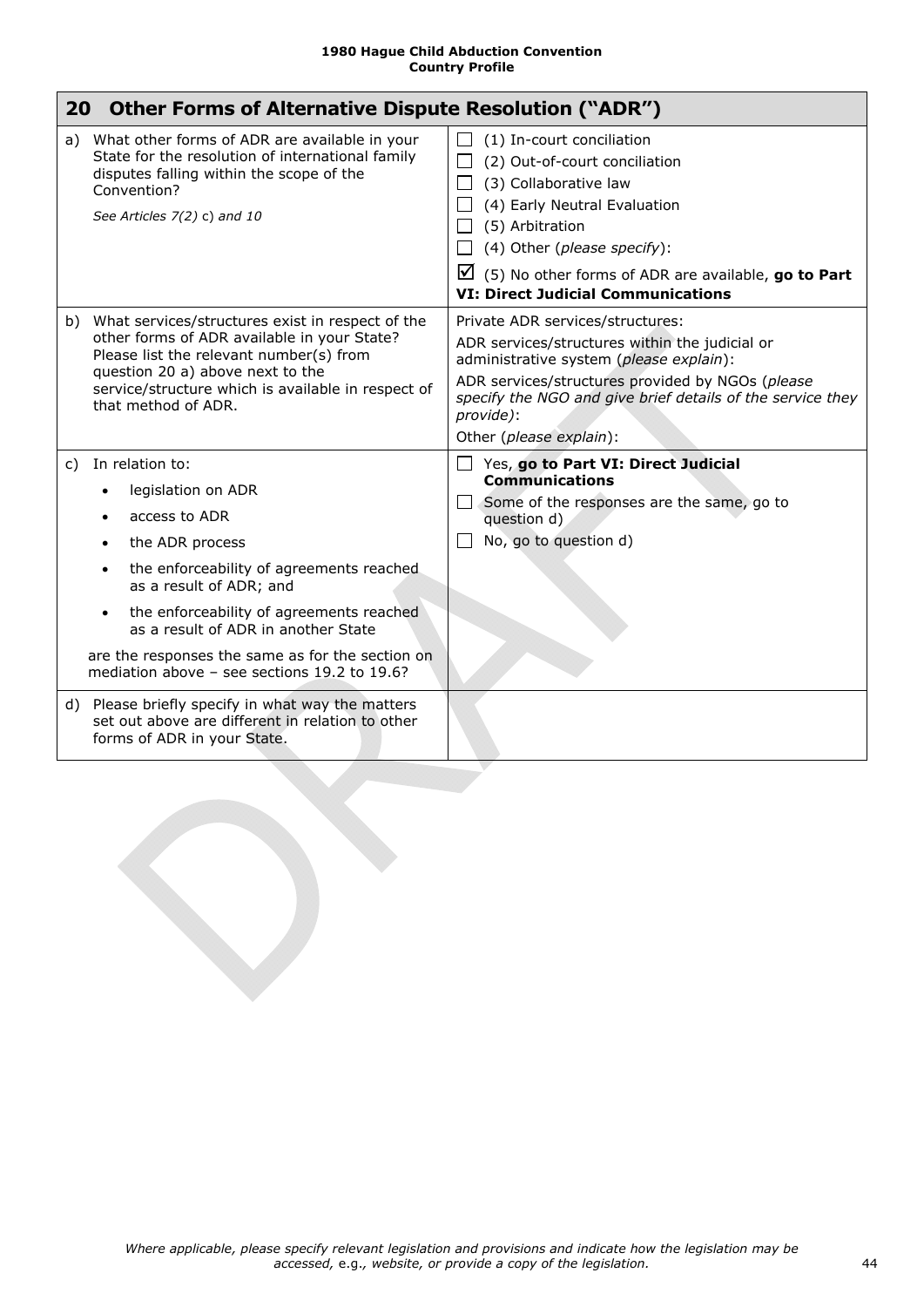## 20 Other Forms of Alternative Dispute Resolution ("ADR")

| | |
|---|---|
| a) What other forms of ADR are available in your State for the resolution of international family disputes falling within the scope of the Convention?<br><br>*See Articles 7(2)* c) *and 10* | ☐ (1) In-court conciliation<br>☐ (2) Out-of-court conciliation<br>☐ (3) Collaborative law<br>☐ (4) Early Neutral Evaluation<br>☐ (5) Arbitration<br>☐ (4) Other (*please specify*):<br>☑ (5) No other forms of ADR are available, **go to Part VI: Direct Judicial Communications** |
| b) What services/structures exist in respect of the other forms of ADR available in your State? Please list the relevant number(s) from question 20 a) above next to the service/structure which is available in respect of that method of ADR. | Private ADR services/structures:<br>ADR services/structures within the judicial or administrative system (*please explain*):<br>ADR services/structures provided by NGOs (*please specify the NGO and give brief details of the service they provide)*:<br>Other (*please explain*): |
| c) In relation to:<br>• legislation on ADR<br>• access to ADR<br>• the ADR process<br>• the enforceability of agreements reached as a result of ADR; and<br>• the enforceability of agreements reached as a result of ADR in another State<br><br>are the responses the same as for the section on mediation above – see sections 19.2 to 19.6? | ☐ Yes, **go to Part VI: Direct Judicial Communications**<br>☐ Some of the responses are the same, go to question d)<br>☐ No, go to question d) |
| d) Please briefly specify in what way the matters set out above are different in relation to other forms of ADR in your State. | |

*Where applicable, please specify relevant legislation and provisions and indicate how the legislation may be accessed,* e.g.*, website, or provide a copy of the legislation.*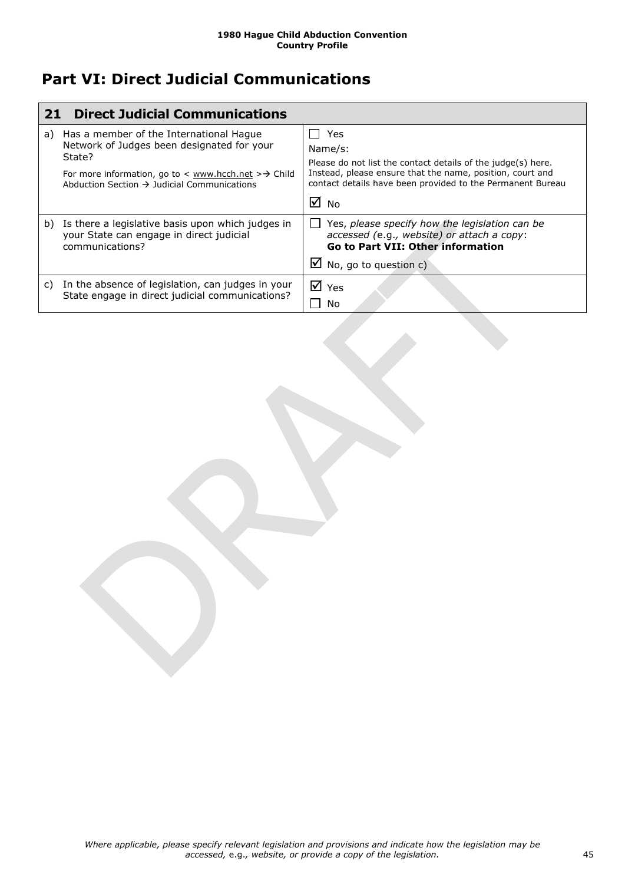# Part VI: Direct Judicial Communications

| 21 | Direct Judicial Communications | |
|---|---|---|
| a) | Has a member of the International Hague Network of Judges been designated for your State?<br><br>For more information, go to < www.hcch.net >→ Child Abduction Section → Judicial Communications | ☐ Yes<br>Name/s:<br>Please do not list the contact details of the judge(s) here. Instead, please ensure that the name, position, court and contact details have been provided to the Permanent Bureau<br><br>☑ No |
| b) | Is there a legislative basis upon which judges in your State can engage in direct judicial communications? | ☐ Yes, *please specify how the legislation can be accessed (*e.g.*, website) or attach a copy*: **Go to Part VII: Other information**<br><br>☑ No, go to question c) |
| c) | In the absence of legislation, can judges in your State engage in direct judicial communications? | ☑ Yes<br>☐ No |

*Where applicable, please specify relevant legislation and provisions and indicate how the legislation may be accessed,* e.g.*, website, or provide a copy of the legislation.*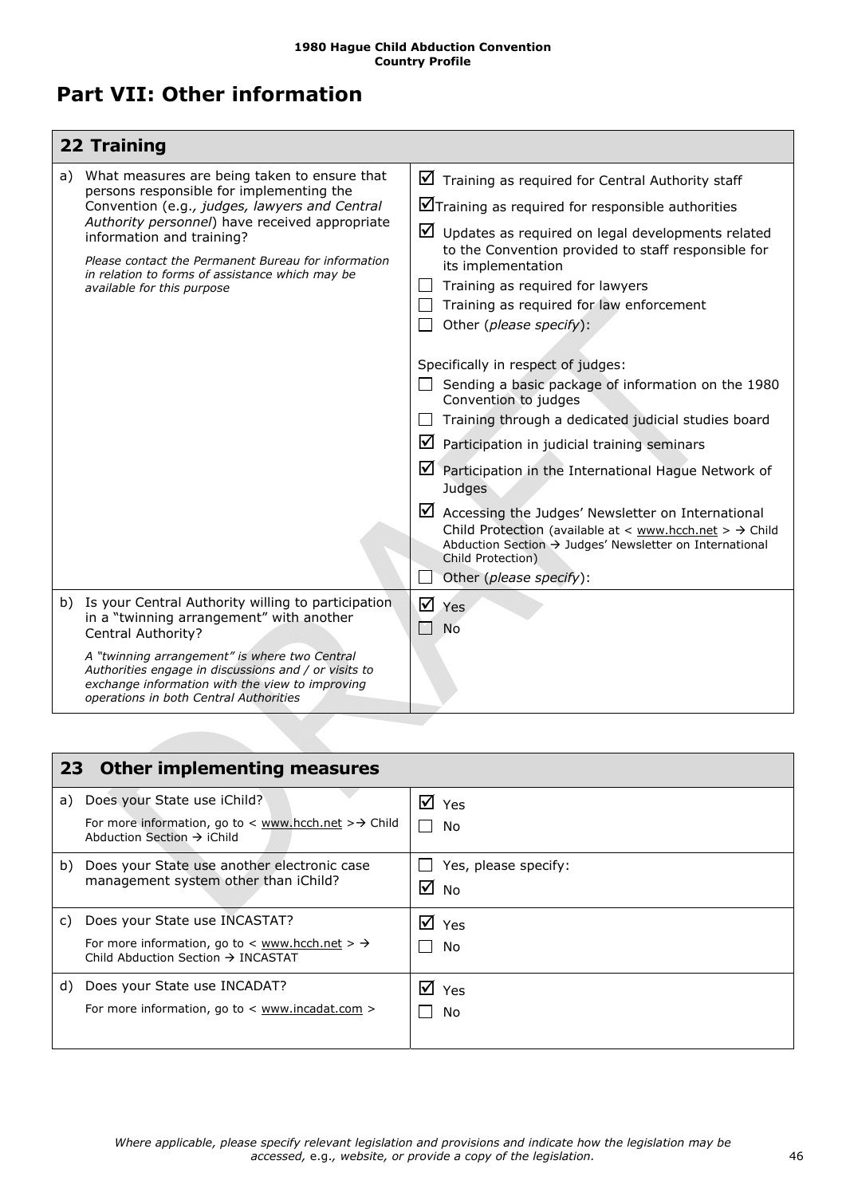# Part VII: Other information

| **22 Training** | |
|---|---|
| a) What measures are being taken to ensure that persons responsible for implementing the Convention (e.g., *judges, lawyers and Central Authority personnel*) have received appropriate information and training?<br><br>*Please contact the Permanent Bureau for information in relation to forms of assistance which may be available for this purpose* | ☑ Training as required for Central Authority staff<br>☑ Training as required for responsible authorities<br>☑ Updates as required on legal developments related to the Convention provided to staff responsible for its implementation<br>☐ Training as required for lawyers<br>☐ Training as required for law enforcement<br>☐ Other (*please specify*):<br><br>Specifically in respect of judges:<br>☐ Sending a basic package of information on the 1980 Convention to judges<br>☐ Training through a dedicated judicial studies board<br>☑ Participation in judicial training seminars<br>☑ Participation in the International Hague Network of Judges<br>☑ Accessing the Judges' Newsletter on International Child Protection (available at < www.hcch.net > → Child Abduction Section → Judges' Newsletter on International Child Protection)<br>☐ Other (*please specify*): |
| b) Is your Central Authority willing to participation in a "twinning arrangement" with another Central Authority?<br><br>*A "twinning arrangement" is where two Central Authorities engage in discussions and / or visits to exchange information with the view to improving operations in both Central Authorities* | ☑ Yes<br>☐ No |

| **23 Other implementing measures** | |
|---|---|
| a) Does your State use iChild?<br><br>For more information, go to < www.hcch.net >→ Child Abduction Section → iChild | ☑ Yes<br>☐ No |
| b) Does your State use another electronic case management system other than iChild? | ☐ Yes, please specify:<br>☑ No |
| c) Does your State use INCASTAT?<br><br>For more information, go to < www.hcch.net > → Child Abduction Section → INCASTAT | ☑ Yes<br>☐ No |
| d) Does your State use INCADAT?<br><br>For more information, go to < www.incadat.com > | ☑ Yes<br>☐ No |

*Where applicable, please specify relevant legislation and provisions and indicate how the legislation may be accessed, e.g., website, or provide a copy of the legislation.*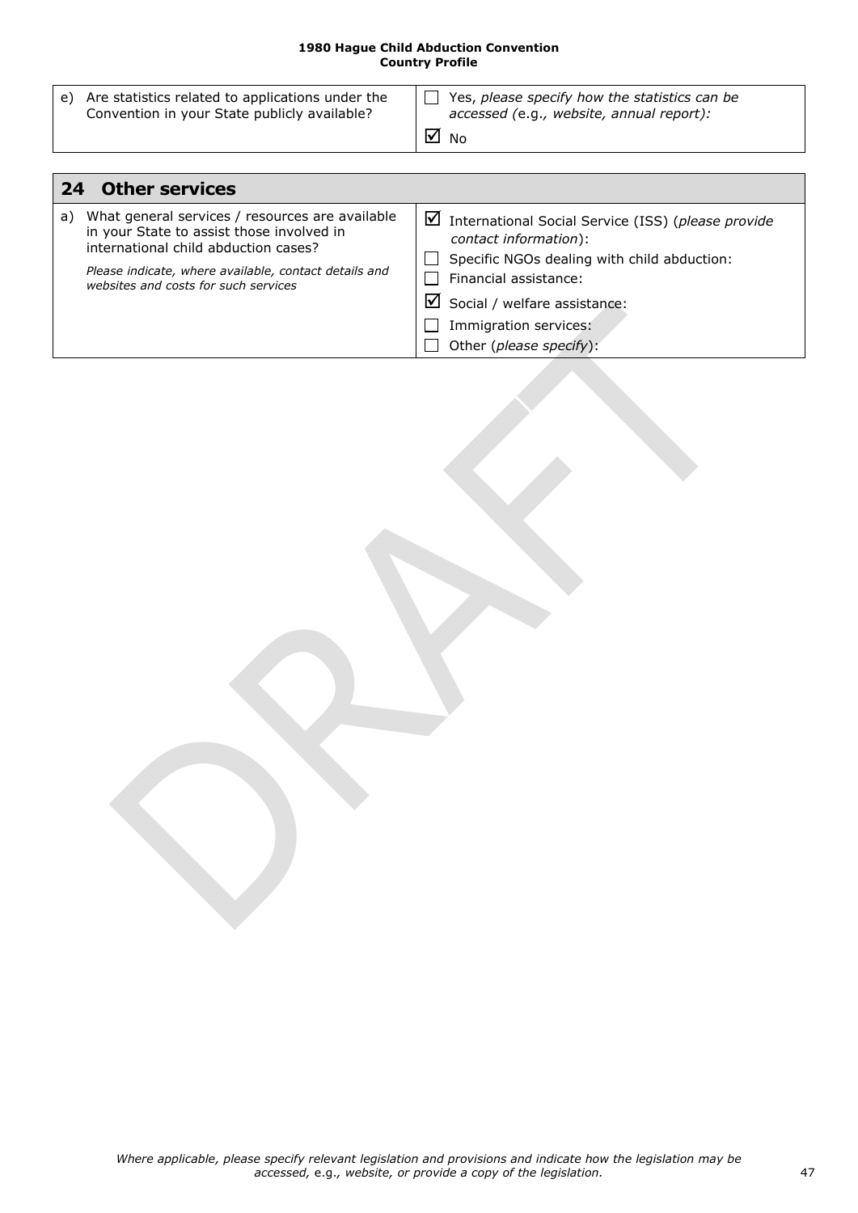| | |
|---|---|
| e) Are statistics related to applications under the Convention in your State publicly available? | ☐ Yes, *please specify how the statistics can be accessed (*e.g.*, website, annual report):*<br>☑ No |

## 24 Other services

| | |
|---|---|
| a) What general services / resources are available in your State to assist those involved in international child abduction cases?<br><br>*Please indicate, where available, contact details and websites and costs for such services* | ☑ International Social Service (ISS) (*please provide contact information*):<br>☐ Specific NGOs dealing with child abduction:<br>☐ Financial assistance:<br>☑ Social / welfare assistance:<br>☐ Immigration services:<br>☐ Other (*please specify*): |

*Where applicable, please specify relevant legislation and provisions and indicate how the legislation may be accessed,* e.g.*, website, or provide a copy of the legislation.*